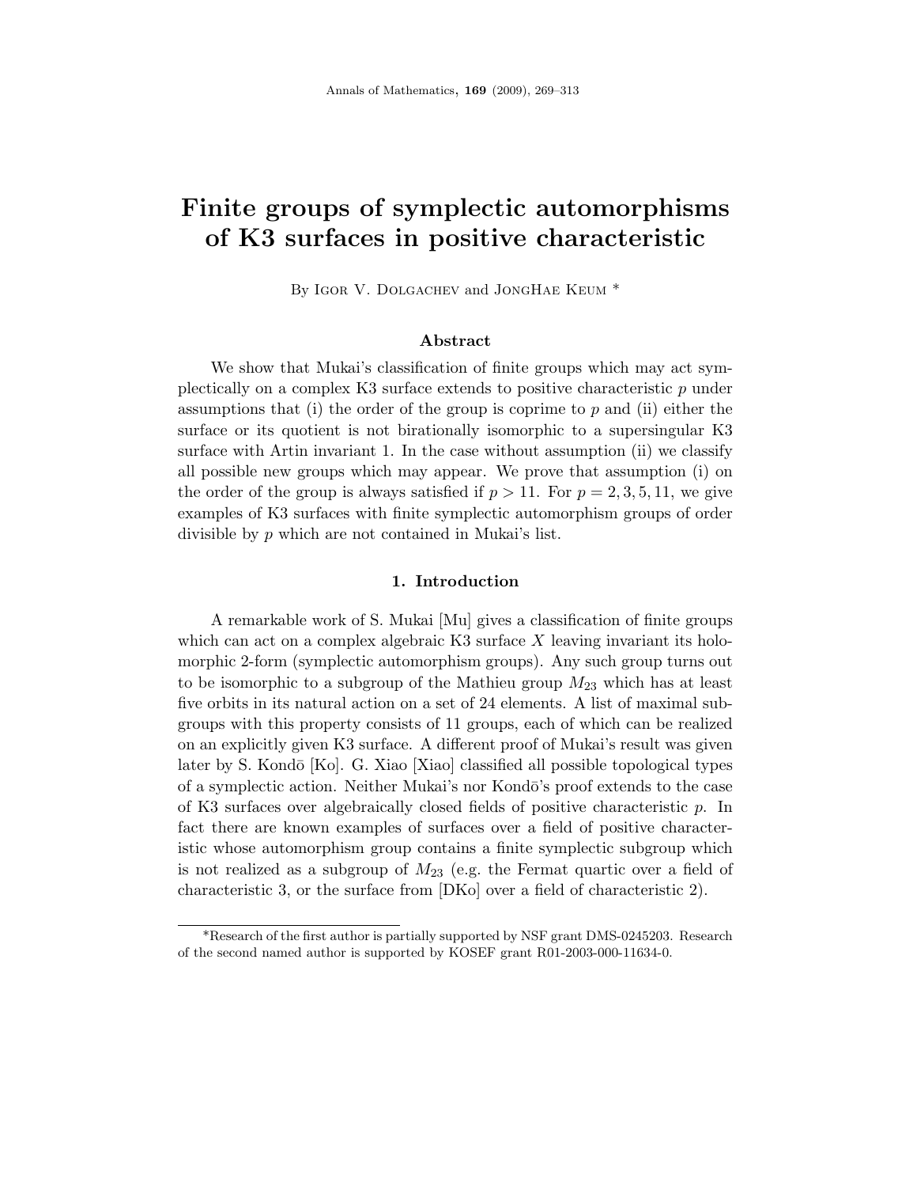# Finite groups of symplectic automorphisms of K3 surfaces in positive characteristic

By Igor V. Dolgachev and JongHae Keum *

## Abstract

We show that Mukai's classification of finite groups which may act symplectically on a complex K3 surface extends to positive characteristic $p$ under assumptions that (i) the order of the group is coprime to $p$ and (ii) either the surface or its quotient is not birationally isomorphic to a supersingular K3 surface with Artin invariant 1. In the case without assumption (ii) we classify all possible new groups which may appear. We prove that assumption (i) on the order of the group is always satisfied if $p > 11$. For $p = 2, 3, 5, 11$, we give examples of K3 surfaces with finite symplectic automorphism groups of order divisible by $p$ which are not contained in Mukai's list.

## 1. Introduction

A remarkable work of S. Mukai [Mu] gives a classification of finite groups which can act on a complex algebraic K3 surface $X$ leaving invariant its holomorphic 2-form (symplectic automorphism groups). Any such group turns out to be isomorphic to a subgroup of the Mathieu group $M_{23}$ which has at least five orbits in its natural action on a set of 24 elements. A list of maximal subgroups with this property consists of 11 groups, each of which can be realized on an explicitly given K3 surface. A different proof of Mukai's result was given later by S. Kondō [Ko]. G. Xiao [Xiao] classified all possible topological types of a symplectic action. Neither Mukai's nor Kondō's proof extends to the case of K3 surfaces over algebraically closed fields of positive characteristic $p$. In fact there are known examples of surfaces over a field of positive characteristic whose automorphism group contains a finite symplectic subgroup which is not realized as a subgroup of $M_{23}$ (e.g. the Fermat quartic over a field of characteristic 3, or the surface from [DKo] over a field of characteristic 2).

*Research of the first author is partially supported by NSF grant DMS-0245203. Research of the second named author is supported by KOSEF grant R01-2003-000-11634-0.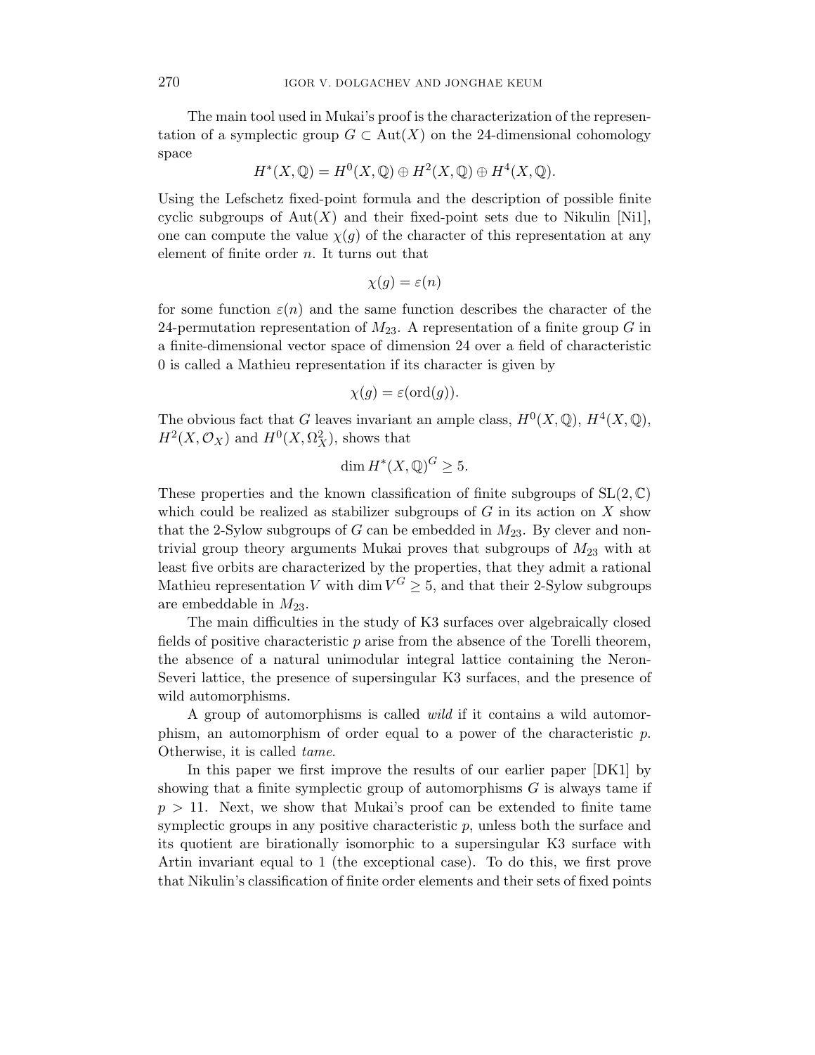The main tool used in Mukai's proof is the characterization of the representation of a symplectic group $G \subset \mathrm{Aut}(X)$ on the 24-dimensional cohomology space

$$H^*(X, \mathbb{Q}) = H^0(X, \mathbb{Q}) \oplus H^2(X, \mathbb{Q}) \oplus H^4(X, \mathbb{Q}).$$

Using the Lefschetz fixed-point formula and the description of possible finite cyclic subgroups of $\mathrm{Aut}(X)$ and their fixed-point sets due to Nikulin [Ni1], one can compute the value $\chi(g)$ of the character of this representation at any element of finite order $n$. It turns out that

$$\chi(g) = \varepsilon(n)$$

for some function $\varepsilon(n)$ and the same function describes the character of the 24-permutation representation of $M_{23}$. A representation of a finite group $G$ in a finite-dimensional vector space of dimension 24 over a field of characteristic 0 is called a Mathieu representation if its character is given by

$$\chi(g) = \varepsilon(\mathrm{ord}(g)).$$

The obvious fact that $G$ leaves invariant an ample class, $H^0(X, \mathbb{Q})$, $H^4(X, \mathbb{Q})$, $H^2(X, \mathcal{O}_X)$ and $H^0(X, \Omega_X^2)$, shows that

$$\dim H^*(X, \mathbb{Q})^G \geq 5.$$

These properties and the known classification of finite subgroups of $\mathrm{SL}(2, \mathbb{C})$ which could be realized as stabilizer subgroups of $G$ in its action on $X$ show that the 2-Sylow subgroups of $G$ can be embedded in $M_{23}$. By clever and nontrivial group theory arguments Mukai proves that subgroups of $M_{23}$ with at least five orbits are characterized by the properties, that they admit a rational Mathieu representation $V$ with $\dim V^G \geq 5$, and that their 2-Sylow subgroups are embeddable in $M_{23}$.

The main difficulties in the study of K3 surfaces over algebraically closed fields of positive characteristic $p$ arise from the absence of the Torelli theorem, the absence of a natural unimodular integral lattice containing the Neron-Severi lattice, the presence of supersingular K3 surfaces, and the presence of wild automorphisms.

A group of automorphisms is called *wild* if it contains a wild automorphism, an automorphism of order equal to a power of the characteristic $p$. Otherwise, it is called *tame*.

In this paper we first improve the results of our earlier paper [DK1] by showing that a finite symplectic group of automorphisms $G$ is always tame if $p > 11$. Next, we show that Mukai's proof can be extended to finite tame symplectic groups in any positive characteristic $p$, unless both the surface and its quotient are birationally isomorphic to a supersingular K3 surface with Artin invariant equal to 1 (the exceptional case). To do this, we first prove that Nikulin's classification of finite order elements and their sets of fixed points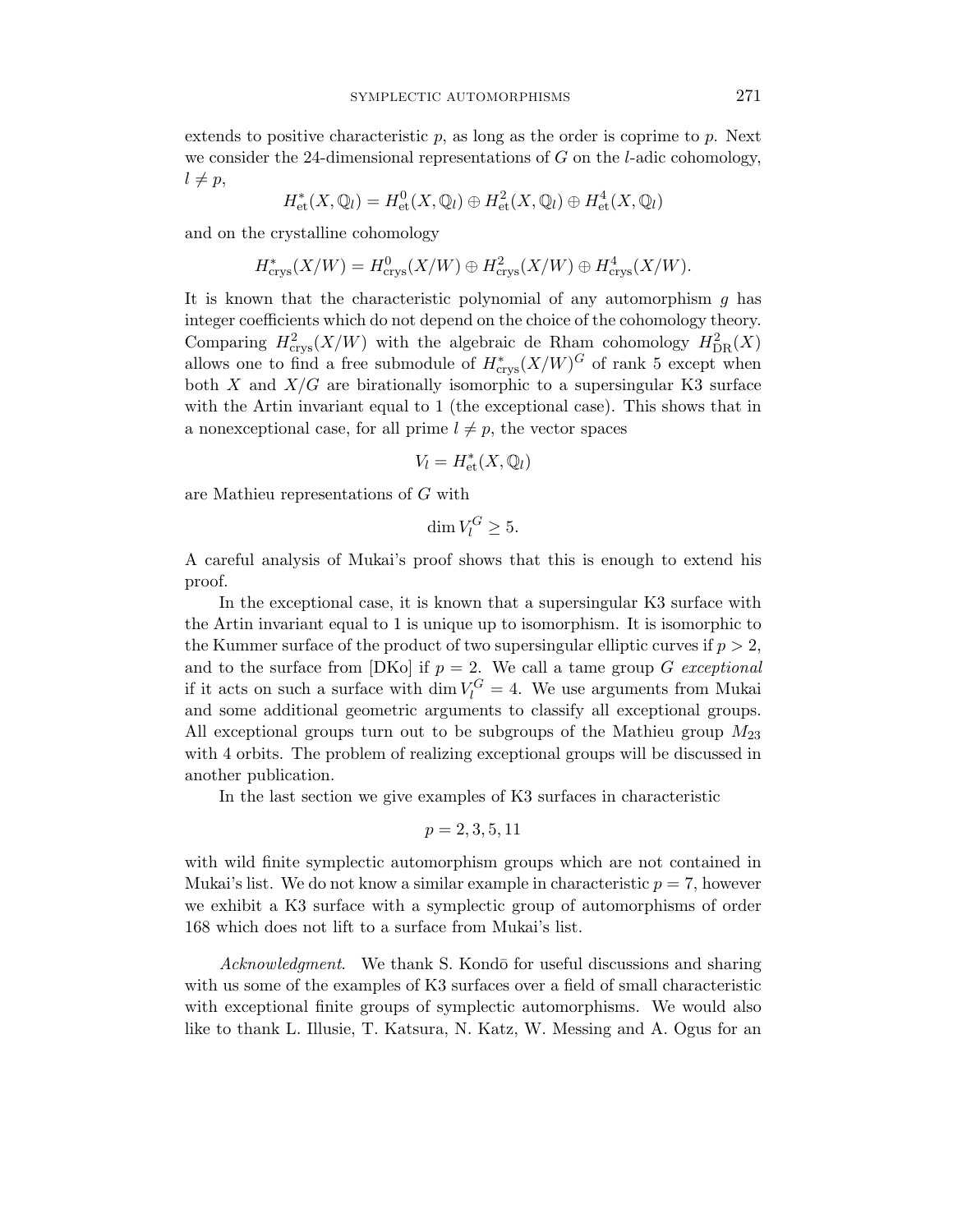extends to positive characteristic $p$, as long as the order is coprime to $p$. Next we consider the 24-dimensional representations of $G$ on the $l$-adic cohomology, $l \neq p$,

$$H^*_{\text{et}}(X, \mathbb{Q}_l) = H^0_{\text{et}}(X, \mathbb{Q}_l) \oplus H^2_{\text{et}}(X, \mathbb{Q}_l) \oplus H^4_{\text{et}}(X, \mathbb{Q}_l)$$

and on the crystalline cohomology

$$H^*_{\text{crys}}(X/W) = H^0_{\text{crys}}(X/W) \oplus H^2_{\text{crys}}(X/W) \oplus H^4_{\text{crys}}(X/W).$$

It is known that the characteristic polynomial of any automorphism $g$ has integer coefficients which do not depend on the choice of the cohomology theory. Comparing $H^2_{\text{crys}}(X/W)$ with the algebraic de Rham cohomology $H^2_{\text{DR}}(X)$ allows one to find a free submodule of $H^*_{\text{crys}}(X/W)^G$ of rank 5 except when both $X$ and $X/G$ are birationally isomorphic to a supersingular K3 surface with the Artin invariant equal to 1 (the exceptional case). This shows that in a nonexceptional case, for all prime $l \neq p$, the vector spaces

$$V_l = H^*_{\text{et}}(X, \mathbb{Q}_l)$$

are Mathieu representations of $G$ with

$$\dim V_l^G \geq 5.$$

A careful analysis of Mukai's proof shows that this is enough to extend his proof.

In the exceptional case, it is known that a supersingular K3 surface with the Artin invariant equal to 1 is unique up to isomorphism. It is isomorphic to the Kummer surface of the product of two supersingular elliptic curves if $p > 2$, and to the surface from [DKo] if $p = 2$. We call a tame group $G$ *exceptional* if it acts on such a surface with $\dim V_l^G = 4$. We use arguments from Mukai and some additional geometric arguments to classify all exceptional groups. All exceptional groups turn out to be subgroups of the Mathieu group $M_{23}$ with 4 orbits. The problem of realizing exceptional groups will be discussed in another publication.

In the last section we give examples of K3 surfaces in characteristic

$$p = 2, 3, 5, 11$$

with wild finite symplectic automorphism groups which are not contained in Mukai's list. We do not know a similar example in characteristic $p = 7$, however we exhibit a K3 surface with a symplectic group of automorphisms of order 168 which does not lift to a surface from Mukai's list.

*Acknowledgment*. We thank S. Kondō for useful discussions and sharing with us some of the examples of K3 surfaces over a field of small characteristic with exceptional finite groups of symplectic automorphisms. We would also like to thank L. Illusie, T. Katsura, N. Katz, W. Messing and A. Ogus for an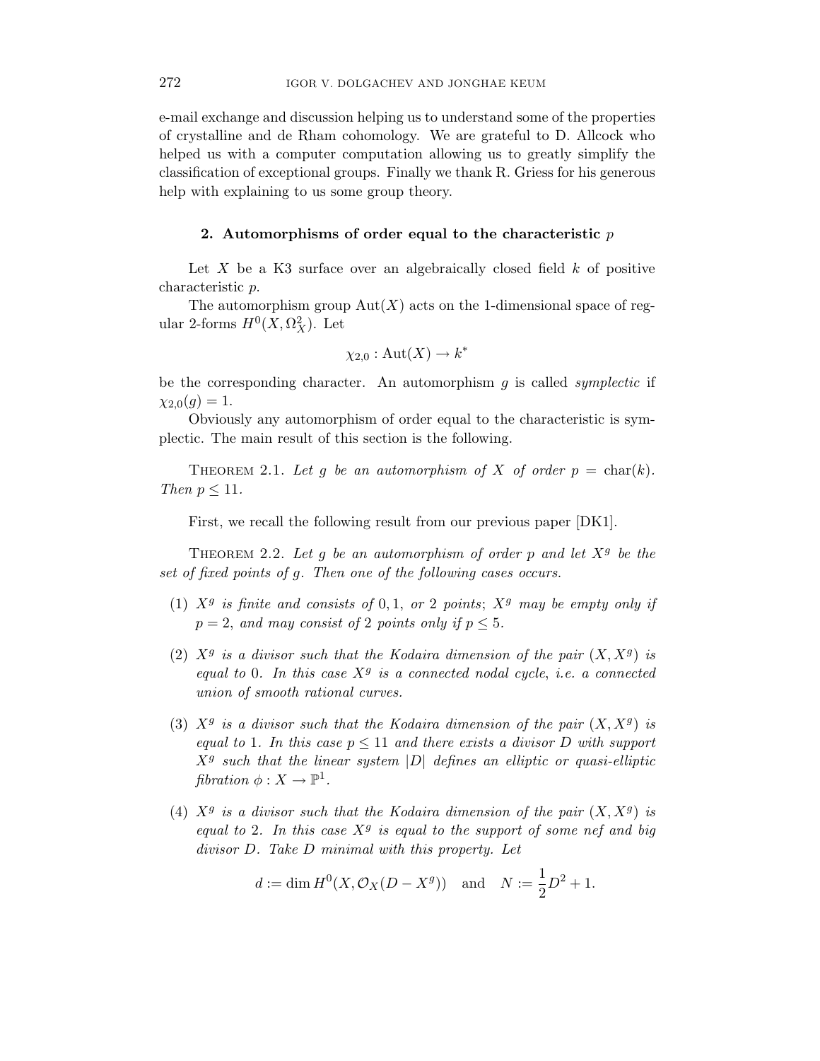e-mail exchange and discussion helping us to understand some of the properties of crystalline and de Rham cohomology. We are grateful to D. Allcock who helped us with a computer computation allowing us to greatly simplify the classification of exceptional groups. Finally we thank R. Griess for his generous help with explaining to us some group theory.

## 2. Automorphisms of order equal to the characteristic $p$

Let $X$ be a K3 surface over an algebraically closed field $k$ of positive characteristic $p$.

The automorphism group $\mathrm{Aut}(X)$ acts on the 1-dimensional space of regular 2-forms $H^0(X, \Omega_X^2)$. Let

$$\chi_{2,0} : \mathrm{Aut}(X) \to k^*$$

be the corresponding character. An automorphism $g$ is called *symplectic* if $\chi_{2,0}(g) = 1$.

Obviously any automorphism of order equal to the characteristic is symplectic. The main result of this section is the following.

Theorem 2.1. *Let $g$ be an automorphism of $X$ of order $p = \mathrm{char}(k)$. Then $p \leq 11$.*

First, we recall the following result from our previous paper [DK1].

Theorem 2.2. *Let $g$ be an automorphism of order $p$ and let $X^g$ be the set of fixed points of $g$. Then one of the following cases occurs.*

1. *$X^g$ is finite and consists of $0, 1,$ or $2$ points; $X^g$ may be empty only if $p = 2$, and may consist of $2$ points only if $p \leq 5$.*
2. *$X^g$ is a divisor such that the Kodaira dimension of the pair $(X, X^g)$ is equal to $0$. In this case $X^g$ is a connected nodal cycle, i.e. a connected union of smooth rational curves.*
3. *$X^g$ is a divisor such that the Kodaira dimension of the pair $(X, X^g)$ is equal to $1$. In this case $p \leq 11$ and there exists a divisor $D$ with support $X^g$ such that the linear system $|D|$ defines an elliptic or quasi-elliptic fibration $\phi : X \to \mathbb{P}^1$.*
4. *$X^g$ is a divisor such that the Kodaira dimension of the pair $(X, X^g)$ is equal to $2$. In this case $X^g$ is equal to the support of some nef and big divisor $D$. Take $D$ minimal with this property. Let*

$$d := \dim H^0(X, \mathcal{O}_X(D - X^g)) \quad \text{and} \quad N := \frac{1}{2}D^2 + 1.$$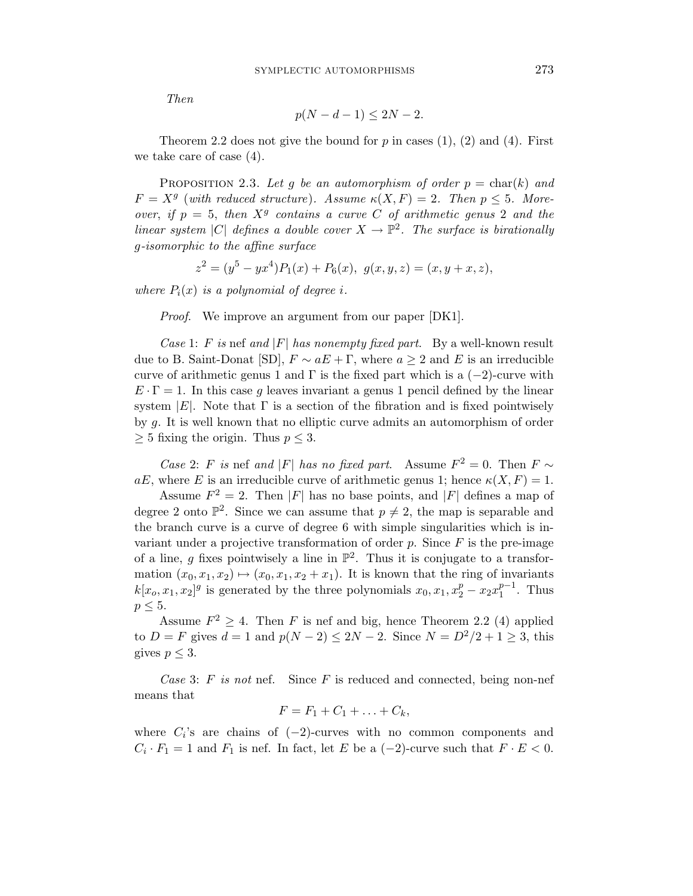*Then*

$$p(N - d - 1) \leq 2N - 2.$$

Theorem 2.2 does not give the bound for $p$ in cases (1), (2) and (4). First we take care of case (4).

Proposition 2.3. *Let $g$ be an automorphism of order $p = \mathrm{char}(k)$ and $F = X^g$ (with reduced structure). Assume $\kappa(X, F) = 2$. Then $p \leq 5$. Moreover, if $p = 5$, then $X^g$ contains a curve $C$ of arithmetic genus 2 and the linear system $|C|$ defines a double cover $X \to \mathbb{P}^2$. The surface is birationally $g$-isomorphic to the affine surface*

$$z^2 = (y^5 - yx^4)P_1(x) + P_6(x), \;\; g(x, y, z) = (x, y + x, z),$$

*where $P_i(x)$ is a polynomial of degree $i$.*

*Proof.* We improve an argument from our paper [DK1].

*Case* 1: *$F$ is* nef *and $|F|$ has nonempty fixed part.* By a well-known result due to B. Saint-Donat [SD], $F \sim aE + \Gamma$, where $a \geq 2$ and $E$ is an irreducible curve of arithmetic genus 1 and $\Gamma$ is the fixed part which is a $(-2)$-curve with $E \cdot \Gamma = 1$. In this case $g$ leaves invariant a genus 1 pencil defined by the linear system $|E|$. Note that $\Gamma$ is a section of the fibration and is fixed pointwisely by $g$. It is well known that no elliptic curve admits an automorphism of order $\geq 5$ fixing the origin. Thus $p \leq 3$.

*Case* 2: *$F$ is* nef *and $|F|$ has no fixed part.* Assume $F^2 = 0$. Then $F \sim aE$, where $E$ is an irreducible curve of arithmetic genus 1; hence $\kappa(X, F) = 1$.

Assume $F^2 = 2$. Then $|F|$ has no base points, and $|F|$ defines a map of degree 2 onto $\mathbb{P}^2$. Since we can assume that $p \neq 2$, the map is separable and the branch curve is a curve of degree 6 with simple singularities which is invariant under a projective transformation of order $p$. Since $F$ is the pre-image of a line, $g$ fixes pointwisely a line in $\mathbb{P}^2$. Thus it is conjugate to a transformation $(x_0, x_1, x_2) \mapsto (x_0, x_1, x_2 + x_1)$. It is known that the ring of invariants $k[x_o, x_1, x_2]^g$ is generated by the three polynomials $x_0, x_1, x_2^p - x_2 x_1^{p-1}$. Thus $p \leq 5$.

Assume $F^2 \geq 4$. Then $F$ is nef and big, hence Theorem 2.2 (4) applied to $D = F$ gives $d = 1$ and $p(N - 2) \leq 2N - 2$. Since $N = D^2/2 + 1 \geq 3$, this gives $p \leq 3$.

*Case* 3: *$F$ is not* nef. Since $F$ is reduced and connected, being non-nef means that

$$F = F_1 + C_1 + \ldots + C_k,$$

where $C_i$'s are chains of $(-2)$-curves with no common components and $C_i \cdot F_1 = 1$ and $F_1$ is nef. In fact, let $E$ be a $(-2)$-curve such that $F \cdot E < 0$.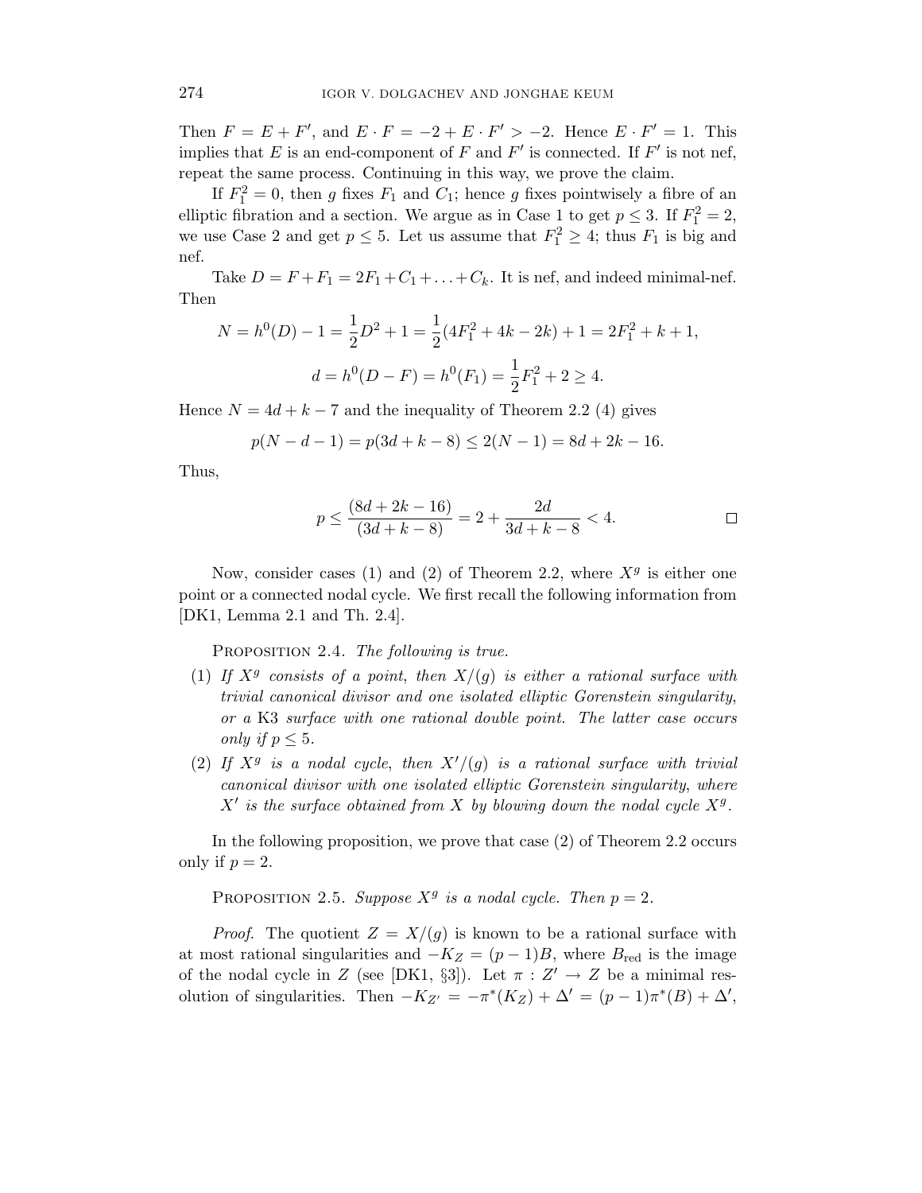Then $F = E + F'$, and $E \cdot F = -2 + E \cdot F' > -2$. Hence $E \cdot F' = 1$. This implies that $E$ is an end-component of $F$ and $F'$ is connected. If $F'$ is not nef, repeat the same process. Continuing in this way, we prove the claim.

If $F_1^2 = 0$, then $g$ fixes $F_1$ and $C_1$; hence $g$ fixes pointwisely a fibre of an elliptic fibration and a section. We argue as in Case 1 to get $p \leq 3$. If $F_1^2 = 2$, we use Case 2 and get $p \leq 5$. Let us assume that $F_1^2 \geq 4$; thus $F_1$ is big and nef.

Take $D = F + F_1 = 2F_1 + C_1 + \ldots + C_k$. It is nef, and indeed minimal-nef. Then

$$N = h^0(D) - 1 = \frac{1}{2}D^2 + 1 = \frac{1}{2}(4F_1^2 + 4k - 2k) + 1 = 2F_1^2 + k + 1,$$

$$d = h^0(D - F) = h^0(F_1) = \frac{1}{2}F_1^2 + 2 \geq 4.$$

Hence $N = 4d + k - 7$ and the inequality of Theorem 2.2 (4) gives

$$p(N - d - 1) = p(3d + k - 8) \leq 2(N - 1) = 8d + 2k - 16.$$

Thus,

$$p \leq \frac{(8d + 2k - 16)}{(3d + k - 8)} = 2 + \frac{2d}{3d + k - 8} < 4. \qquad \square$$

Now, consider cases (1) and (2) of Theorem 2.2, where $X^g$ is either one point or a connected nodal cycle. We first recall the following information from [DK1, Lemma 2.1 and Th. 2.4].

Proposition 2.4. *The following is true.*

1. *If $X^g$ consists of a point, then $X/(g)$ is either a rational surface with trivial canonical divisor and one isolated elliptic Gorenstein singularity, or a* K3 *surface with one rational double point. The latter case occurs only if $p \leq 5$.*
2. *If $X^g$ is a nodal cycle, then $X'/(g)$ is a rational surface with trivial canonical divisor with one isolated elliptic Gorenstein singularity, where $X'$ is the surface obtained from $X$ by blowing down the nodal cycle $X^g$.*

In the following proposition, we prove that case (2) of Theorem 2.2 occurs only if $p = 2$.

Proposition 2.5. *Suppose $X^g$ is a nodal cycle. Then $p = 2$.*

*Proof*. The quotient $Z = X/(g)$ is known to be a rational surface with at most rational singularities and $-K_Z = (p-1)B$, where $B_{\text{red}}$ is the image of the nodal cycle in $Z$ (see [DK1, §3]). Let $\pi : Z' \to Z$ be a minimal resolution of singularities. Then $-K_{Z'} = -\pi^*(K_Z) + \Delta' = (p-1)\pi^*(B) + \Delta'$,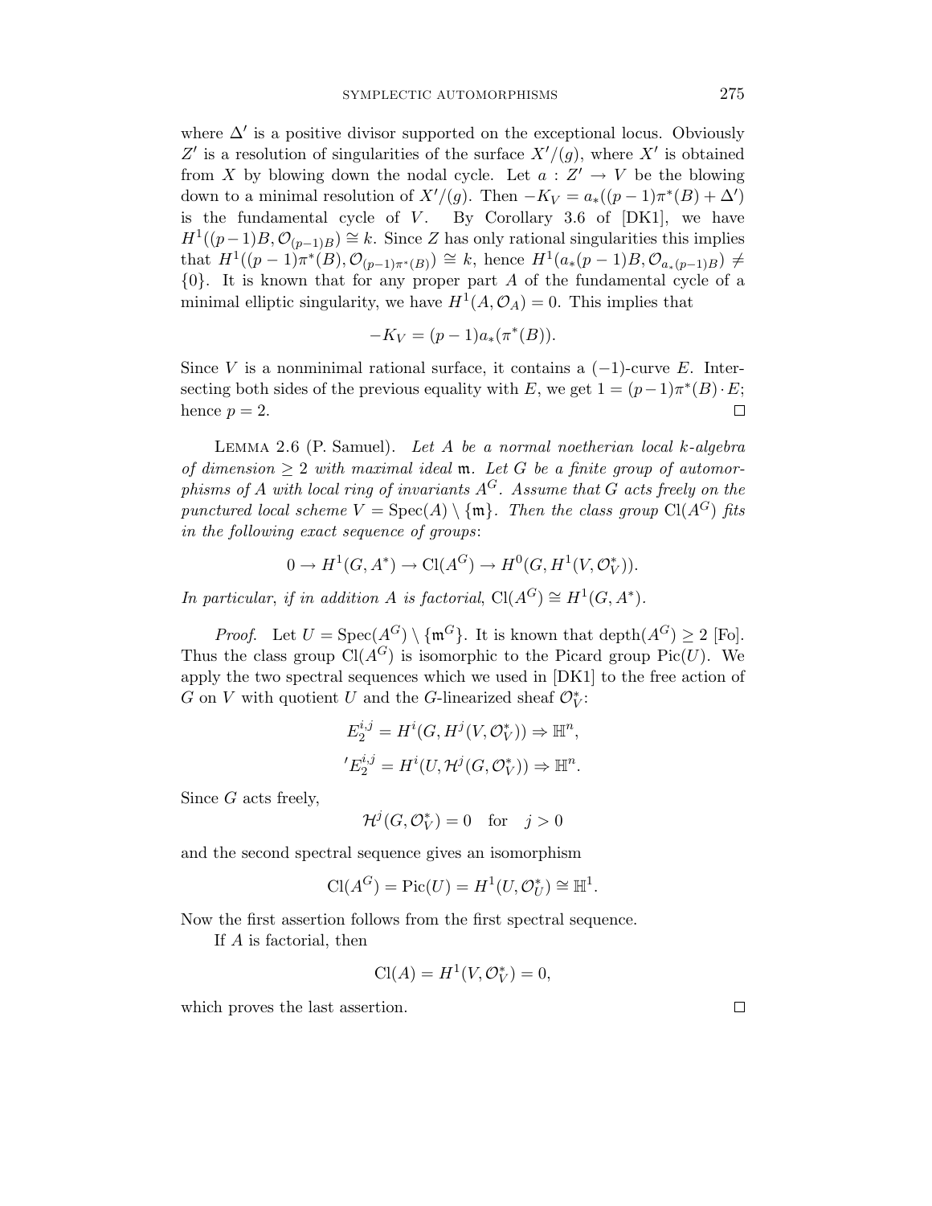where $\Delta'$ is a positive divisor supported on the exceptional locus. Obviously $Z'$ is a resolution of singularities of the surface $X'/(g)$, where $X'$ is obtained from $X$ by blowing down the nodal cycle. Let $a : Z' \to V$ be the blowing down to a minimal resolution of $X'/(g)$. Then $-K_V = a_*((p-1)\pi^*(B) + \Delta')$ is the fundamental cycle of $V$. By Corollary 3.6 of [DK1], we have $H^1((p-1)B, \mathcal{O}_{(p-1)B}) \cong k$. Since $Z$ has only rational singularities this implies that $H^1((p-1)\pi^*(B), \mathcal{O}_{(p-1)\pi^*(B)}) \cong k$, hence $H^1(a_*(p-1)B, \mathcal{O}_{a_*(p-1)B}) \neq \{0\}$. It is known that for any proper part $A$ of the fundamental cycle of a minimal elliptic singularity, we have $H^1(A, \mathcal{O}_A) = 0$. This implies that

$$-K_V = (p-1)a_*(\pi^*(B)).$$

Since $V$ is a nonminimal rational surface, it contains a $(-1)$-curve $E$. Intersecting both sides of the previous equality with $E$, we get $1 = (p-1)\pi^*(B)\cdot E$; hence $p = 2$. $\square$

Lemma 2.6 (P. Samuel). *Let $A$ be a normal noetherian local $k$-algebra of dimension $\geq 2$ with maximal ideal $\mathfrak{m}$. Let $G$ be a finite group of automorphisms of $A$ with local ring of invariants $A^G$. Assume that $G$ acts freely on the punctured local scheme $V = \operatorname{Spec}(A) \setminus \{\mathfrak{m}\}$. Then the class group $\operatorname{Cl}(A^G)$ fits in the following exact sequence of groups*:

$$0 \to H^1(G, A^*) \to \operatorname{Cl}(A^G) \to H^0(G, H^1(V, \mathcal{O}_V^*)).$$

*In particular, if in addition $A$ is factorial, $\operatorname{Cl}(A^G) \cong H^1(G, A^*)$.*

*Proof.* Let $U = \operatorname{Spec}(A^G) \setminus \{\mathfrak{m}^G\}$. It is known that $\operatorname{depth}(A^G) \geq 2$ [Fo]. Thus the class group $\operatorname{Cl}(A^G)$ is isomorphic to the Picard group $\operatorname{Pic}(U)$. We apply the two spectral sequences which we used in [DK1] to the free action of $G$ on $V$ with quotient $U$ and the $G$-linearized sheaf $\mathcal{O}_V^*$:

$$E_2^{i,j} = H^i(G, H^j(V, \mathcal{O}_V^*)) \Rightarrow \mathbb{H}^n,$$

$${}'E_2^{i,j} = H^i(U, \mathcal{H}^j(G, \mathcal{O}_V^*)) \Rightarrow \mathbb{H}^n.$$

Since $G$ acts freely,

$$\mathcal{H}^j(G, \mathcal{O}_V^*) = 0 \quad \text{for} \quad j > 0$$

and the second spectral sequence gives an isomorphism

$$\operatorname{Cl}(A^G) = \operatorname{Pic}(U) = H^1(U, \mathcal{O}_U^*) \cong \mathbb{H}^1.$$

Now the first assertion follows from the first spectral sequence.

If $A$ is factorial, then

$$\operatorname{Cl}(A) = H^1(V, \mathcal{O}_V^*) = 0,$$

which proves the last assertion. $\square$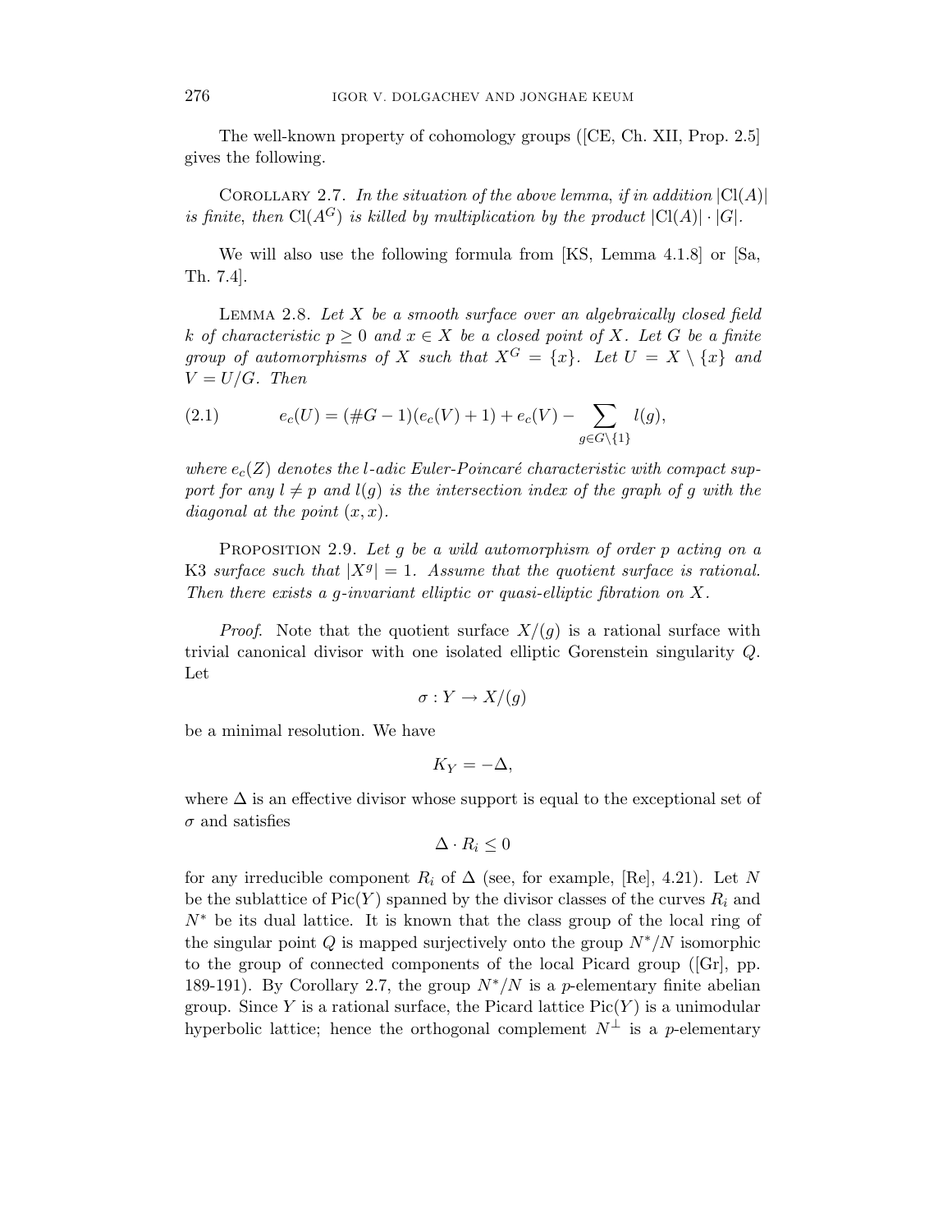The well-known property of cohomology groups ([CE, Ch. XII, Prop. 2.5] gives the following.

Corollary 2.7. *In the situation of the above lemma, if in addition* $|\mathrm{Cl}(A)|$ *is finite, then* $\mathrm{Cl}(A^G)$ *is killed by multiplication by the product* $|\mathrm{Cl}(A)| \cdot |G|$.

We will also use the following formula from [KS, Lemma 4.1.8] or [Sa, Th. 7.4].

Lemma 2.8. *Let* $X$ *be a smooth surface over an algebraically closed field* $k$ *of characteristic* $p \geq 0$ *and* $x \in X$ *be a closed point of* $X$. *Let* $G$ *be a finite group of automorphisms of* $X$ *such that* $X^G = \{x\}$. *Let* $U = X \setminus \{x\}$ *and* $V = U/G$. *Then*

$$e_c(U) = (\#G - 1)(e_c(V) + 1) + e_c(V) - \sum_{g \in G \setminus \{1\}} l(g), \tag{2.1}$$

*where* $e_c(Z)$ *denotes the* $l$*-adic Euler-Poincaré characteristic with compact support for any* $l \neq p$ *and* $l(g)$ *is the intersection index of the graph of* $g$ *with the diagonal at the point* $(x, x)$.

Proposition 2.9. *Let* $g$ *be a wild automorphism of order* $p$ *acting on a* K3 *surface such that* $|X^g| = 1$. *Assume that the quotient surface is rational. Then there exists a* $g$*-invariant elliptic or quasi-elliptic fibration on* $X$.

*Proof*. Note that the quotient surface $X/(g)$ is a rational surface with trivial canonical divisor with one isolated elliptic Gorenstein singularity $Q$. Let

$$\sigma : Y \to X/(g)$$

be a minimal resolution. We have

$$K_Y = -\Delta,$$

where $\Delta$ is an effective divisor whose support is equal to the exceptional set of $\sigma$ and satisfies

$$\Delta \cdot R_i \leq 0$$

for any irreducible component $R_i$ of $\Delta$ (see, for example, [Re], 4.21). Let $N$ be the sublattice of $\mathrm{Pic}(Y)$ spanned by the divisor classes of the curves $R_i$ and $N^*$ be its dual lattice. It is known that the class group of the local ring of the singular point $Q$ is mapped surjectively onto the group $N^*/N$ isomorphic to the group of connected components of the local Picard group ([Gr], pp. 189-191). By Corollary 2.7, the group $N^*/N$ is a $p$-elementary finite abelian group. Since $Y$ is a rational surface, the Picard lattice $\mathrm{Pic}(Y)$ is a unimodular hyperbolic lattice; hence the orthogonal complement $N^\perp$ is a $p$-elementary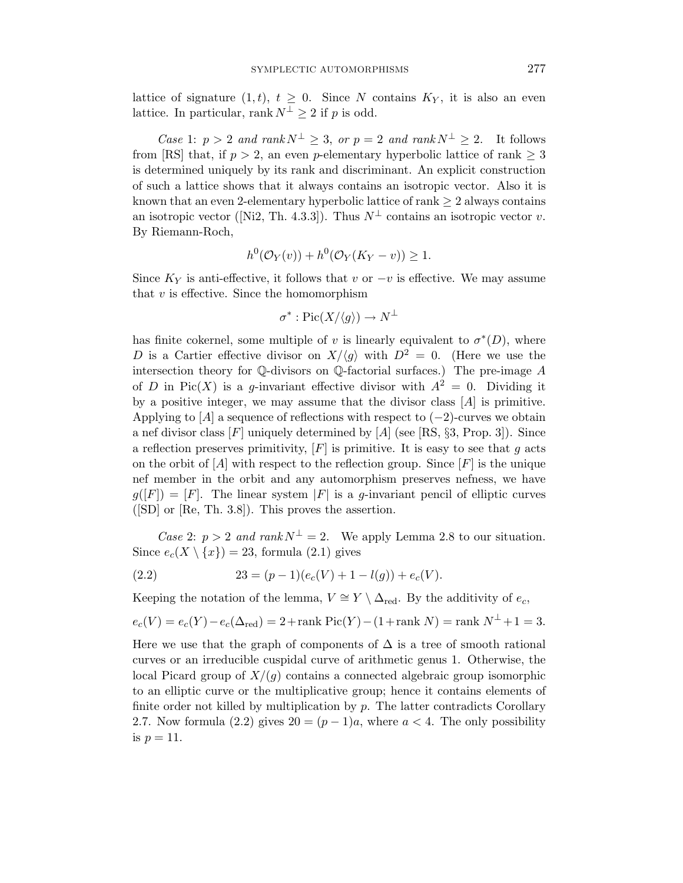lattice of signature $(1,t)$, $t \geq 0$. Since $N$ contains $K_Y$, it is also an even lattice. In particular, $\operatorname{rank} N^\perp \geq 2$ if $p$ is odd.

*Case* 1: *$p > 2$ and rank $N^\perp \geq 3$, or $p = 2$ and rank $N^\perp \geq 2$.* It follows from [RS] that, if $p > 2$, an even $p$-elementary hyperbolic lattice of rank $\geq 3$ is determined uniquely by its rank and discriminant. An explicit construction of such a lattice shows that it always contains an isotropic vector. Also it is known that an even 2-elementary hyperbolic lattice of rank $\geq 2$ always contains an isotropic vector ([Ni2, Th. 4.3.3]). Thus $N^\perp$ contains an isotropic vector $v$. By Riemann-Roch,

$$h^0(\mathcal{O}_Y(v)) + h^0(\mathcal{O}_Y(K_Y - v)) \geq 1.$$

Since $K_Y$ is anti-effective, it follows that $v$ or $-v$ is effective. We may assume that $v$ is effective. Since the homomorphism

$$\sigma^* : \operatorname{Pic}(X/\langle g\rangle) \to N^\perp$$

has finite cokernel, some multiple of $v$ is linearly equivalent to $\sigma^*(D)$, where $D$ is a Cartier effective divisor on $X/\langle g\rangle$ with $D^2 = 0$. (Here we use the intersection theory for $\mathbb{Q}$-divisors on $\mathbb{Q}$-factorial surfaces.) The pre-image $A$ of $D$ in $\operatorname{Pic}(X)$ is a $g$-invariant effective divisor with $A^2 = 0$. Dividing it by a positive integer, we may assume that the divisor class $[A]$ is primitive. Applying to $[A]$ a sequence of reflections with respect to $(-2)$-curves we obtain a nef divisor class $[F]$ uniquely determined by $[A]$ (see [RS, §3, Prop. 3]). Since a reflection preserves primitivity, $[F]$ is primitive. It is easy to see that $g$ acts on the orbit of $[A]$ with respect to the reflection group. Since $[F]$ is the unique nef member in the orbit and any automorphism preserves nefness, we have $g([F]) = [F]$. The linear system $|F|$ is a $g$-invariant pencil of elliptic curves ([SD] or [Re, Th. 3.8]). This proves the assertion.

*Case* 2: *$p > 2$ and rank $N^\perp = 2$.* We apply Lemma 2.8 to our situation. Since $e_c(X \setminus \{x\}) = 23$, formula (2.1) gives

$$23 = (p-1)(e_c(V) + 1 - l(g)) + e_c(V). \tag{2.2}$$

Keeping the notation of the lemma, $V \cong Y \setminus \Delta_{\text{red}}$. By the additivity of $e_c$,

$$e_c(V) = e_c(Y) - e_c(\Delta_{\text{red}}) = 2 + \operatorname{rank} \operatorname{Pic}(Y) - (1 + \operatorname{rank} N) = \operatorname{rank} N^\perp + 1 = 3.$$

Here we use that the graph of components of $\Delta$ is a tree of smooth rational curves or an irreducible cuspidal curve of arithmetic genus 1. Otherwise, the local Picard group of $X/(g)$ contains a connected algebraic group isomorphic to an elliptic curve or the multiplicative group; hence it contains elements of finite order not killed by multiplication by $p$. The latter contradicts Corollary 2.7. Now formula (2.2) gives $20 = (p-1)a$, where $a < 4$. The only possibility is $p = 11$.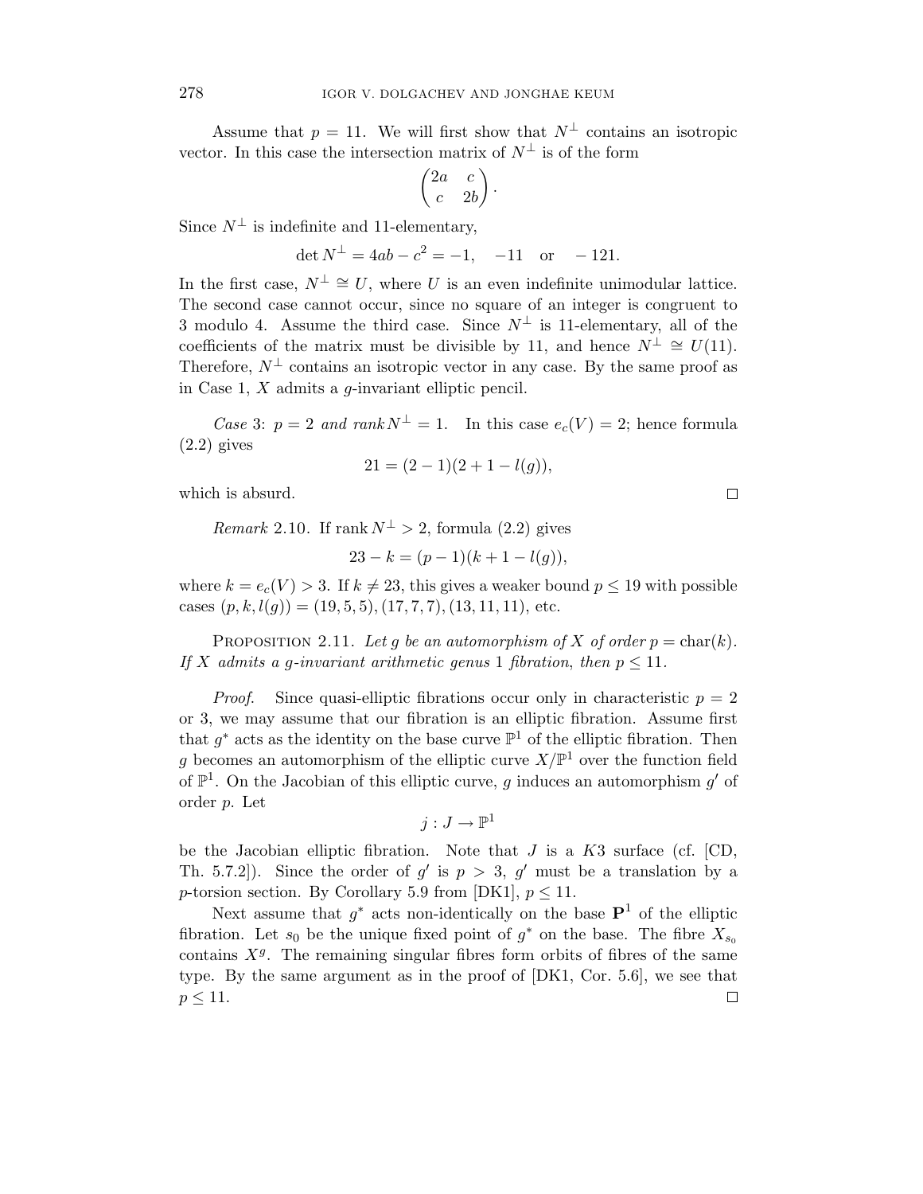Assume that $p = 11$. We will first show that $N^\perp$ contains an isotropic vector. In this case the intersection matrix of $N^\perp$ is of the form

$$\begin{pmatrix} 2a & c \\ c & 2b \end{pmatrix}.$$

Since $N^\perp$ is indefinite and 11-elementary,

$$\det N^\perp = 4ab - c^2 = -1, \quad -11 \quad \text{or} \quad -121.$$

In the first case, $N^\perp \cong U$, where $U$ is an even indefinite unimodular lattice. The second case cannot occur, since no square of an integer is congruent to 3 modulo 4. Assume the third case. Since $N^\perp$ is 11-elementary, all of the coefficients of the matrix must be divisible by 11, and hence $N^\perp \cong U(11)$. Therefore, $N^\perp$ contains an isotropic vector in any case. By the same proof as in Case 1, $X$ admits a $g$-invariant elliptic pencil.

*Case* 3: $p = 2$ *and* $\operatorname{rank} N^\perp = 1$. In this case $e_c(V) = 2$; hence formula (2.2) gives

$$21 = (2-1)(2+1-l(g)),$$

which is absurd. $\square$

*Remark* 2.10. If $\operatorname{rank} N^\perp > 2$, formula (2.2) gives

$$23 - k = (p-1)(k+1-l(g)),$$

where $k = e_c(V) > 3$. If $k \neq 23$, this gives a weaker bound $p \leq 19$ with possible cases $(p, k, l(g)) = (19, 5, 5), (17, 7, 7), (13, 11, 11)$, etc.

Proposition 2.11. *Let $g$ be an automorphism of $X$ of order $p = \operatorname{char}(k)$. If $X$ admits a $g$-invariant arithmetic genus 1 fibration, then $p \leq 11$.*

*Proof.* Since quasi-elliptic fibrations occur only in characteristic $p = 2$ or 3, we may assume that our fibration is an elliptic fibration. Assume first that $g^*$ acts as the identity on the base curve $\mathbb{P}^1$ of the elliptic fibration. Then $g$ becomes an automorphism of the elliptic curve $X/\mathbb{P}^1$ over the function field of $\mathbb{P}^1$. On the Jacobian of this elliptic curve, $g$ induces an automorphism $g'$ of order $p$. Let

$$j : J \to \mathbb{P}^1$$

be the Jacobian elliptic fibration. Note that $J$ is a $K3$ surface (cf. [CD, Th. 5.7.2]). Since the order of $g'$ is $p > 3$, $g'$ must be a translation by a $p$-torsion section. By Corollary 5.9 from [DK1], $p \leq 11$.

Next assume that $g^*$ acts non-identically on the base $\mathbf{P}^1$ of the elliptic fibration. Let $s_0$ be the unique fixed point of $g^*$ on the base. The fibre $X_{s_0}$ contains $X^g$. The remaining singular fibres form orbits of fibres of the same type. By the same argument as in the proof of [DK1, Cor. 5.6], we see that $p \leq 11$. $\square$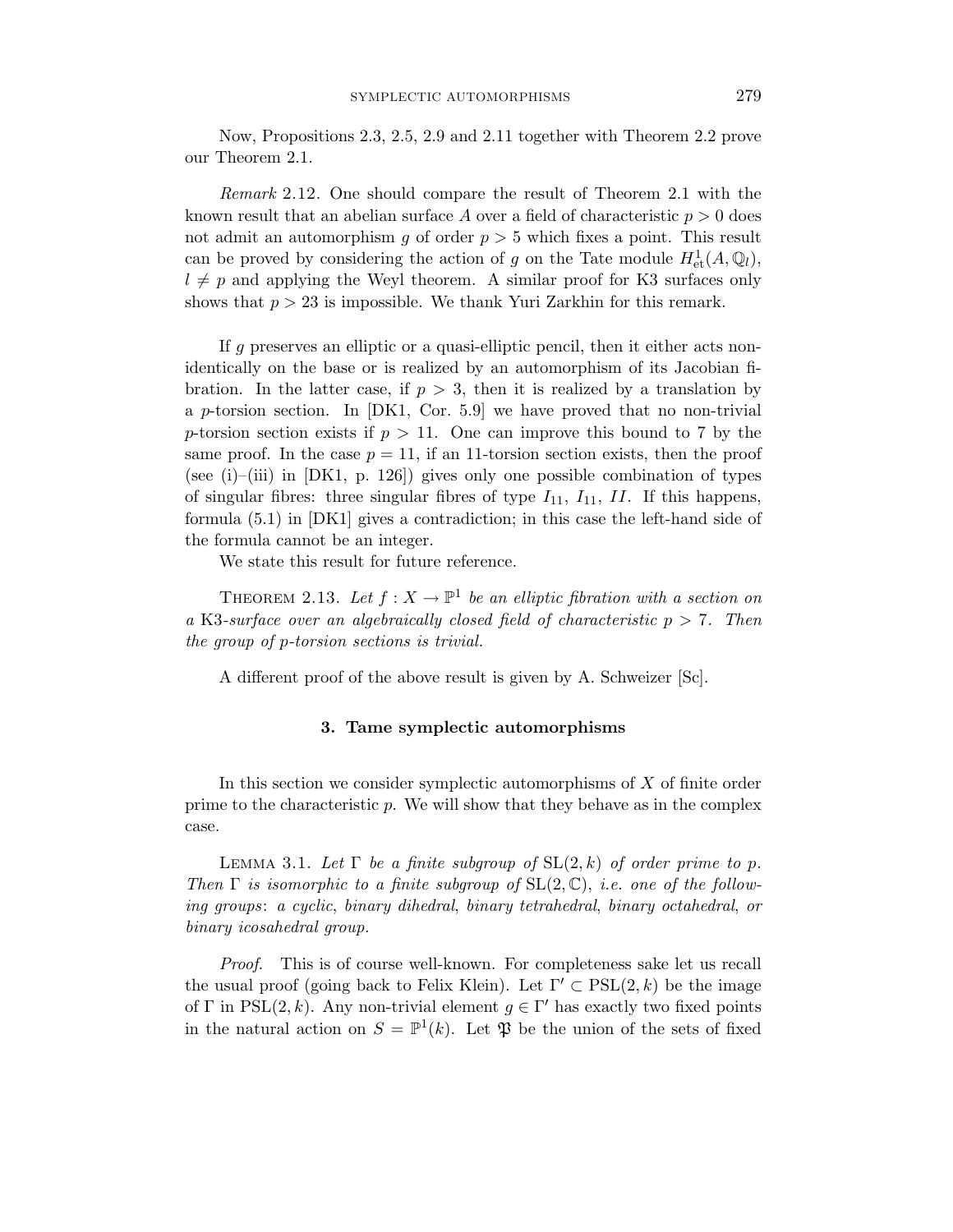Now, Propositions 2.3, 2.5, 2.9 and 2.11 together with Theorem 2.2 prove our Theorem 2.1.

*Remark* 2.12. One should compare the result of Theorem 2.1 with the known result that an abelian surface $A$ over a field of characteristic $p > 0$ does not admit an automorphism $g$ of order $p > 5$ which fixes a point. This result can be proved by considering the action of $g$ on the Tate module $H^1_{\mathrm{et}}(A, \mathbb{Q}_l)$, $l \neq p$ and applying the Weyl theorem. A similar proof for K3 surfaces only shows that $p > 23$ is impossible. We thank Yuri Zarkhin for this remark.

If $g$ preserves an elliptic or a quasi-elliptic pencil, then it either acts non-identically on the base or is realized by an automorphism of its Jacobian fibration. In the latter case, if $p > 3$, then it is realized by a translation by a $p$-torsion section. In [DK1, Cor. 5.9] we have proved that no non-trivial $p$-torsion section exists if $p > 11$. One can improve this bound to 7 by the same proof. In the case $p = 11$, if an 11-torsion section exists, then the proof (see (i)–(iii) in [DK1, p. 126]) gives only one possible combination of types of singular fibres: three singular fibres of type $I_{11}$, $I_{11}$, $II$. If this happens, formula (5.1) in [DK1] gives a contradiction; in this case the left-hand side of the formula cannot be an integer.

We state this result for future reference.

THEOREM 2.13. *Let $f : X \to \mathbb{P}^1$ be an elliptic fibration with a section on a* K3*-surface over an algebraically closed field of characteristic $p > 7$. Then the group of $p$-torsion sections is trivial.*

A different proof of the above result is given by A. Schweizer [Sc].

## 3. Tame symplectic automorphisms

In this section we consider symplectic automorphisms of $X$ of finite order prime to the characteristic $p$. We will show that they behave as in the complex case.

LEMMA 3.1. *Let $\Gamma$ be a finite subgroup of $\mathrm{SL}(2, k)$ of order prime to $p$. Then $\Gamma$ is isomorphic to a finite subgroup of $\mathrm{SL}(2, \mathbb{C})$, i.e. one of the following groups*: *a cyclic*, *binary dihedral*, *binary tetrahedral*, *binary octahedral*, *or binary icosahedral group.*

*Proof.* This is of course well-known. For completeness sake let us recall the usual proof (going back to Felix Klein). Let $\Gamma' \subset \mathrm{PSL}(2, k)$ be the image of $\Gamma$ in $\mathrm{PSL}(2, k)$. Any non-trivial element $g \in \Gamma'$ has exactly two fixed points in the natural action on $S = \mathbb{P}^1(k)$. Let $\mathfrak{P}$ be the union of the sets of fixed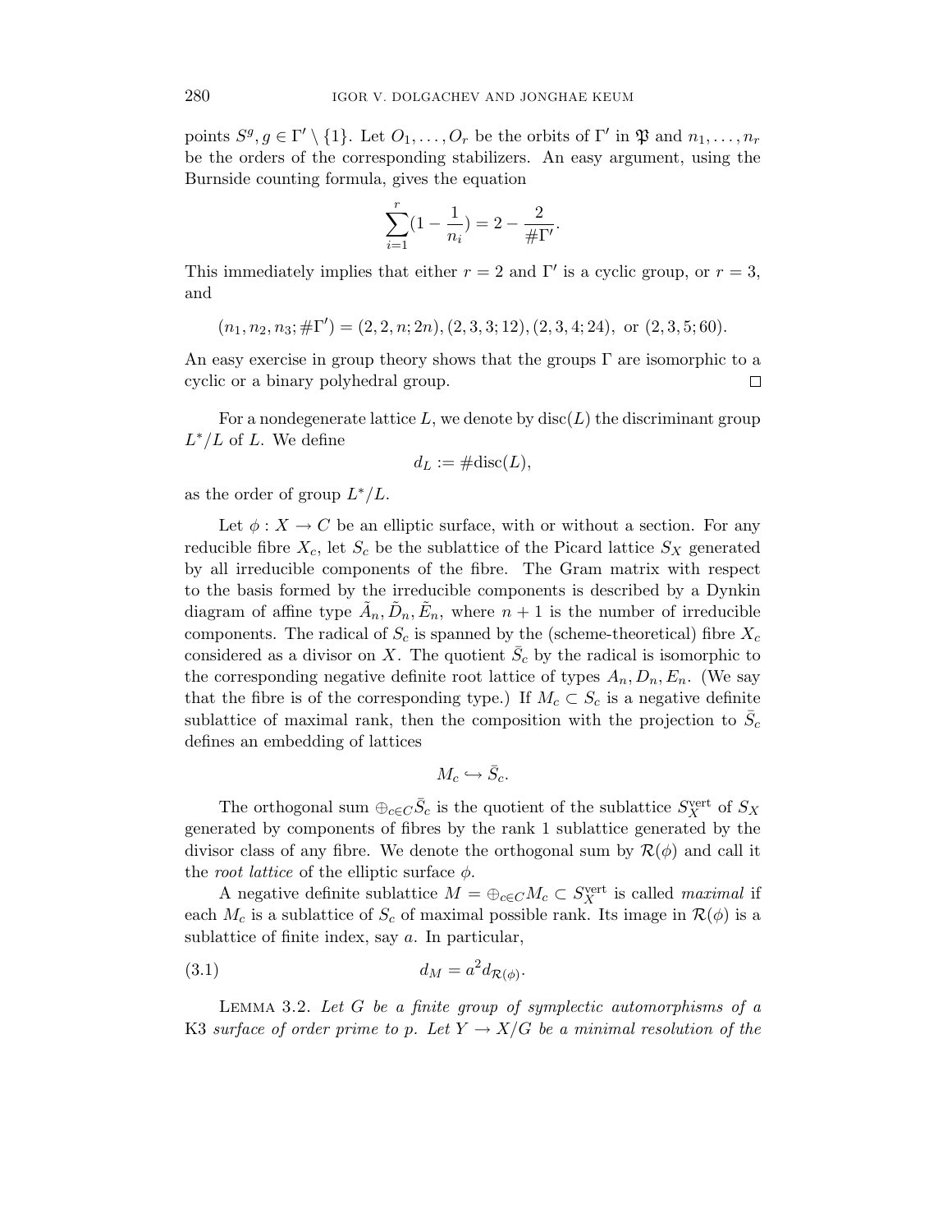points $S^g, g \in \Gamma' \setminus \{1\}$. Let $O_1, \ldots, O_r$ be the orbits of $\Gamma'$ in $\mathfrak{P}$ and $n_1, \ldots, n_r$ be the orders of the corresponding stabilizers. An easy argument, using the Burnside counting formula, gives the equation

$$\sum_{i=1}^{r} (1 - \frac{1}{n_i}) = 2 - \frac{2}{\#\Gamma'}.$$

This immediately implies that either $r = 2$ and $\Gamma'$ is a cyclic group, or $r = 3$, and

$$(n_1, n_2, n_3; \#\Gamma') = (2, 2, n; 2n), (2, 3, 3; 12), (2, 3, 4; 24), \text{ or } (2, 3, 5; 60).$$

An easy exercise in group theory shows that the groups $\Gamma$ are isomorphic to a cyclic or a binary polyhedral group. $\square$

For a nondegenerate lattice $L$, we denote by $\text{disc}(L)$ the discriminant group $L^*/L$ of $L$. We define

$$d_L := \#\text{disc}(L),$$

as the order of group $L^*/L$.

Let $\phi : X \to C$ be an elliptic surface, with or without a section. For any reducible fibre $X_c$, let $S_c$ be the sublattice of the Picard lattice $S_X$ generated by all irreducible components of the fibre. The Gram matrix with respect to the basis formed by the irreducible components is described by a Dynkin diagram of affine type $\tilde{A}_n, \tilde{D}_n, \tilde{E}_n$, where $n+1$ is the number of irreducible components. The radical of $S_c$ is spanned by the (scheme-theoretical) fibre $X_c$ considered as a divisor on $X$. The quotient $\bar{S}_c$ by the radical is isomorphic to the corresponding negative definite root lattice of types $A_n, D_n, E_n$. (We say that the fibre is of the corresponding type.) If $M_c \subset S_c$ is a negative definite sublattice of maximal rank, then the composition with the projection to $\bar{S}_c$ defines an embedding of lattices

$$M_c \hookrightarrow \bar{S}_c.$$

The orthogonal sum $\oplus_{c \in C} \bar{S}_c$ is the quotient of the sublattice $S_X^{\text{vert}}$ of $S_X$ generated by components of fibres by the rank 1 sublattice generated by the divisor class of any fibre. We denote the orthogonal sum by $\mathcal{R}(\phi)$ and call it the *root lattice* of the elliptic surface $\phi$.

A negative definite sublattice $M = \oplus_{c \in C} M_c \subset S_X^{\text{vert}}$ is called *maximal* if each $M_c$ is a sublattice of $S_c$ of maximal possible rank. Its image in $\mathcal{R}(\phi)$ is a sublattice of finite index, say $a$. In particular,

$$d_M = a^2 d_{\mathcal{R}(\phi)}. \tag{3.1}$$

Lemma 3.2. *Let $G$ be a finite group of symplectic automorphisms of a* K3 *surface of order prime to $p$. Let $Y \to X/G$ be a minimal resolution of the*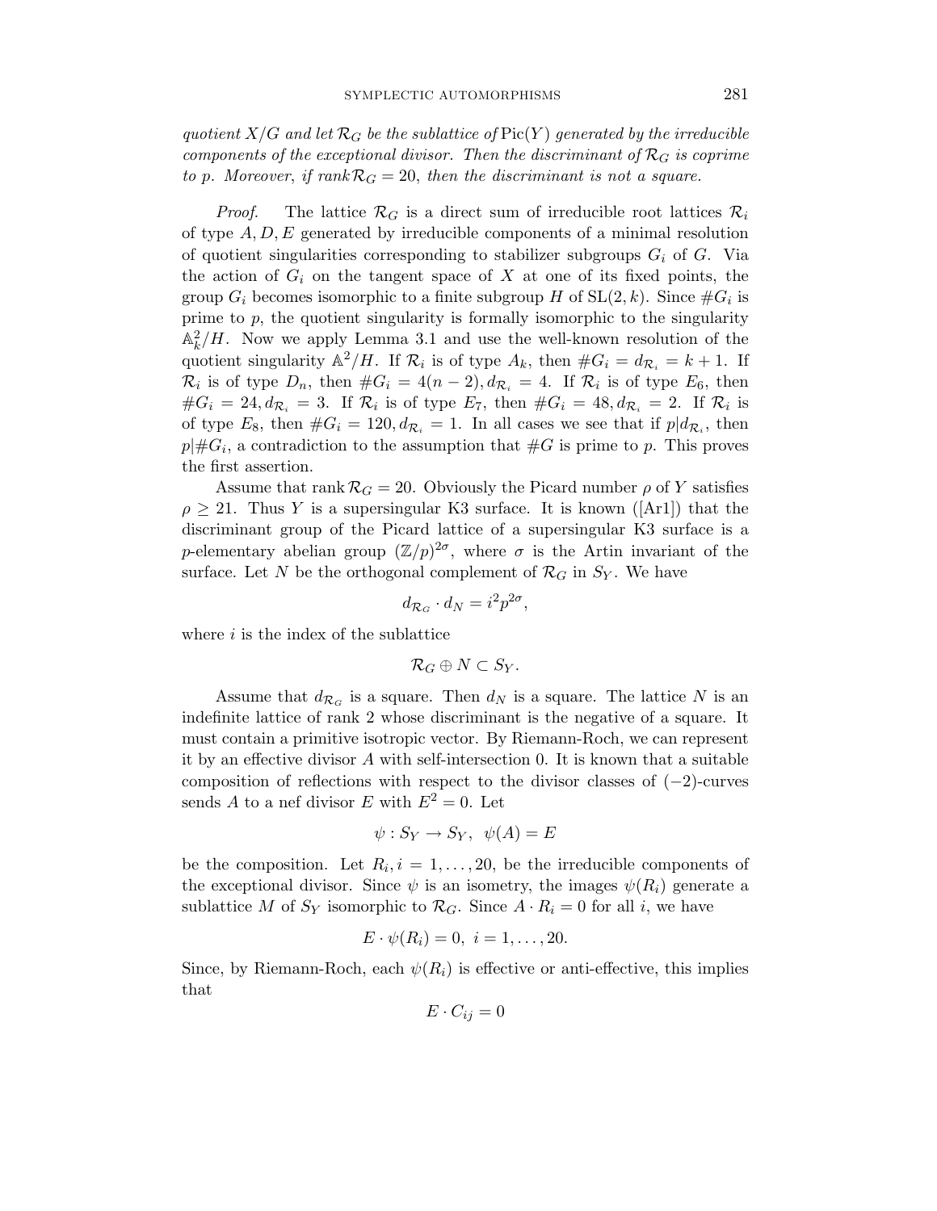*quotient $X/G$ and let $\mathcal{R}_G$ be the sublattice of $\mathrm{Pic}(Y)$ generated by the irreducible components of the exceptional divisor. Then the discriminant of $\mathcal{R}_G$ is coprime to $p$. Moreover, if rank $\mathcal{R}_G = 20$, then the discriminant is not a square.*

*Proof.* The lattice $\mathcal{R}_G$ is a direct sum of irreducible root lattices $\mathcal{R}_i$ of type $A, D, E$ generated by irreducible components of a minimal resolution of quotient singularities corresponding to stabilizer subgroups $G_i$ of $G$. Via the action of $G_i$ on the tangent space of $X$ at one of its fixed points, the group $G_i$ becomes isomorphic to a finite subgroup $H$ of $\mathrm{SL}(2, k)$. Since $\#G_i$ is prime to $p$, the quotient singularity is formally isomorphic to the singularity $\mathbb{A}_k^2/H$. Now we apply Lemma 3.1 and use the well-known resolution of the quotient singularity $\mathbb{A}^2/H$. If $\mathcal{R}_i$ is of type $A_k$, then $\#G_i = d_{\mathcal{R}_i} = k+1$. If $\mathcal{R}_i$ is of type $D_n$, then $\#G_i = 4(n-2), d_{\mathcal{R}_i} = 4$. If $\mathcal{R}_i$ is of type $E_6$, then $\#G_i = 24, d_{\mathcal{R}_i} = 3$. If $\mathcal{R}_i$ is of type $E_7$, then $\#G_i = 48, d_{\mathcal{R}_i} = 2$. If $\mathcal{R}_i$ is of type $E_8$, then $\#G_i = 120, d_{\mathcal{R}_i} = 1$. In all cases we see that if $p | d_{\mathcal{R}_i}$, then $p | \#G_i$, a contradiction to the assumption that $\#G$ is prime to $p$. This proves the first assertion.

Assume that $\mathrm{rank}\, \mathcal{R}_G = 20$. Obviously the Picard number $\rho$ of $Y$ satisfies $\rho \geq 21$. Thus $Y$ is a supersingular K3 surface. It is known ([Ar1]) that the discriminant group of the Picard lattice of a supersingular K3 surface is a $p$-elementary abelian group $(\mathbb{Z}/p)^{2\sigma}$, where $\sigma$ is the Artin invariant of the surface. Let $N$ be the orthogonal complement of $\mathcal{R}_G$ in $S_Y$. We have

$$d_{\mathcal{R}_G} \cdot d_N = i^2 p^{2\sigma},$$

where $i$ is the index of the sublattice

$$\mathcal{R}_G \oplus N \subset S_Y.$$

Assume that $d_{\mathcal{R}_G}$ is a square. Then $d_N$ is a square. The lattice $N$ is an indefinite lattice of rank 2 whose discriminant is the negative of a square. It must contain a primitive isotropic vector. By Riemann-Roch, we can represent it by an effective divisor $A$ with self-intersection 0. It is known that a suitable composition of reflections with respect to the divisor classes of $(-2)$-curves sends $A$ to a nef divisor $E$ with $E^2 = 0$. Let

$$\psi : S_Y \to S_Y, \ \ \psi(A) = E$$

be the composition. Let $R_i, i = 1, \ldots, 20$, be the irreducible components of the exceptional divisor. Since $\psi$ is an isometry, the images $\psi(R_i)$ generate a sublattice $M$ of $S_Y$ isomorphic to $\mathcal{R}_G$. Since $A \cdot R_i = 0$ for all $i$, we have

$$E \cdot \psi(R_i) = 0, \ i = 1, \ldots, 20.$$

Since, by Riemann-Roch, each $\psi(R_i)$ is effective or anti-effective, this implies that

$$E \cdot C_{ij} = 0$$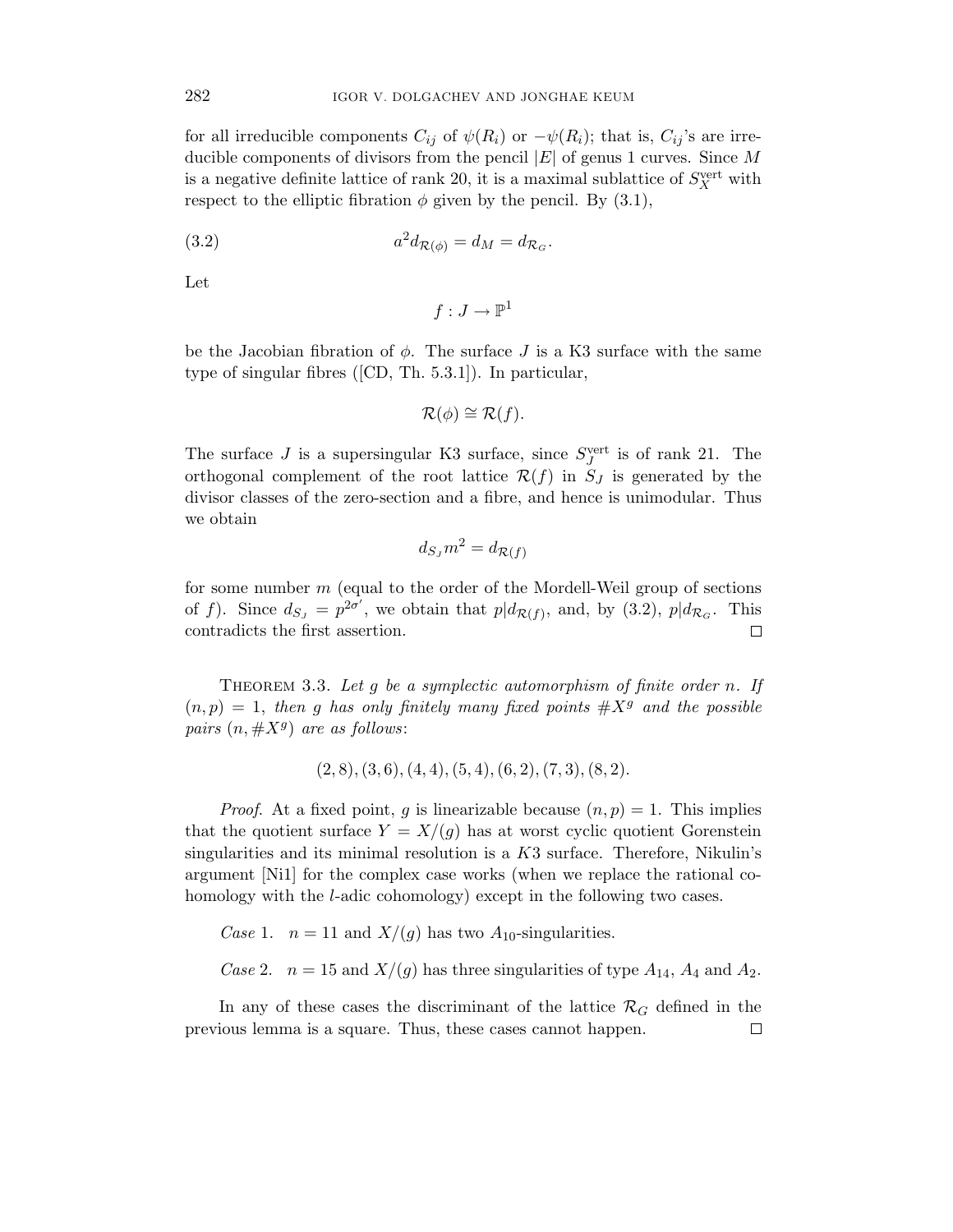for all irreducible components $C_{ij}$ of $\psi(R_i)$ or $-\psi(R_i)$; that is, $C_{ij}$'s are irreducible components of divisors from the pencil $|E|$ of genus 1 curves. Since $M$ is a negative definite lattice of rank 20, it is a maximal sublattice of $S_X^{\rm vert}$ with respect to the elliptic fibration $\phi$ given by the pencil. By (3.1),

$$a^2 d_{\mathcal{R}(\phi)} = d_M = d_{\mathcal{R}_G}. \tag{3.2}$$

Let

$$f : J \to \mathbb{P}^1$$

be the Jacobian fibration of $\phi$. The surface $J$ is a K3 surface with the same type of singular fibres ([CD, Th. 5.3.1]). In particular,

$$\mathcal{R}(\phi) \cong \mathcal{R}(f).$$

The surface $J$ is a supersingular K3 surface, since $S_J^{\rm vert}$ is of rank 21. The orthogonal complement of the root lattice $\mathcal{R}(f)$ in $S_J$ is generated by the divisor classes of the zero-section and a fibre, and hence is unimodular. Thus we obtain

$$d_{S_J} m^2 = d_{\mathcal{R}(f)}$$

for some number $m$ (equal to the order of the Mordell-Weil group of sections of $f$). Since $d_{S_J} = p^{2\sigma'}$, we obtain that $p | d_{\mathcal{R}(f)}$, and, by (3.2), $p | d_{\mathcal{R}_G}$. This contradicts the first assertion. $\square$

**Theorem 3.3.** *Let $g$ be a symplectic automorphism of finite order $n$. If $(n, p) = 1$, then $g$ has only finitely many fixed points $\# X^g$ and the possible pairs $(n, \# X^g)$ are as follows*:

$$(2, 8), (3, 6), (4, 4), (5, 4), (6, 2), (7, 3), (8, 2).$$

*Proof.* At a fixed point, $g$ is linearizable because $(n, p) = 1$. This implies that the quotient surface $Y = X/(g)$ has at worst cyclic quotient Gorenstein singularities and its minimal resolution is a $K3$ surface. Therefore, Nikulin's argument [Ni1] for the complex case works (when we replace the rational cohomology with the $l$-adic cohomology) except in the following two cases.

*Case* 1. $n = 11$ and $X/(g)$ has two $A_{10}$-singularities.

*Case* 2. $n = 15$ and $X/(g)$ has three singularities of type $A_{14}$, $A_4$ and $A_2$.

In any of these cases the discriminant of the lattice $\mathcal{R}_G$ defined in the previous lemma is a square. Thus, these cases cannot happen. $\square$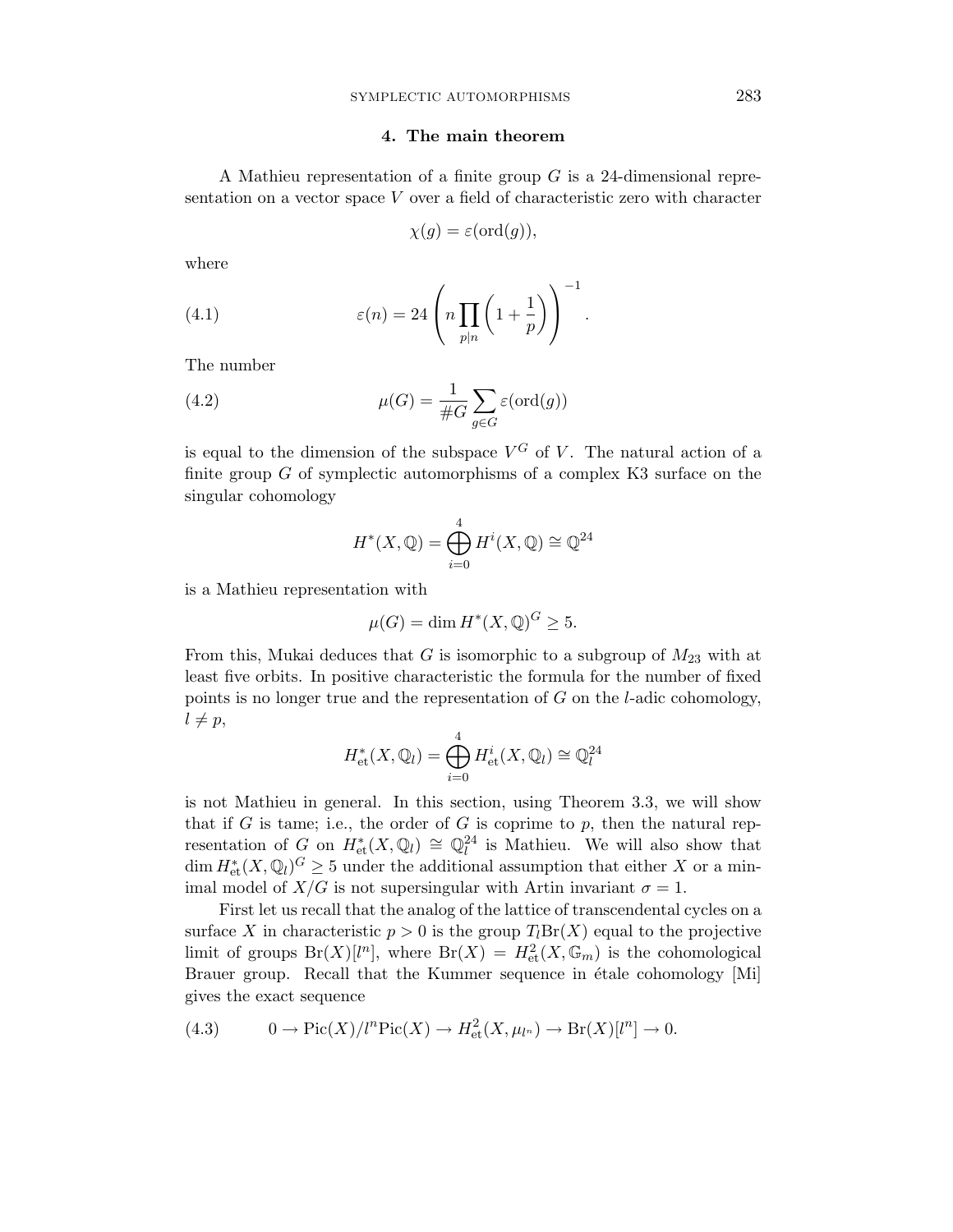## 4. The main theorem

A Mathieu representation of a finite group $G$ is a 24-dimensional representation on a vector space $V$ over a field of characteristic zero with character

$$\chi(g) = \varepsilon(\mathrm{ord}(g)),$$

where

$$\varepsilon(n) = 24\left(n\prod_{p|n}\left(1+\frac{1}{p}\right)\right)^{-1}. \tag{4.1}$$

The number

$$\mu(G) = \frac{1}{\#G}\sum_{g\in G}\varepsilon(\mathrm{ord}(g)) \tag{4.2}$$

is equal to the dimension of the subspace $V^G$ of $V$. The natural action of a finite group $G$ of symplectic automorphisms of a complex K3 surface on the singular cohomology

$$H^*(X,\mathbb{Q}) = \bigoplus_{i=0}^{4} H^i(X,\mathbb{Q}) \cong \mathbb{Q}^{24}$$

is a Mathieu representation with

$$\mu(G) = \dim H^*(X,\mathbb{Q})^G \geq 5.$$

From this, Mukai deduces that $G$ is isomorphic to a subgroup of $M_{23}$ with at least five orbits. In positive characteristic the formula for the number of fixed points is no longer true and the representation of $G$ on the $l$-adic cohomology, $l \neq p$,

$$H^*_{\mathrm{et}}(X,\mathbb{Q}_l) = \bigoplus_{i=0}^{4} H^i_{\mathrm{et}}(X,\mathbb{Q}_l) \cong \mathbb{Q}_l^{24}$$

is not Mathieu in general. In this section, using Theorem 3.3, we will show that if $G$ is tame; i.e., the order of $G$ is coprime to $p$, then the natural representation of $G$ on $H^*_{\mathrm{et}}(X,\mathbb{Q}_l) \cong \mathbb{Q}_l^{24}$ is Mathieu. We will also show that $\dim H^*_{\mathrm{et}}(X,\mathbb{Q}_l)^G \geq 5$ under the additional assumption that either $X$ or a minimal model of $X/G$ is not supersingular with Artin invariant $\sigma = 1$.

First let us recall that the analog of the lattice of transcendental cycles on a surface $X$ in characteristic $p > 0$ is the group $T_l\mathrm{Br}(X)$ equal to the projective limit of groups $\mathrm{Br}(X)[l^n]$, where $\mathrm{Br}(X) = H^2_{\mathrm{et}}(X,\mathbb{G}_m)$ is the cohomological Brauer group. Recall that the Kummer sequence in étale cohomology [Mi] gives the exact sequence

$$0 \to \mathrm{Pic}(X)/l^n\mathrm{Pic}(X) \to H^2_{\mathrm{et}}(X,\mu_{l^n}) \to \mathrm{Br}(X)[l^n] \to 0. \tag{4.3}$$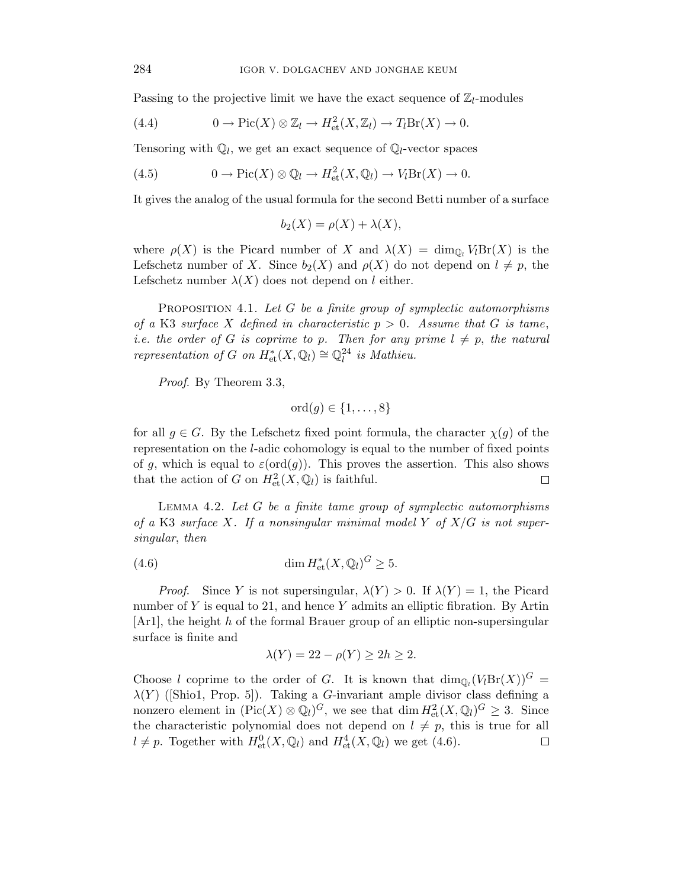Passing to the projective limit we have the exact sequence of $\mathbb{Z}_l$-modules

$$0 \to \mathrm{Pic}(X) \otimes \mathbb{Z}_l \to H^2_{\mathrm{et}}(X, \mathbb{Z}_l) \to T_l\mathrm{Br}(X) \to 0. \tag{4.4}$$

Tensoring with $\mathbb{Q}_l$, we get an exact sequence of $\mathbb{Q}_l$-vector spaces

$$0 \to \mathrm{Pic}(X) \otimes \mathbb{Q}_l \to H^2_{\mathrm{et}}(X, \mathbb{Q}_l) \to V_l\mathrm{Br}(X) \to 0. \tag{4.5}$$

It gives the analog of the usual formula for the second Betti number of a surface

$$b_2(X) = \rho(X) + \lambda(X),$$

where $\rho(X)$ is the Picard number of $X$ and $\lambda(X) = \dim_{\mathbb{Q}_l} V_l\mathrm{Br}(X)$ is the Lefschetz number of $X$. Since $b_2(X)$ and $\rho(X)$ do not depend on $l \neq p$, the Lefschetz number $\lambda(X)$ does not depend on $l$ either.

Proposition 4.1. *Let $G$ be a finite group of symplectic automorphisms of a* K3 *surface $X$ defined in characteristic $p > 0$. Assume that $G$ is tame, i.e. the order of $G$ is coprime to $p$. Then for any prime $l \neq p$, the natural representation of $G$ on $H^*_{\mathrm{et}}(X, \mathbb{Q}_l) \cong \mathbb{Q}_l^{24}$ is Mathieu.*

*Proof.* By Theorem 3.3,

$$\mathrm{ord}(g) \in \{1, \dots, 8\}$$

for all $g \in G$. By the Lefschetz fixed point formula, the character $\chi(g)$ of the representation on the $l$-adic cohomology is equal to the number of fixed points of $g$, which is equal to $\varepsilon(\mathrm{ord}(g))$. This proves the assertion. This also shows that the action of $G$ on $H^2_{\mathrm{et}}(X, \mathbb{Q}_l)$ is faithful. □

Lemma 4.2. *Let $G$ be a finite tame group of symplectic automorphisms of a* K3 *surface $X$. If a nonsingular minimal model $Y$ of $X/G$ is not supersingular, then*

$$\dim H^*_{\mathrm{et}}(X, \mathbb{Q}_l)^G \geq 5. \tag{4.6}$$

*Proof.* Since $Y$ is not supersingular, $\lambda(Y) > 0$. If $\lambda(Y) = 1$, the Picard number of $Y$ is equal to 21, and hence $Y$ admits an elliptic fibration. By Artin [Ar1], the height $h$ of the formal Brauer group of an elliptic non-supersingular surface is finite and

$$\lambda(Y) = 22 - \rho(Y) \geq 2h \geq 2.$$

Choose $l$ coprime to the order of $G$. It is known that $\dim_{\mathbb{Q}_l}(V_l\mathrm{Br}(X))^G = \lambda(Y)$ ([Shio1, Prop. 5]). Taking a $G$-invariant ample divisor class defining a nonzero element in $(\mathrm{Pic}(X) \otimes \mathbb{Q}_l)^G$, we see that $\dim H^2_{\mathrm{et}}(X, \mathbb{Q}_l)^G \geq 3$. Since the characteristic polynomial does not depend on $l \neq p$, this is true for all $l \neq p$. Together with $H^0_{\mathrm{et}}(X, \mathbb{Q}_l)$ and $H^4_{\mathrm{et}}(X, \mathbb{Q}_l)$ we get (4.6). □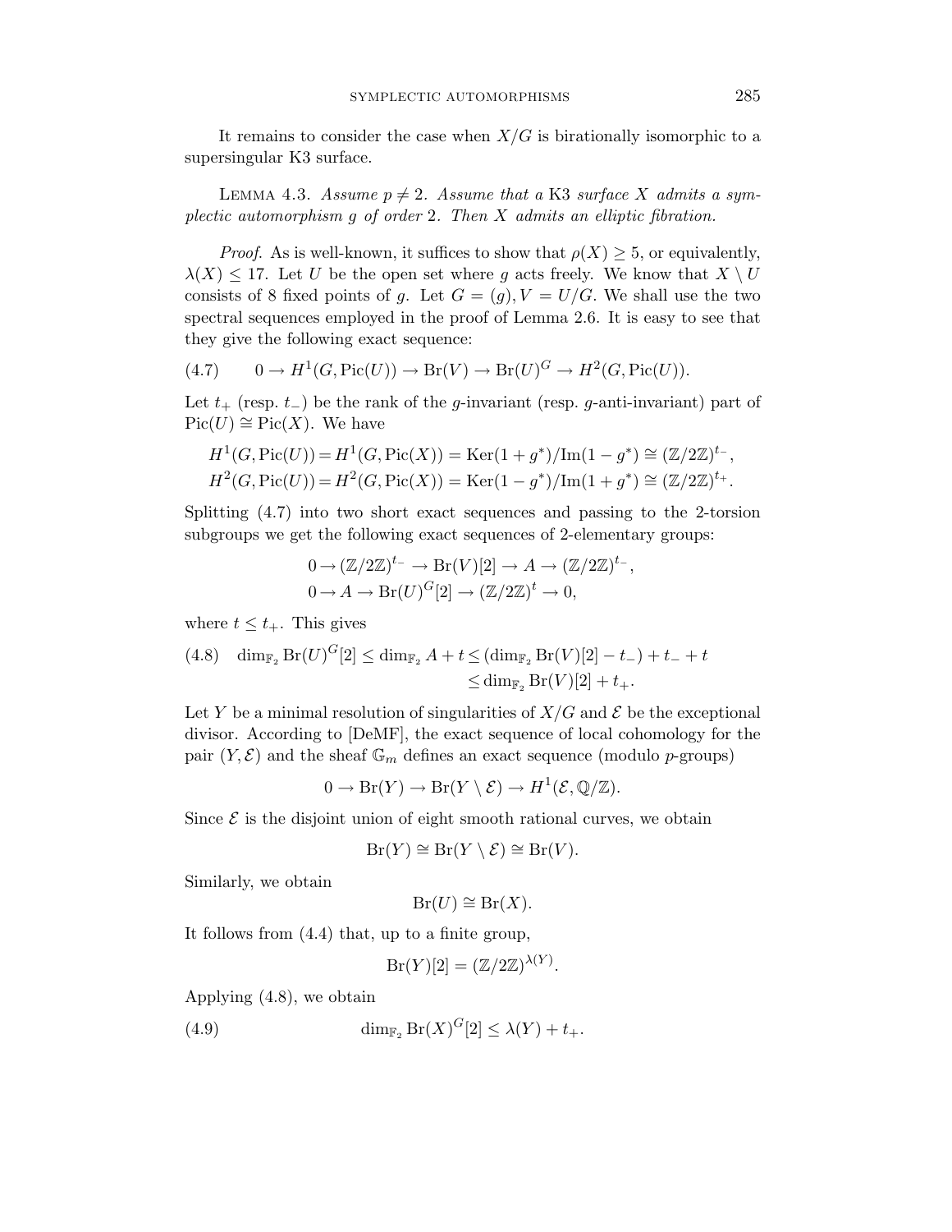It remains to consider the case when $X/G$ is birationally isomorphic to a supersingular K3 surface.

LEMMA 4.3. *Assume $p \neq 2$. Assume that a* K3 *surface $X$ admits a symplectic automorphism $g$ of order* 2. *Then $X$ admits an elliptic fibration.*

*Proof.* As is well-known, it suffices to show that $\rho(X) \geq 5$, or equivalently, $\lambda(X) \leq 17$. Let $U$ be the open set where $g$ acts freely. We know that $X \setminus U$ consists of 8 fixed points of $g$. Let $G = (g), V = U/G$. We shall use the two spectral sequences employed in the proof of Lemma 2.6. It is easy to see that they give the following exact sequence:

$$(4.7) \qquad 0 \to H^1(G, \mathrm{Pic}(U)) \to \mathrm{Br}(V) \to \mathrm{Br}(U)^G \to H^2(G, \mathrm{Pic}(U)).$$

Let $t_+$ (resp. $t_-$) be the rank of the $g$-invariant (resp. $g$-anti-invariant) part of $\mathrm{Pic}(U) \cong \mathrm{Pic}(X)$. We have

$$H^1(G, \mathrm{Pic}(U)) = H^1(G, \mathrm{Pic}(X)) = \mathrm{Ker}(1+g^*)/\mathrm{Im}(1-g^*) \cong (\mathbb{Z}/2\mathbb{Z})^{t_-},$$
$$H^2(G, \mathrm{Pic}(U)) = H^2(G, \mathrm{Pic}(X)) = \mathrm{Ker}(1-g^*)/\mathrm{Im}(1+g^*) \cong (\mathbb{Z}/2\mathbb{Z})^{t_+}.$$

Splitting (4.7) into two short exact sequences and passing to the 2-torsion subgroups we get the following exact sequences of 2-elementary groups:

$$0 \to (\mathbb{Z}/2\mathbb{Z})^{t_-} \to \mathrm{Br}(V)[2] \to A \to (\mathbb{Z}/2\mathbb{Z})^{t_-},$$
$$0 \to A \to \mathrm{Br}(U)^G[2] \to (\mathbb{Z}/2\mathbb{Z})^{t} \to 0,$$

where $t \leq t_+$. This gives

$$(4.8) \quad \dim_{\mathbb{F}_2} \mathrm{Br}(U)^G[2] \leq \dim_{\mathbb{F}_2} A + t \leq (\dim_{\mathbb{F}_2} \mathrm{Br}(V)[2] - t_-) + t_- + t \leq \dim_{\mathbb{F}_2} \mathrm{Br}(V)[2] + t_+.$$

Let $Y$ be a minimal resolution of singularities of $X/G$ and $\mathcal{E}$ be the exceptional divisor. According to [DeMF], the exact sequence of local cohomology for the pair $(Y, \mathcal{E})$ and the sheaf $\mathbb{G}_m$ defines an exact sequence (modulo $p$-groups)

$$0 \to \mathrm{Br}(Y) \to \mathrm{Br}(Y \setminus \mathcal{E}) \to H^1(\mathcal{E}, \mathbb{Q}/\mathbb{Z}).$$

Since $\mathcal{E}$ is the disjoint union of eight smooth rational curves, we obtain

$$\mathrm{Br}(Y) \cong \mathrm{Br}(Y \setminus \mathcal{E}) \cong \mathrm{Br}(V).$$

Similarly, we obtain

$$\mathrm{Br}(U) \cong \mathrm{Br}(X).$$

It follows from (4.4) that, up to a finite group,

$$\mathrm{Br}(Y)[2] = (\mathbb{Z}/2\mathbb{Z})^{\lambda(Y)}.$$

Applying (4.8), we obtain

$$(4.9) \qquad \dim_{\mathbb{F}_2} \mathrm{Br}(X)^G[2] \leq \lambda(Y) + t_+.$$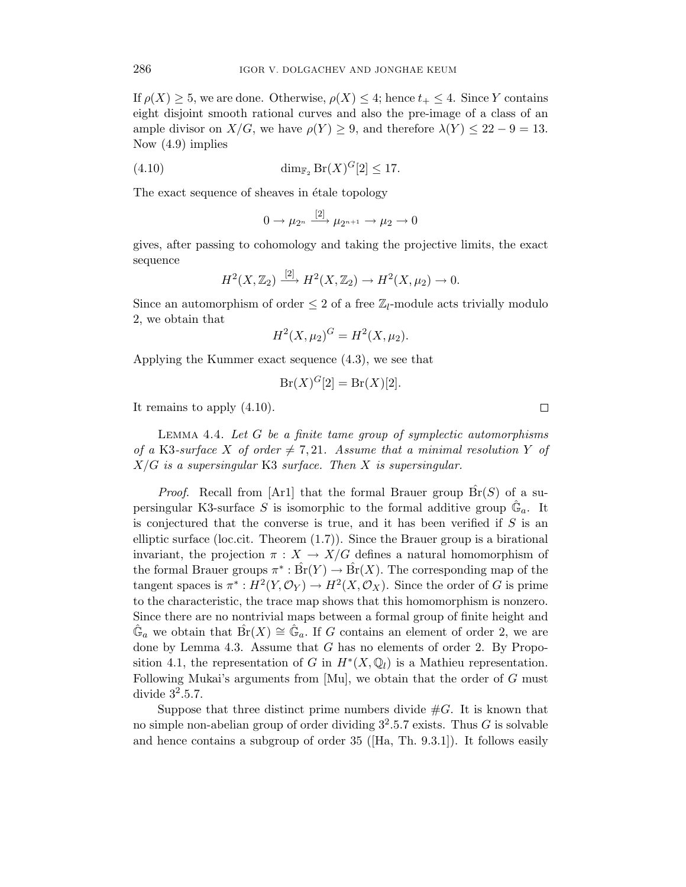If $\rho(X) \geq 5$, we are done. Otherwise, $\rho(X) \leq 4$; hence $t_+ \leq 4$. Since $Y$ contains eight disjoint smooth rational curves and also the pre-image of a class of an ample divisor on $X/G$, we have $\rho(Y) \geq 9$, and therefore $\lambda(Y) \leq 22 - 9 = 13$. Now (4.9) implies

$$\dim_{\mathbb{F}_2} \mathrm{Br}(X)^G[2] \leq 17. \tag{4.10}$$

The exact sequence of sheaves in étale topology

$$0 \to \mu_{2^n} \xrightarrow{[2]} \mu_{2^{n+1}} \to \mu_2 \to 0$$

gives, after passing to cohomology and taking the projective limits, the exact sequence

$$H^2(X, \mathbb{Z}_2) \xrightarrow{[2]} H^2(X, \mathbb{Z}_2) \to H^2(X, \mu_2) \to 0.$$

Since an automorphism of order $\leq 2$ of a free $\mathbb{Z}_l$-module acts trivially modulo 2, we obtain that

$$H^2(X, \mu_2)^G = H^2(X, \mu_2).$$

Applying the Kummer exact sequence (4.3), we see that

$$\mathrm{Br}(X)^G[2] = \mathrm{Br}(X)[2].$$

It remains to apply (4.10). $\square$

Lemma 4.4. *Let $G$ be a finite tame group of symplectic automorphisms of a* K3*-surface $X$ of order $\neq 7, 21$. Assume that a minimal resolution $Y$ of $X/G$ is a supersingular* K3 *surface. Then $X$ is supersingular.*

*Proof.* Recall from [Ar1] that the formal Brauer group $\hat{\mathrm{Br}}(S)$ of a supersingular K3-surface $S$ is isomorphic to the formal additive group $\hat{\mathbb{G}}_a$. It is conjectured that the converse is true, and it has been verified if $S$ is an elliptic surface (loc.cit. Theorem (1.7)). Since the Brauer group is a birational invariant, the projection $\pi : X \to X/G$ defines a natural homomorphism of the formal Brauer groups $\pi^* : \hat{\mathrm{Br}}(Y) \to \hat{\mathrm{Br}}(X)$. The corresponding map of the tangent spaces is $\pi^* : H^2(Y, \mathcal{O}_Y) \to H^2(X, \mathcal{O}_X)$. Since the order of $G$ is prime to the characteristic, the trace map shows that this homomorphism is nonzero. Since there are no nontrivial maps between a formal group of finite height and $\hat{\mathbb{G}}_a$ we obtain that $\hat{\mathrm{Br}}(X) \cong \hat{\mathbb{G}}_a$. If $G$ contains an element of order 2, we are done by Lemma 4.3. Assume that $G$ has no elements of order 2. By Proposition 4.1, the representation of $G$ in $H^*(X, \mathbb{Q}_l)$ is a Mathieu representation. Following Mukai's arguments from [Mu], we obtain that the order of $G$ must divide $3^2.5.7$.

Suppose that three distinct prime numbers divide $\#G$. It is known that no simple non-abelian group of order dividing $3^2.5.7$ exists. Thus $G$ is solvable and hence contains a subgroup of order 35 ([Ha, Th. 9.3.1]). It follows easily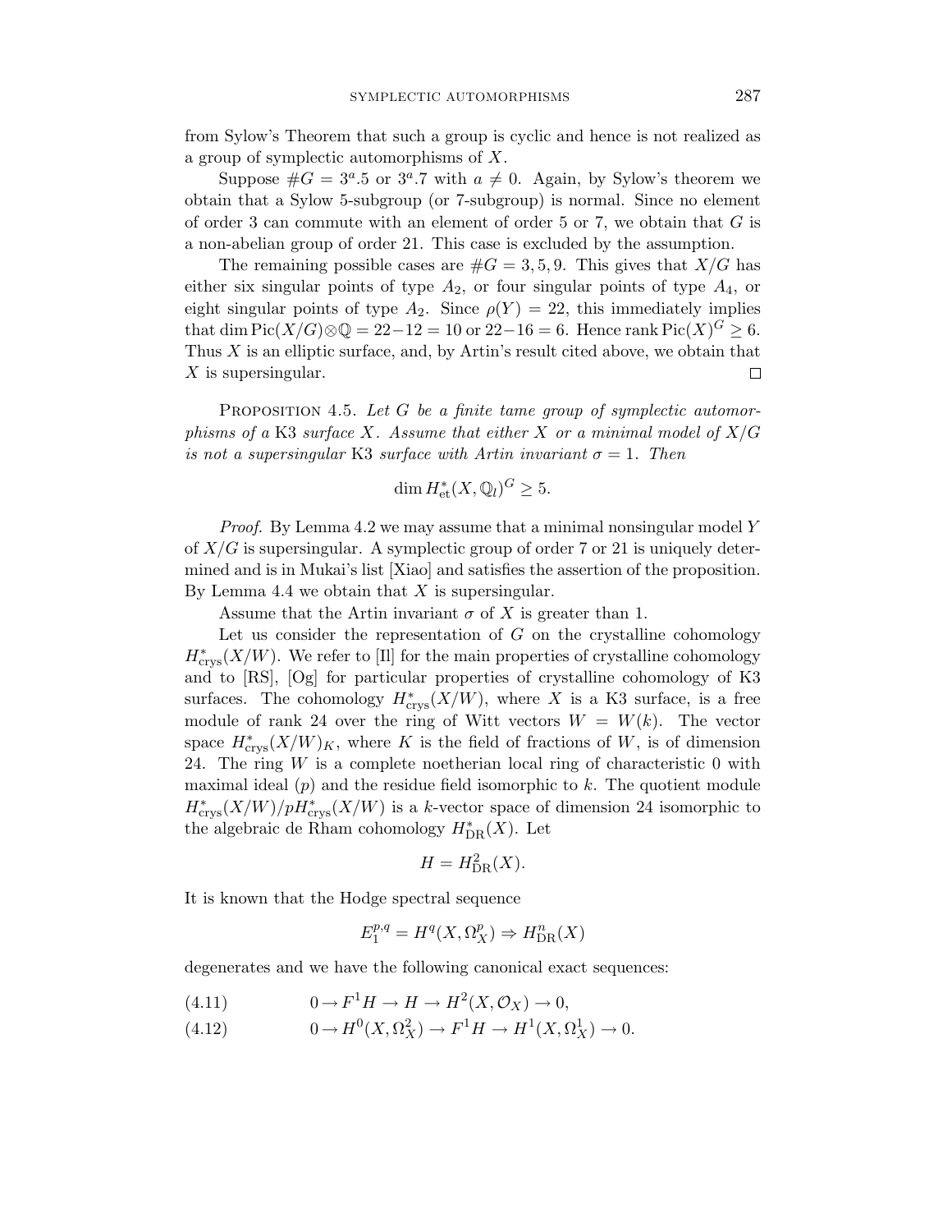from Sylow's Theorem that such a group is cyclic and hence is not realized as a group of symplectic automorphisms of $X$.

Suppose $\#G = 3^a.5$ or $3^a.7$ with $a \neq 0$. Again, by Sylow's theorem we obtain that a Sylow 5-subgroup (or 7-subgroup) is normal. Since no element of order 3 can commute with an element of order 5 or 7, we obtain that $G$ is a non-abelian group of order 21. This case is excluded by the assumption.

The remaining possible cases are $\#G = 3, 5, 9$. This gives that $X/G$ has either six singular points of type $A_2$, or four singular points of type $A_4$, or eight singular points of type $A_2$. Since $\rho(Y) = 22$, this immediately implies that $\dim \mathrm{Pic}(X/G)\otimes\mathbb{Q} = 22-12 = 10$ or $22-16 = 6$. Hence $\mathrm{rank}\,\mathrm{Pic}(X)^G \geq 6$. Thus $X$ is an elliptic surface, and, by Artin's result cited above, we obtain that $X$ is supersingular. $\square$

PROPOSITION 4.5. *Let $G$ be a finite tame group of symplectic automorphisms of a* K3 *surface $X$. Assume that either $X$ or a minimal model of $X/G$ is not a supersingular* K3 *surface with Artin invariant $\sigma = 1$. Then*

$$\dim H^*_{\mathrm{et}}(X, \mathbb{Q}_l)^G \geq 5.$$

*Proof*. By Lemma 4.2 we may assume that a minimal nonsingular model $Y$ of $X/G$ is supersingular. A symplectic group of order 7 or 21 is uniquely determined and is in Mukai's list [Xiao] and satisfies the assertion of the proposition. By Lemma 4.4 we obtain that $X$ is supersingular.

Assume that the Artin invariant $\sigma$ of $X$ is greater than 1.

Let us consider the representation of $G$ on the crystalline cohomology $H^*_{\mathrm{crys}}(X/W)$. We refer to [Il] for the main properties of crystalline cohomology and to [RS], [Og] for particular properties of crystalline cohomology of K3 surfaces. The cohomology $H^*_{\mathrm{crys}}(X/W)$, where $X$ is a K3 surface, is a free module of rank 24 over the ring of Witt vectors $W = W(k)$. The vector space $H^*_{\mathrm{crys}}(X/W)_K$, where $K$ is the field of fractions of $W$, is of dimension 24. The ring $W$ is a complete noetherian local ring of characteristic 0 with maximal ideal $(p)$ and the residue field isomorphic to $k$. The quotient module $H^*_{\mathrm{crys}}(X/W)/pH^*_{\mathrm{crys}}(X/W)$ is a $k$-vector space of dimension 24 isomorphic to the algebraic de Rham cohomology $H^*_{\mathrm{DR}}(X)$. Let

$$H = H^2_{\mathrm{DR}}(X).$$

It is known that the Hodge spectral sequence

$$E_1^{p,q} = H^q(X, \Omega^p_X) \Rightarrow H^n_{\mathrm{DR}}(X)$$

degenerates and we have the following canonical exact sequences:

$$0 \to F^1H \to H \to H^2(X, \mathcal{O}_X) \to 0, \tag{4.11}$$

$$0 \to H^0(X, \Omega^2_X) \to F^1H \to H^1(X, \Omega^1_X) \to 0. \tag{4.12}$$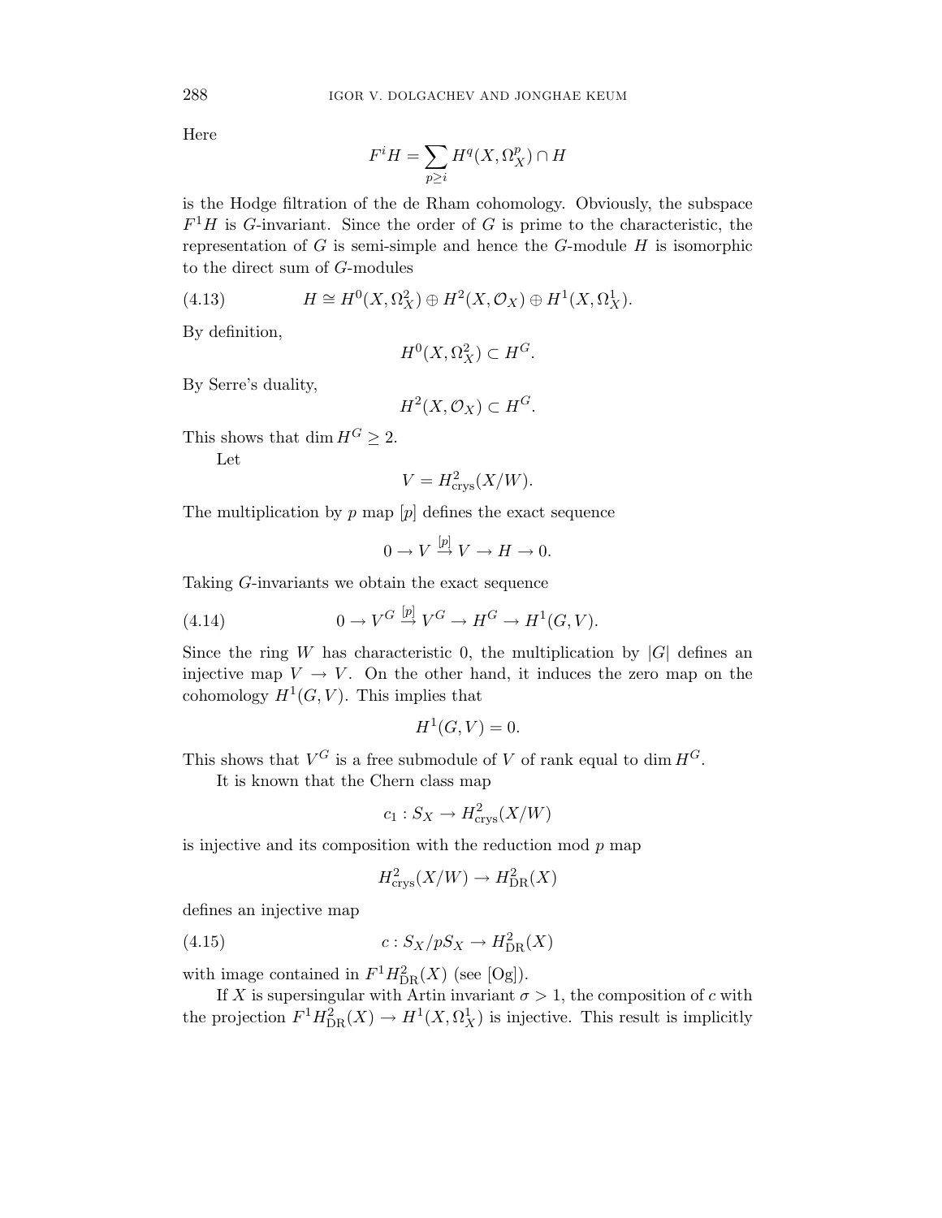Here

$$F^iH = \sum_{p \geq i} H^q(X, \Omega_X^p) \cap H$$

is the Hodge filtration of the de Rham cohomology. Obviously, the subspace $F^1H$ is $G$-invariant. Since the order of $G$ is prime to the characteristic, the representation of $G$ is semi-simple and hence the $G$-module $H$ is isomorphic to the direct sum of $G$-modules

$$H \cong H^0(X, \Omega_X^2) \oplus H^2(X, \mathcal{O}_X) \oplus H^1(X, \Omega_X^1). \tag{4.13}$$

By definition,

$$H^0(X, \Omega_X^2) \subset H^G.$$

By Serre's duality,

$$H^2(X, \mathcal{O}_X) \subset H^G.$$

This shows that $\dim H^G \geq 2$.

Let

$$V = H^2_{\text{crys}}(X/W).$$

The multiplication by $p$ map $[p]$ defines the exact sequence

$$0 \to V \stackrel{[p]}{\to} V \to H \to 0.$$

Taking $G$-invariants we obtain the exact sequence

$$0 \to V^G \stackrel{[p]}{\to} V^G \to H^G \to H^1(G, V). \tag{4.14}$$

Since the ring $W$ has characteristic 0, the multiplication by $|G|$ defines an injective map $V \to V$. On the other hand, it induces the zero map on the cohomology $H^1(G, V)$. This implies that

$$H^1(G, V) = 0.$$

This shows that $V^G$ is a free submodule of $V$ of rank equal to $\dim H^G$.

It is known that the Chern class map

$$c_1 : S_X \to H^2_{\text{crys}}(X/W)$$

is injective and its composition with the reduction mod $p$ map

$$H^2_{\text{crys}}(X/W) \to H^2_{\text{DR}}(X)$$

defines an injective map

$$c : S_X/pS_X \to H^2_{\text{DR}}(X) \tag{4.15}$$

with image contained in $F^1H^2_{\text{DR}}(X)$ (see [Og]).

If $X$ is supersingular with Artin invariant $\sigma > 1$, the composition of $c$ with the projection $F^1H^2_{\text{DR}}(X) \to H^1(X, \Omega_X^1)$ is injective. This result is implicitly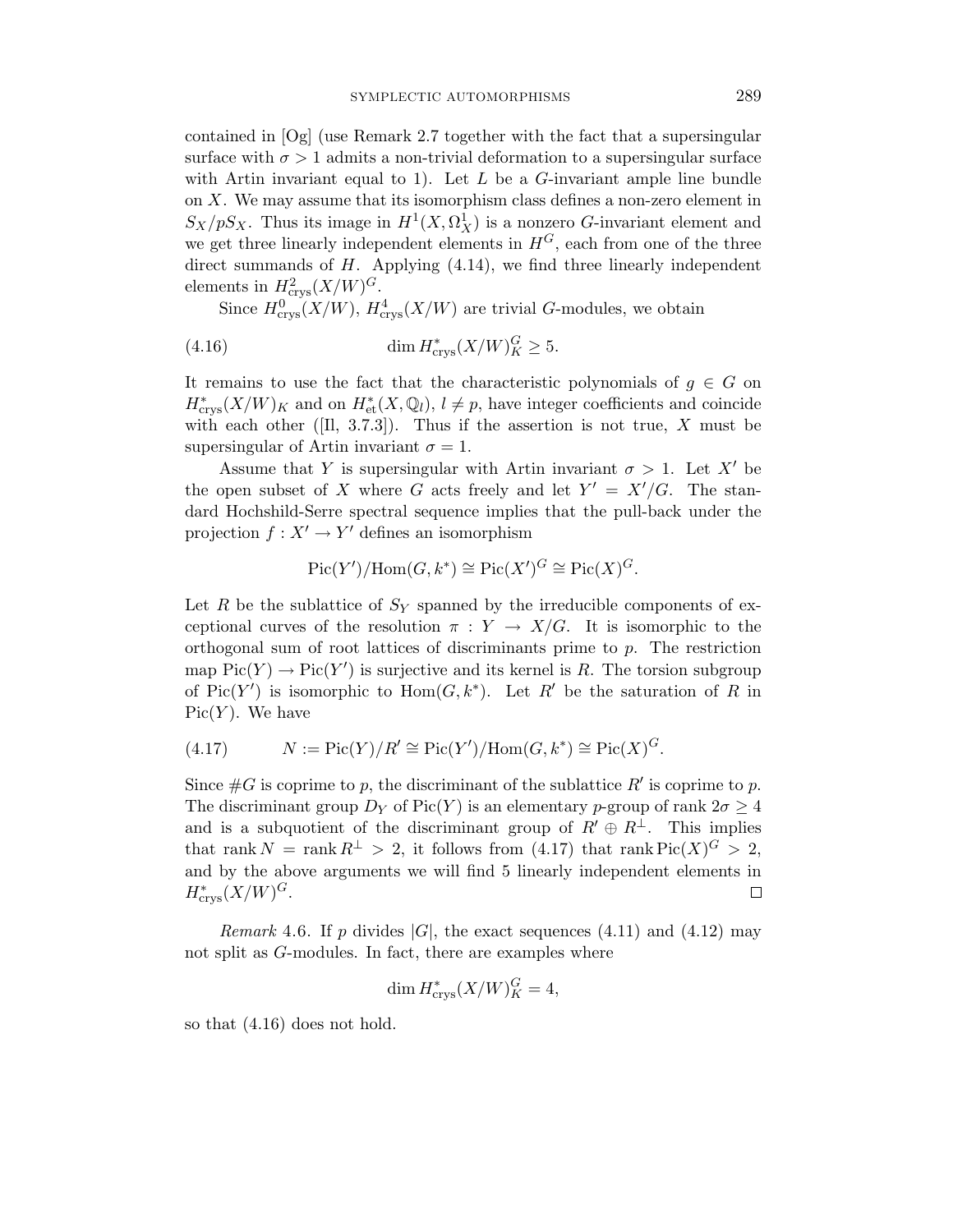contained in [Og] (use Remark 2.7 together with the fact that a supersingular surface with $\sigma > 1$ admits a non-trivial deformation to a supersingular surface with Artin invariant equal to 1). Let $L$ be a $G$-invariant ample line bundle on $X$. We may assume that its isomorphism class defines a non-zero element in $S_X/pS_X$. Thus its image in $H^1(X, \Omega^1_X)$ is a nonzero $G$-invariant element and we get three linearly independent elements in $H^G$, each from one of the three direct summands of $H$. Applying (4.14), we find three linearly independent elements in $H^2_{\rm crys}(X/W)^G$.

Since $H^0_{\rm crys}(X/W)$, $H^4_{\rm crys}(X/W)$ are trivial $G$-modules, we obtain

$$\dim H^*_{\rm crys}(X/W)^G_K \geq 5. \tag{4.16}$$

It remains to use the fact that the characteristic polynomials of $g \in G$ on $H^*_{\rm crys}(X/W)_K$ and on $H^*_{\rm et}(X, \mathbb{Q}_l)$, $l \neq p$, have integer coefficients and coincide with each other ([Il, 3.7.3]). Thus if the assertion is not true, $X$ must be supersingular of Artin invariant $\sigma = 1$.

Assume that $Y$ is supersingular with Artin invariant $\sigma > 1$. Let $X'$ be the open subset of $X$ where $G$ acts freely and let $Y' = X'/G$. The standard Hochshild-Serre spectral sequence implies that the pull-back under the projection $f : X' \to Y'$ defines an isomorphism

$$\mathrm{Pic}(Y')/\mathrm{Hom}(G, k^*) \cong \mathrm{Pic}(X')^G \cong \mathrm{Pic}(X)^G.$$

Let $R$ be the sublattice of $S_Y$ spanned by the irreducible components of exceptional curves of the resolution $\pi : Y \to X/G$. It is isomorphic to the orthogonal sum of root lattices of discriminants prime to $p$. The restriction map $\mathrm{Pic}(Y) \to \mathrm{Pic}(Y')$ is surjective and its kernel is $R$. The torsion subgroup of $\mathrm{Pic}(Y')$ is isomorphic to $\mathrm{Hom}(G, k^*)$. Let $R'$ be the saturation of $R$ in $\mathrm{Pic}(Y)$. We have

$$N := \mathrm{Pic}(Y)/R' \cong \mathrm{Pic}(Y')/\mathrm{Hom}(G, k^*) \cong \mathrm{Pic}(X)^G. \tag{4.17}$$

Since $\#G$ is coprime to $p$, the discriminant of the sublattice $R'$ is coprime to $p$. The discriminant group $D_Y$ of $\mathrm{Pic}(Y)$ is an elementary $p$-group of rank $2\sigma \geq 4$ and is a subquotient of the discriminant group of $R' \oplus R^\perp$. This implies that $\mathrm{rank}\, N = \mathrm{rank}\, R^\perp > 2$, it follows from (4.17) that $\mathrm{rank}\,\mathrm{Pic}(X)^G > 2$, and by the above arguments we will find 5 linearly independent elements in $H^*_{\rm crys}(X/W)^G$. □

*Remark* 4.6. If $p$ divides $|G|$, the exact sequences (4.11) and (4.12) may not split as $G$-modules. In fact, there are examples where

$$\dim H^*_{\rm crys}(X/W)^G_K = 4,$$

so that (4.16) does not hold.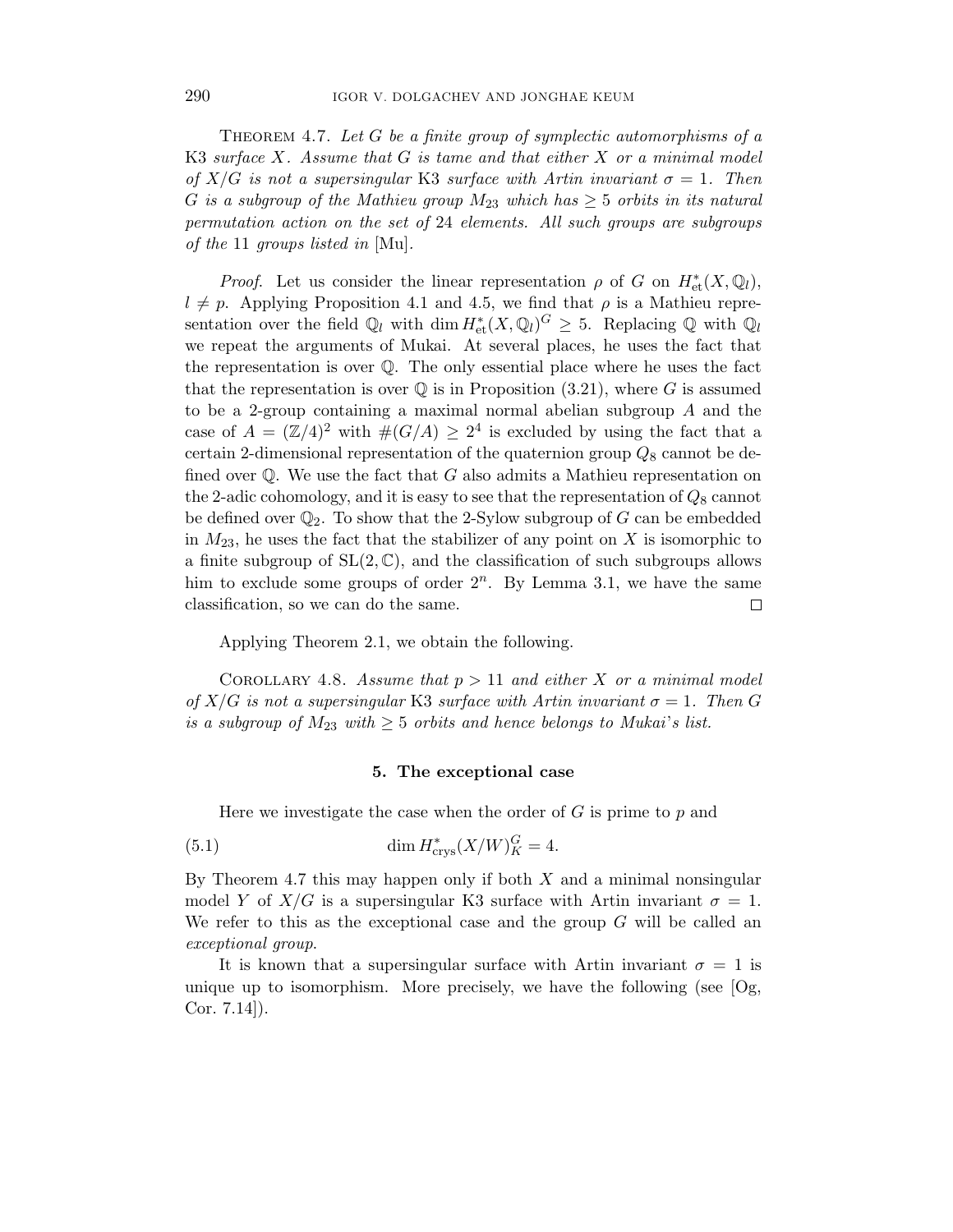THEOREM 4.7. *Let $G$ be a finite group of symplectic automorphisms of a* K3 *surface $X$. Assume that $G$ is tame and that either $X$ or a minimal model of $X/G$ is not a supersingular* K3 *surface with Artin invariant $\sigma = 1$. Then $G$ is a subgroup of the Mathieu group $M_{23}$ which has $\geq 5$ orbits in its natural permutation action on the set of* 24 *elements. All such groups are subgroups of the* 11 *groups listed in* [Mu].

*Proof.* Let us consider the linear representation $\rho$ of $G$ on $H^*_{\text{et}}(X, \mathbb{Q}_l)$, $l \neq p$. Applying Proposition 4.1 and 4.5, we find that $\rho$ is a Mathieu representation over the field $\mathbb{Q}_l$ with $\dim H^*_{\text{et}}(X, \mathbb{Q}_l)^G \geq 5$. Replacing $\mathbb{Q}$ with $\mathbb{Q}_l$ we repeat the arguments of Mukai. At several places, he uses the fact that the representation is over $\mathbb{Q}$. The only essential place where he uses the fact that the representation is over $\mathbb{Q}$ is in Proposition (3.21), where $G$ is assumed to be a 2-group containing a maximal normal abelian subgroup $A$ and the case of $A = (\mathbb{Z}/4)^2$ with $\#(G/A) \geq 2^4$ is excluded by using the fact that a certain 2-dimensional representation of the quaternion group $Q_8$ cannot be defined over $\mathbb{Q}$. We use the fact that $G$ also admits a Mathieu representation on the 2-adic cohomology, and it is easy to see that the representation of $Q_8$ cannot be defined over $\mathbb{Q}_2$. To show that the 2-Sylow subgroup of $G$ can be embedded in $M_{23}$, he uses the fact that the stabilizer of any point on $X$ is isomorphic to a finite subgroup of $\text{SL}(2, \mathbb{C})$, and the classification of such subgroups allows him to exclude some groups of order $2^n$. By Lemma 3.1, we have the same classification, so we can do the same. $\square$

Applying Theorem 2.1, we obtain the following.

COROLLARY 4.8. *Assume that $p > 11$ and either $X$ or a minimal model of $X/G$ is not a supersingular* K3 *surface with Artin invariant $\sigma = 1$. Then $G$ is a subgroup of $M_{23}$ with $\geq 5$ orbits and hence belongs to Mukai's list.*

## 5. The exceptional case

Here we investigate the case when the order of $G$ is prime to $p$ and

$$\dim H^*_{\text{crys}}(X/W)^G_K = 4. \tag{5.1}$$

By Theorem 4.7 this may happen only if both $X$ and a minimal nonsingular model $Y$ of $X/G$ is a supersingular K3 surface with Artin invariant $\sigma = 1$. We refer to this as the exceptional case and the group $G$ will be called an *exceptional group*.

It is known that a supersingular surface with Artin invariant $\sigma = 1$ is unique up to isomorphism. More precisely, we have the following (see [Og, Cor. 7.14]).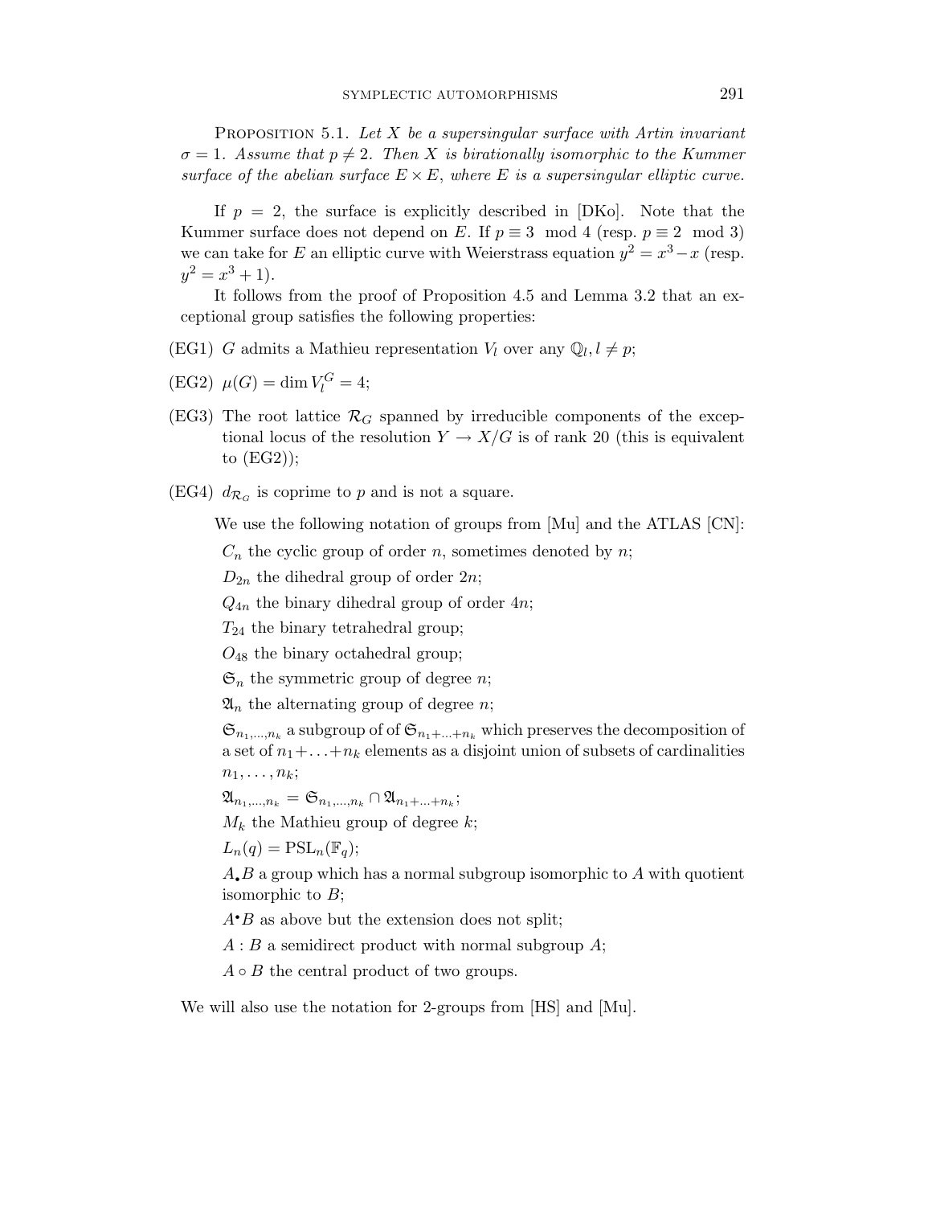Proposition 5.1. *Let $X$ be a supersingular surface with Artin invariant $\sigma = 1$. Assume that $p \neq 2$. Then $X$ is birationally isomorphic to the Kummer surface of the abelian surface $E \times E$, where $E$ is a supersingular elliptic curve.*

If $p = 2$, the surface is explicitly described in [DKo]. Note that the Kummer surface does not depend on $E$. If $p \equiv 3 \mod 4$ (resp. $p \equiv 2 \mod 3$) we can take for $E$ an elliptic curve with Weierstrass equation $y^2 = x^3 - x$ (resp. $y^2 = x^3 + 1$).

It follows from the proof of Proposition 4.5 and Lemma 3.2 that an exceptional group satisfies the following properties:

(EG1) $G$ admits a Mathieu representation $V_l$ over any $\mathbb{Q}_l, l \neq p$;

(EG2) $\mu(G) = \dim V_l^G = 4$;

(EG3) The root lattice $\mathcal{R}_G$ spanned by irreducible components of the exceptional locus of the resolution $Y \to X/G$ is of rank 20 (this is equivalent to (EG2));

(EG4) $d_{\mathcal{R}_G}$ is coprime to $p$ and is not a square.

We use the following notation of groups from [Mu] and the ATLAS [CN]:

$C_n$ the cyclic group of order $n$, sometimes denoted by $n$;

$D_{2n}$ the dihedral group of order $2n$;

$Q_{4n}$ the binary dihedral group of order $4n$;

$T_{24}$ the binary tetrahedral group;

$O_{48}$ the binary octahedral group;

$\mathfrak{S}_n$ the symmetric group of degree $n$;

$\mathfrak{A}_n$ the alternating group of degree $n$;

$\mathfrak{S}_{n_1,\ldots,n_k}$ a subgroup of of $\mathfrak{S}_{n_1+\ldots+n_k}$ which preserves the decomposition of a set of $n_1 + \ldots + n_k$ elements as a disjoint union of subsets of cardinalities $n_1, \ldots, n_k$;

$\mathfrak{A}_{n_1,\ldots,n_k} = \mathfrak{S}_{n_1,\ldots,n_k} \cap \mathfrak{A}_{n_1+\ldots+n_k}$;

$M_k$ the Mathieu group of degree $k$;

$L_n(q) = \mathrm{PSL}_n(\mathbb{F}_q)$;

$A_{\bullet}B$ a group which has a normal subgroup isomorphic to $A$ with quotient isomorphic to $B$;

$A^{\bullet}B$ as above but the extension does not split;

$A : B$ a semidirect product with normal subgroup $A$;

$A \circ B$ the central product of two groups.

We will also use the notation for 2-groups from [HS] and [Mu].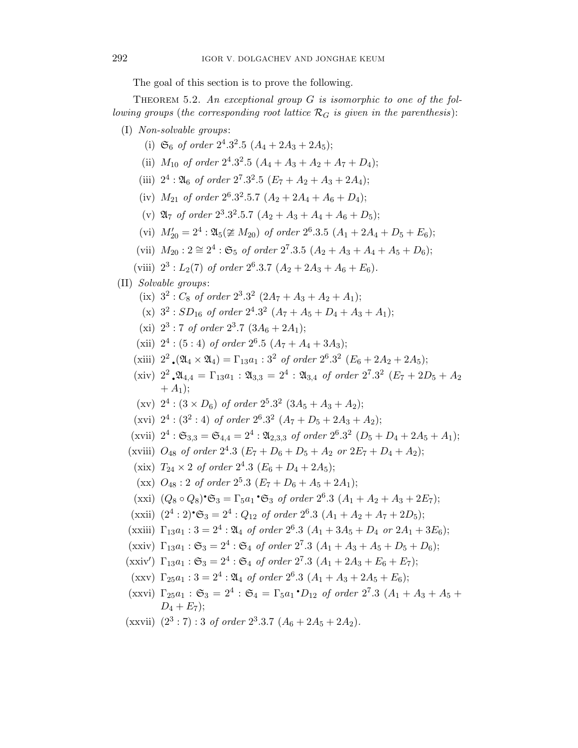The goal of this section is to prove the following.

THEOREM 5.2. *An exceptional group $G$ is isomorphic to one of the following groups* (*the corresponding root lattice $\mathcal{R}_G$ is given in the parenthesis*):

(I) *Non-solvable groups*:

- (i) $\mathfrak{S}_6$ *of order* $2^4.3^2.5$ $(A_4 + 2A_3 + 2A_5)$;
- (ii) $M_{10}$ *of order* $2^4.3^2.5$ $(A_4 + A_3 + A_2 + A_7 + D_4)$;
- (iii) $2^4 : \mathfrak{A}_6$ *of order* $2^7.3^2.5$ $(E_7 + A_2 + A_3 + 2A_4)$;
- (iv) $M_{21}$ *of order* $2^6.3^2.5.7$ $(A_2 + 2A_4 + A_6 + D_4)$;
- (v) $\mathfrak{A}_7$ *of order* $2^3.3^2.5.7$ $(A_2 + A_3 + A_4 + A_6 + D_5)$;
- (vi) $M'_{20} = 2^4 : \mathfrak{A}_5 (\not\cong M_{20})$ *of order* $2^6.3.5$ $(A_1 + 2A_4 + D_5 + E_6)$;
- (vii) $M_{20} : 2 \cong 2^4 : \mathfrak{S}_5$ *of order* $2^7.3.5$ $(A_2 + A_3 + A_4 + A_5 + D_6)$;
- (viii) $2^3 : L_2(7)$ *of order* $2^6.3.7$ $(A_2 + 2A_3 + A_6 + E_6)$.

(II) *Solvable groups*:

- (ix) $3^2 : C_8$ *of order* $2^3.3^2$ $(2A_7 + A_3 + A_2 + A_1)$;
- (x) $3^2 : SD_{16}$ *of order* $2^4.3^2$ $(A_7 + A_5 + D_4 + A_3 + A_1)$;
- (xi) $2^3 : 7$ *of order* $2^3.7$ $(3A_6 + 2A_1)$;
- (xii) $2^4 : (5 : 4)$ *of order* $2^6.5$ $(A_7 + A_4 + 3A_3)$;
- (xiii) $2^2{}_{\bullet}(\mathfrak{A}_4 \times \mathfrak{A}_4) = \Gamma_{13}a_1 : 3^2$ *of order* $2^6.3^2$ $(E_6 + 2A_2 + 2A_5)$;
- (xiv) $2^2{}_{\bullet}\mathfrak{A}_{4,4} = \Gamma_{13}a_1 : \mathfrak{A}_{3,3} = 2^4 : \mathfrak{A}_{3,4}$ *of order* $2^7.3^2$ $(E_7 + 2D_5 + A_2 + A_1)$;
- (xv) $2^4 : (3 \times D_6)$ *of order* $2^5.3^2$ $(3A_5 + A_3 + A_2)$;
- (xvi) $2^4 : (3^2 : 4)$ *of order* $2^6.3^2$ $(A_7 + D_5 + 2A_3 + A_2)$;
- (xvii) $2^4 : \mathfrak{S}_{3,3} = \mathfrak{S}_{4,4} = 2^4 : \mathfrak{A}_{2,3,3}$ *of order* $2^6.3^2$ $(D_5 + D_4 + 2A_5 + A_1)$;
- (xviii) $O_{48}$ *of order* $2^4.3$ $(E_7 + D_6 + D_5 + A_2$ *or* $2E_7 + D_4 + A_2)$;
- (xix) $T_{24} \times 2$ *of order* $2^4.3$ $(E_6 + D_4 + 2A_5)$;
- (xx) $O_{48} : 2$ *of order* $2^5.3$ $(E_7 + D_6 + A_5 + 2A_1)$;
- (xxi) $(Q_8 \circ Q_8)^{\bullet}\mathfrak{S}_3 = \Gamma_5 a_1{}^{\bullet}\mathfrak{S}_3$ *of order* $2^6.3$ $(A_1 + A_2 + A_3 + 2E_7)$;
- (xxii) $(2^4 : 2)^{\bullet}\mathfrak{S}_3 = 2^4 : Q_{12}$ *of order* $2^6.3$ $(A_1 + A_2 + A_7 + 2D_5)$;
- (xxiii) $\Gamma_{13}a_1 : 3 = 2^4 : \mathfrak{A}_4$ *of order* $2^6.3$ $(A_1 + 3A_5 + D_4$ *or* $2A_1 + 3E_6)$;
- (xxiv) $\Gamma_{13}a_1 : \mathfrak{S}_3 = 2^4 : \mathfrak{S}_4$ *of order* $2^7.3$ $(A_1 + A_3 + A_5 + D_5 + D_6)$;
- (xxiv′) $\Gamma_{13}a_1 : \mathfrak{S}_3 = 2^4 : \mathfrak{S}_4$ *of order* $2^7.3$ $(A_1 + 2A_3 + E_6 + E_7)$;
- (xxv) $\Gamma_{25}a_1 : 3 = 2^4 : \mathfrak{A}_4$ *of order* $2^6.3$ $(A_1 + A_3 + 2A_5 + E_6)$;
- (xxvi) $\Gamma_{25}a_1 : \mathfrak{S}_3 = 2^4 : \mathfrak{S}_4 = \Gamma_5 a_1{}^{\bullet}D_{12}$ *of order* $2^7.3$ $(A_1 + A_3 + A_5 + D_4 + E_7)$;
- (xxvii) $(2^3 : 7) : 3$ *of order* $2^3.3.7$ $(A_6 + 2A_5 + 2A_2)$.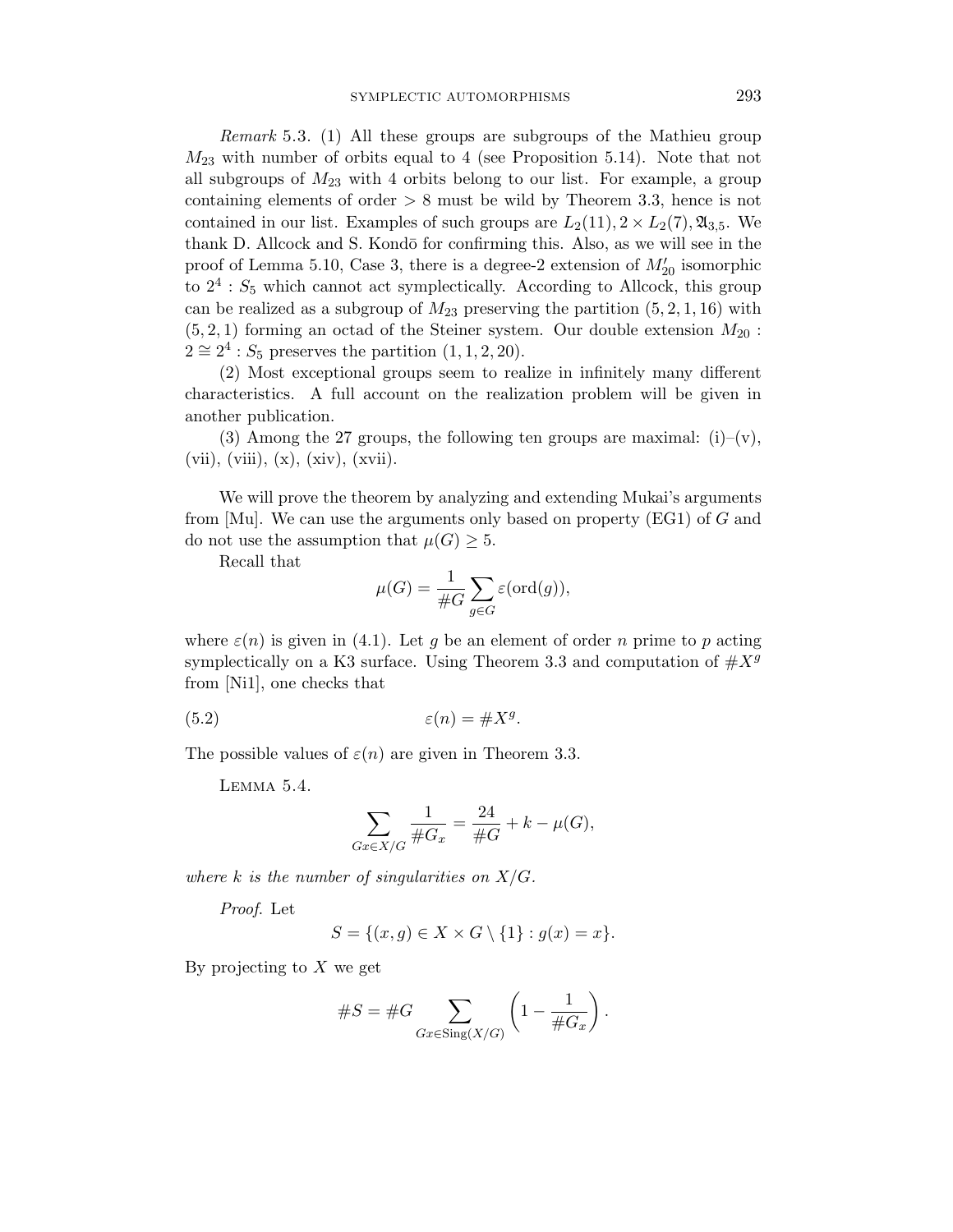*Remark* 5.3. (1) All these groups are subgroups of the Mathieu group $M_{23}$ with number of orbits equal to 4 (see Proposition 5.14). Note that not all subgroups of $M_{23}$ with 4 orbits belong to our list. For example, a group containing elements of order $> 8$ must be wild by Theorem 3.3, hence is not contained in our list. Examples of such groups are $L_2(11), 2 \times L_2(7), \mathfrak{A}_{3,5}$. We thank D. Allcock and S. Kondō for confirming this. Also, as we will see in the proof of Lemma 5.10, Case 3, there is a degree-2 extension of $M_{20}'$ isomorphic to $2^4 : S_5$ which cannot act symplectically. According to Allcock, this group can be realized as a subgroup of $M_{23}$ preserving the partition $(5, 2, 1, 16)$ with $(5, 2, 1)$ forming an octad of the Steiner system. Our double extension $M_{20} : 2 \cong 2^4 : S_5$ preserves the partition $(1, 1, 2, 20)$.

(2) Most exceptional groups seem to realize in infinitely many different characteristics. A full account on the realization problem will be given in another publication.

(3) Among the 27 groups, the following ten groups are maximal: (i)–(v), (vii), (viii), (x), (xiv), (xvii).

We will prove the theorem by analyzing and extending Mukai's arguments from [Mu]. We can use the arguments only based on property (EG1) of $G$ and do not use the assumption that $\mu(G) \geq 5$.

Recall that

$$\mu(G) = \frac{1}{\#G} \sum_{g \in G} \varepsilon(\mathrm{ord}(g)),$$

where $\varepsilon(n)$ is given in (4.1). Let $g$ be an element of order $n$ prime to $p$ acting symplectically on a K3 surface. Using Theorem 3.3 and computation of $\#X^g$ from [Ni1], one checks that

$$\varepsilon(n) = \#X^g. \tag{5.2}$$

The possible values of $\varepsilon(n)$ are given in Theorem 3.3.

Lemma 5.4.

$$\sum_{Gx \in X/G} \frac{1}{\#G_x} = \frac{24}{\#G} + k - \mu(G),$$

*where $k$ is the number of singularities on $X/G$.*

*Proof.* Let

$$S = \{(x, g) \in X \times G \setminus \{1\} : g(x) = x\}.$$

By projecting to $X$ we get

$$\#S = \#G \sum_{Gx \in \mathrm{Sing}(X/G)} \left(1 - \frac{1}{\#G_x}\right).$$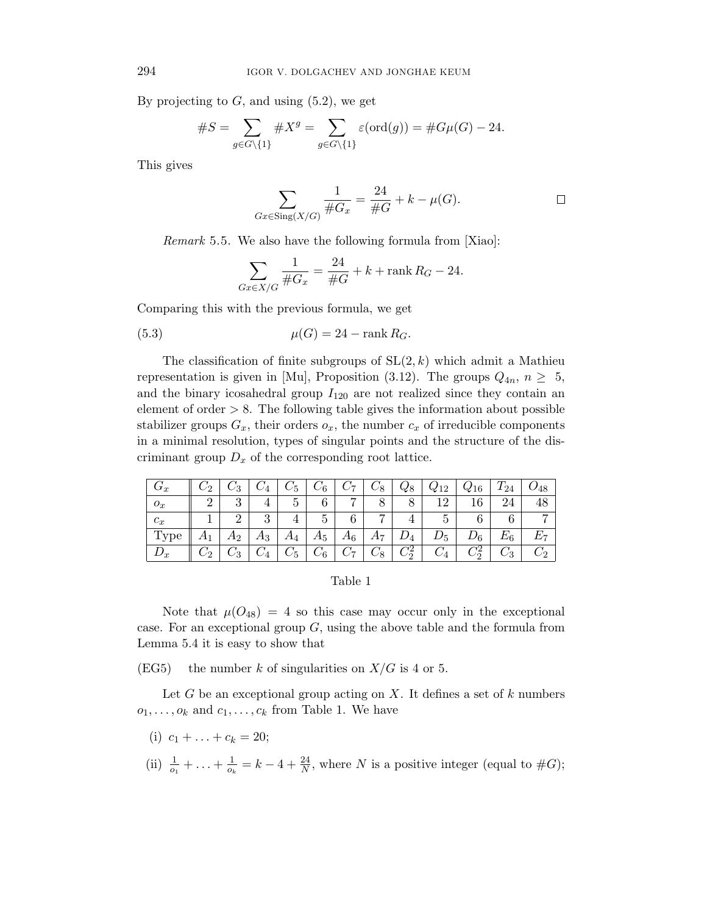By projecting to $G$, and using (5.2), we get

$$\#S = \sum_{g \in G \setminus \{1\}} \#X^g = \sum_{g \in G \setminus \{1\}} \varepsilon(\mathrm{ord}(g)) = \#G\mu(G) - 24.$$

This gives

$$\sum_{Gx \in \mathrm{Sing}(X/G)} \frac{1}{\#G_x} = \frac{24}{\#G} + k - \mu(G). \qquad \square$$

*Remark* 5.5. We also have the following formula from [Xiao]:

$$\sum_{Gx \in X/G} \frac{1}{\#G_x} = \frac{24}{\#G} + k + \mathrm{rank}\, R_G - 24.$$

Comparing this with the previous formula, we get

$$\mu(G) = 24 - \mathrm{rank}\, R_G. \tag{5.3}$$

The classification of finite subgroups of $\mathrm{SL}(2, k)$ which admit a Mathieu representation is given in [Mu], Proposition (3.12). The groups $Q_{4n}$, $n \geq 5$, and the binary icosahedral group $I_{120}$ are not realized since they contain an element of order $> 8$. The following table gives the information about possible stabilizer groups $G_x$, their orders $o_x$, the number $c_x$ of irreducible components in a minimal resolution, types of singular points and the structure of the discriminant group $D_x$ of the corresponding root lattice.

| $G_x$ | $C_2$ | $C_3$ | $C_4$ | $C_5$ | $C_6$ | $C_7$ | $C_8$ | $Q_8$ | $Q_{12}$ | $Q_{16}$ | $T_{24}$ | $O_{48}$ |
|---|---|---|---|---|---|---|---|---|---|---|---|---|
| $o_x$ | 2 | 3 | 4 | 5 | 6 | 7 | 8 | 8 | 12 | 16 | 24 | 48 |
| $c_x$ | 1 | 2 | 3 | 4 | 5 | 6 | 7 | 4 | 5 | 6 | 6 | 7 |
| Type | $A_1$ | $A_2$ | $A_3$ | $A_4$ | $A_5$ | $A_6$ | $A_7$ | $D_4$ | $D_5$ | $D_6$ | $E_6$ | $E_7$ |
| $D_x$ | $C_2$ | $C_3$ | $C_4$ | $C_5$ | $C_6$ | $C_7$ | $C_8$ | $C_2^2$ | $C_4$ | $C_2^2$ | $C_3$ | $C_2$ |

Table 1

Note that $\mu(O_{48}) = 4$ so this case may occur only in the exceptional case. For an exceptional group $G$, using the above table and the formula from Lemma 5.4 it is easy to show that

(EG5) the number $k$ of singularities on $X/G$ is 4 or 5.

Let $G$ be an exceptional group acting on $X$. It defines a set of $k$ numbers $o_1, \ldots, o_k$ and $c_1, \ldots, c_k$ from Table 1. We have

(i) $c_1 + \ldots + c_k = 20$;

(ii) $\frac{1}{o_1} + \ldots + \frac{1}{o_k} = k - 4 + \frac{24}{N}$, where $N$ is a positive integer (equal to $\#G$);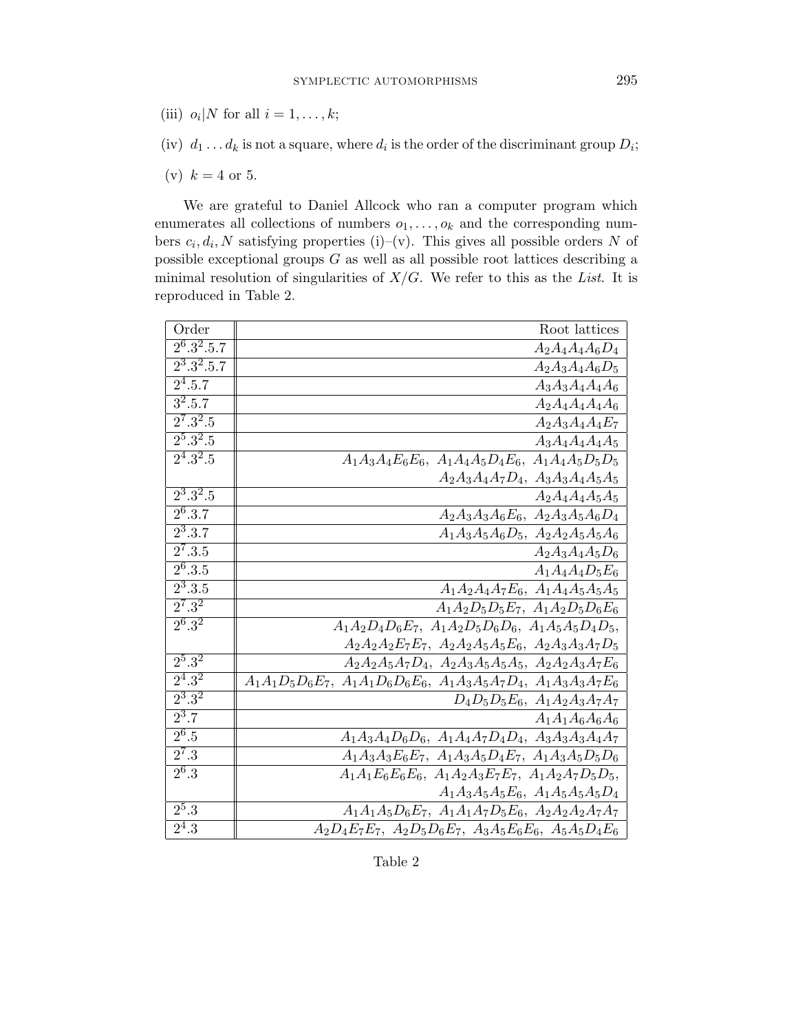(iii) $o_i|N$ for all $i = 1, \dots, k$;

(iv) $d_1 \dots d_k$ is not a square, where $d_i$ is the order of the discriminant group $D_i$;

(v) $k = 4$ or 5.

We are grateful to Daniel Allcock who ran a computer program which enumerates all collections of numbers $o_1, \dots, o_k$ and the corresponding numbers $c_i, d_i, N$ satisfying properties (i)–(v). This gives all possible orders $N$ of possible exceptional groups $G$ as well as all possible root lattices describing a minimal resolution of singularities of $X/G$. We refer to this as the *List*. It is reproduced in Table 2.

| Order | Root lattices |
|---|---|
| $2^6.3^2.5.7$ | $A_2A_4A_4A_6D_4$ |
| $2^3.3^2.5.7$ | $A_2A_3A_4A_6D_5$ |
| $2^4.5.7$ | $A_3A_3A_4A_4A_6$ |
| $3^2.5.7$ | $A_2A_4A_4A_4A_6$ |
| $2^7.3^2.5$ | $A_2A_3A_4A_4E_7$ |
| $2^5.3^2.5$ | $A_3A_4A_4A_4A_5$ |
| $2^4.3^2.5$ | $A_1A_3A_4E_6E_6,\ A_1A_4A_5D_4E_6,\ A_1A_4A_5D_5D_5$ $A_2A_3A_4A_7D_4,\ A_3A_3A_4A_5A_5$ |
| $2^3.3^2.5$ | $A_2A_4A_4A_5A_5$ |
| $2^6.3.7$ | $A_2A_3A_3A_6E_6,\ A_2A_3A_5A_6D_4$ |
| $2^3.3.7$ | $A_1A_3A_5A_6D_5,\ A_2A_2A_5A_5A_6$ |
| $2^7.3.5$ | $A_2A_3A_4A_5D_6$ |
| $2^6.3.5$ | $A_1A_4A_4D_5E_6$ |
| $2^3.3.5$ | $A_1A_2A_4A_7E_6,\ A_1A_4A_5A_5A_5$ |
| $2^7.3^2$ | $A_1A_2D_5D_5E_7,\ A_1A_2D_5D_6E_6$ |
| $2^6.3^2$ | $A_1A_2D_4D_6E_7,\ A_1A_2D_5D_6D_6,\ A_1A_5A_5D_4D_5,$ $A_2A_2A_2E_7E_7,\ A_2A_2A_5A_5E_6,\ A_2A_3A_3A_7D_5$ |
| $2^5.3^2$ | $A_2A_2A_5A_7D_4,\ A_2A_3A_5A_5A_5,\ A_2A_2A_3A_7E_6$ |
| $2^4.3^2$ | $A_1A_1D_5D_6E_7,\ A_1A_1D_6D_6E_6,\ A_1A_3A_5A_7D_4,\ A_1A_3A_3A_7E_6$ |
| $2^3.3^2$ | $D_4D_5D_5E_6,\ A_1A_2A_3A_7A_7$ |
| $2^3.7$ | $A_1A_1A_6A_6A_6$ |
| $2^6.5$ | $A_1A_3A_4D_6D_6,\ A_1A_4A_7D_4D_4,\ A_3A_3A_3A_4A_7$ |
| $2^7.3$ | $A_1A_3A_3E_6E_7,\ A_1A_3A_5D_4E_7,\ A_1A_3A_5D_5D_6$ |
| $2^6.3$ | $A_1A_1E_6E_6E_6,\ A_1A_2A_3E_7E_7,\ A_1A_2A_7D_5D_5,$ $A_1A_3A_5A_5E_6,\ A_1A_5A_5A_5D_4$ |
| $2^5.3$ | $A_1A_1A_5D_6E_7,\ A_1A_1A_7D_5E_6,\ A_2A_2A_2A_7A_7$ |
| $2^4.3$ | $A_2D_4E_7E_7,\ A_2D_5D_6E_7,\ A_3A_5E_6E_6,\ A_5A_5D_4E_6$ |

Table 2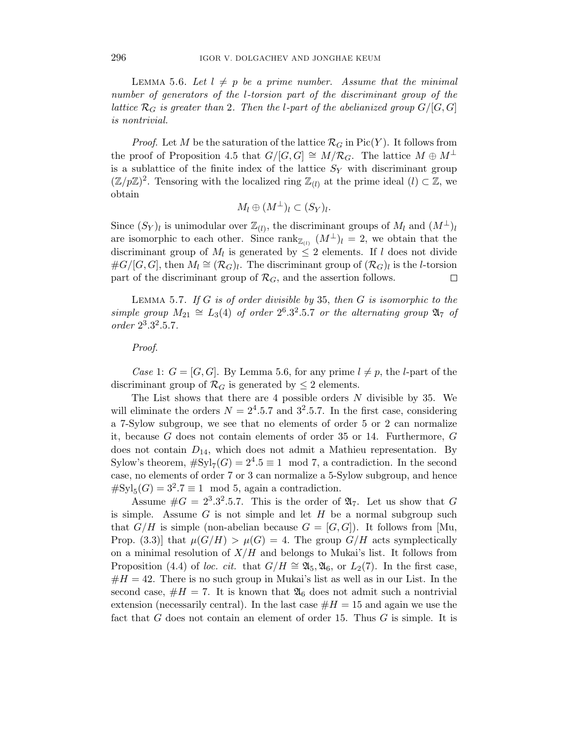Lemma 5.6. *Let $l \neq p$ be a prime number. Assume that the minimal number of generators of the $l$-torsion part of the discriminant group of the lattice $\mathcal{R}_G$ is greater than 2. Then the $l$-part of the abelianized group $G/[G,G]$ is nontrivial.*

*Proof.* Let $M$ be the saturation of the lattice $\mathcal{R}_G$ in $\mathrm{Pic}(Y)$. It follows from the proof of Proposition 4.5 that $G/[G,G] \cong M/\mathcal{R}_G$. The lattice $M \oplus M^\perp$ is a sublattice of the finite index of the lattice $S_Y$ with discriminant group $(\mathbb{Z}/p\mathbb{Z})^2$. Tensoring with the localized ring $\mathbb{Z}_{(l)}$ at the prime ideal $(l) \subset \mathbb{Z}$, we obtain

$$M_l \oplus (M^\perp)_l \subset (S_Y)_l.$$

Since $(S_Y)_l$ is unimodular over $\mathbb{Z}_{(l)}$, the discriminant groups of $M_l$ and $(M^\perp)_l$ are isomorphic to each other. Since $\mathrm{rank}_{\mathbb{Z}_{(l)}} (M^\perp)_l = 2$, we obtain that the discriminant group of $M_l$ is generated by $\leq 2$ elements. If $l$ does not divide $\#G/[G,G]$, then $M_l \cong (\mathcal{R}_G)_l$. The discriminant group of $(\mathcal{R}_G)_l$ is the $l$-torsion part of the discriminant group of $\mathcal{R}_G$, and the assertion follows. $\square$

Lemma 5.7. *If $G$ is of order divisible by 35, then $G$ is isomorphic to the simple group $M_{21} \cong L_3(4)$ of order $2^6.3^2.5.7$ or the alternating group $\mathfrak{A}_7$ of order $2^3.3^2.5.7$.*

*Proof.*

*Case* 1: $G = [G,G]$. By Lemma 5.6, for any prime $l \neq p$, the $l$-part of the discriminant group of $\mathcal{R}_G$ is generated by $\leq 2$ elements.

The List shows that there are 4 possible orders $N$ divisible by 35. We will eliminate the orders $N = 2^4.5.7$ and $3^2.5.7$. In the first case, considering a 7-Sylow subgroup, we see that no elements of order 5 or 2 can normalize it, because $G$ does not contain elements of order 35 or 14. Furthermore, $G$ does not contain $D_{14}$, which does not admit a Mathieu representation. By Sylow's theorem, $\#\mathrm{Syl}_7(G) = 2^4.5 \equiv 1 \mod 7$, a contradiction. In the second case, no elements of order 7 or 3 can normalize a 5-Sylow subgroup, and hence $\#\mathrm{Syl}_5(G) = 3^2.7 \equiv 1 \mod 5$, again a contradiction.

Assume $\#G = 2^3.3^2.5.7$. This is the order of $\mathfrak{A}_7$. Let us show that $G$ is simple. Assume $G$ is not simple and let $H$ be a normal subgroup such that $G/H$ is simple (non-abelian because $G = [G,G]$). It follows from [Mu, Prop. (3.3)] that $\mu(G/H) > \mu(G) = 4$. The group $G/H$ acts symplectically on a minimal resolution of $X/H$ and belongs to Mukai's list. It follows from Proposition (4.4) of *loc. cit.* that $G/H \cong \mathfrak{A}_5, \mathfrak{A}_6$, or $L_2(7)$. In the first case, $\#H = 42$. There is no such group in Mukai's list as well as in our List. In the second case, $\#H = 7$. It is known that $\mathfrak{A}_6$ does not admit such a nontrivial extension (necessarily central). In the last case $\#H = 15$ and again we use the fact that $G$ does not contain an element of order 15. Thus $G$ is simple. It is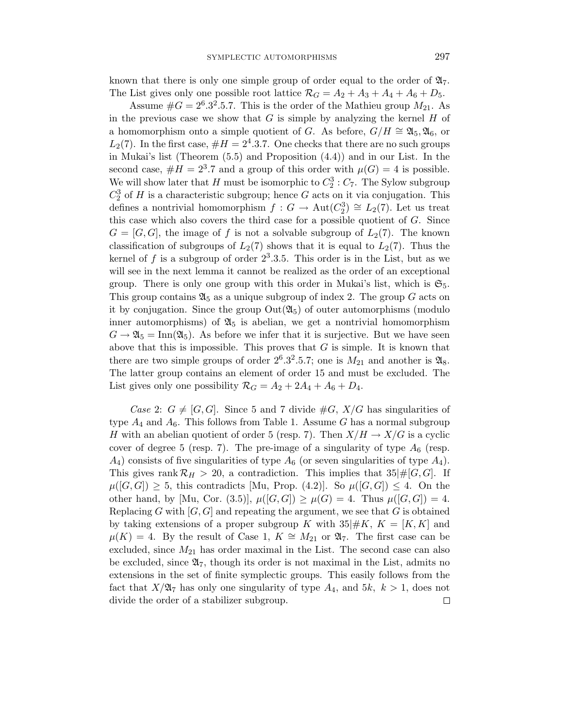known that there is only one simple group of order equal to the order of $\mathfrak{A}_7$. The List gives only one possible root lattice $\mathcal{R}_G = A_2 + A_3 + A_4 + A_6 + D_5$.

Assume $\#G = 2^6.3^2.5.7$. This is the order of the Mathieu group $M_{21}$. As in the previous case we show that $G$ is simple by analyzing the kernel $H$ of a homomorphism onto a simple quotient of $G$. As before, $G/H \cong \mathfrak{A}_5, \mathfrak{A}_6$, or $L_2(7)$. In the first case, $\#H = 2^4.3.7$. One checks that there are no such groups in Mukai's list (Theorem (5.5) and Proposition (4.4)) and in our List. In the second case, $\#H = 2^3.7$ and a group of this order with $\mu(G) = 4$ is possible. We will show later that $H$ must be isomorphic to $C_2^3 : C_7$. The Sylow subgroup $C_2^3$ of $H$ is a characteristic subgroup; hence $G$ acts on it via conjugation. This defines a nontrivial homomorphism $f : G \to \mathrm{Aut}(C_2^3) \cong L_2(7)$. Let us treat this case which also covers the third case for a possible quotient of $G$. Since $G = [G, G]$, the image of $f$ is not a solvable subgroup of $L_2(7)$. The known classification of subgroups of $L_2(7)$ shows that it is equal to $L_2(7)$. Thus the kernel of $f$ is a subgroup of order $2^3.3.5$. This order is in the List, but as we will see in the next lemma it cannot be realized as the order of an exceptional group. There is only one group with this order in Mukai's list, which is $\mathfrak{S}_5$. This group contains $\mathfrak{A}_5$ as a unique subgroup of index 2. The group $G$ acts on it by conjugation. Since the group $\mathrm{Out}(\mathfrak{A}_5)$ of outer automorphisms (modulo inner automorphisms) of $\mathfrak{A}_5$ is abelian, we get a nontrivial homomorphism $G \to \mathfrak{A}_5 = \mathrm{Inn}(\mathfrak{A}_5)$. As before we infer that it is surjective. But we have seen above that this is impossible. This proves that $G$ is simple. It is known that there are two simple groups of order $2^6.3^2.5.7$; one is $M_{21}$ and another is $\mathfrak{A}_8$. The latter group contains an element of order 15 and must be excluded. The List gives only one possibility $\mathcal{R}_G = A_2 + 2A_4 + A_6 + D_4$.

*Case* 2: $G \neq [G, G]$. Since 5 and 7 divide $\#G$, $X/G$ has singularities of type $A_4$ and $A_6$. This follows from Table 1. Assume $G$ has a normal subgroup $H$ with an abelian quotient of order 5 (resp. 7). Then $X/H \to X/G$ is a cyclic cover of degree 5 (resp. 7). The pre-image of a singularity of type $A_6$ (resp. $A_4$) consists of five singularities of type $A_6$ (or seven singularities of type $A_4$). This gives $\mathrm{rank}\, \mathcal{R}_H > 20$, a contradiction. This implies that $35 | \#[G, G]$. If $\mu([G, G]) \geq 5$, this contradicts [Mu, Prop. (4.2)]. So $\mu([G, G]) \leq 4$. On the other hand, by [Mu, Cor. (3.5)], $\mu([G, G]) \geq \mu(G) = 4$. Thus $\mu([G, G]) = 4$. Replacing $G$ with $[G, G]$ and repeating the argument, we see that $G$ is obtained by taking extensions of a proper subgroup $K$ with $35 | \#K$, $K = [K, K]$ and $\mu(K) = 4$. By the result of Case 1, $K \cong M_{21}$ or $\mathfrak{A}_7$. The first case can be excluded, since $M_{21}$ has order maximal in the List. The second case can also be excluded, since $\mathfrak{A}_7$, though its order is not maximal in the List, admits no extensions in the set of finite symplectic groups. This easily follows from the fact that $X/\mathfrak{A}_7$ has only one singularity of type $A_4$, and $5k$, $k > 1$, does not divide the order of a stabilizer subgroup. $\square$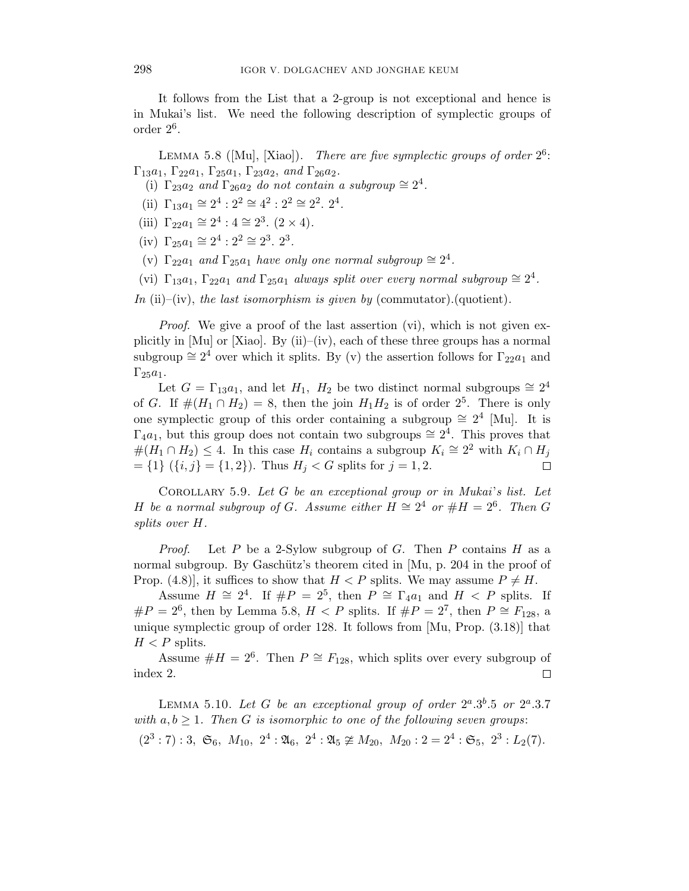It follows from the List that a 2-group is not exceptional and hence is in Mukai's list. We need the following description of symplectic groups of order $2^6$.

**Lemma 5.8** ([Mu], [Xiao]). *There are five symplectic groups of order* $2^6$: $\Gamma_{13}a_1$, $\Gamma_{22}a_1$, $\Gamma_{25}a_1$, $\Gamma_{23}a_2$, *and* $\Gamma_{26}a_2$.

(i) $\Gamma_{23}a_2$ *and* $\Gamma_{26}a_2$ *do not contain a subgroup* $\cong 2^4$.

(ii) $\Gamma_{13}a_1 \cong 2^4 : 2^2 \cong 4^2 : 2^2 \cong 2^2.\ 2^4$.

(iii) $\Gamma_{22}a_1 \cong 2^4 : 4 \cong 2^3.\ (2 \times 4)$.

(iv) $\Gamma_{25}a_1 \cong 2^4 : 2^2 \cong 2^3.\ 2^3$.

(v) $\Gamma_{22}a_1$ *and* $\Gamma_{25}a_1$ *have only one normal subgroup* $\cong 2^4$.

(vi) $\Gamma_{13}a_1$, $\Gamma_{22}a_1$ *and* $\Gamma_{25}a_1$ *always split over every normal subgroup* $\cong 2^4$.

*In* (ii)–(iv), *the last isomorphism is given by* (commutator).(quotient).

*Proof*. We give a proof of the last assertion (vi), which is not given explicitly in [Mu] or [Xiao]. By (ii)–(iv), each of these three groups has a normal subgroup $\cong 2^4$ over which it splits. By (v) the assertion follows for $\Gamma_{22}a_1$ and $\Gamma_{25}a_1$.

Let $G = \Gamma_{13}a_1$, and let $H_1,\ H_2$ be two distinct normal subgroups $\cong 2^4$ of $G$. If $\#(H_1 \cap H_2) = 8$, then the join $H_1H_2$ is of order $2^5$. There is only one symplectic group of this order containing a subgroup $\cong 2^4$ [Mu]. It is $\Gamma_4 a_1$, but this group does not contain two subgroups $\cong 2^4$. This proves that $\#(H_1 \cap H_2) \leq 4$. In this case $H_i$ contains a subgroup $K_i \cong 2^2$ with $K_i \cap H_j = \{1\}$ ($\{i, j\} = \{1, 2\}$). Thus $H_j < G$ splits for $j = 1, 2$. $\square$

**Corollary 5.9.** *Let $G$ be an exceptional group or in Mukai's list. Let $H$ be a normal subgroup of $G$. Assume either $H \cong 2^4$ or $\#H = 2^6$. Then $G$ splits over $H$.*

*Proof*. Let $P$ be a 2-Sylow subgroup of $G$. Then $P$ contains $H$ as a normal subgroup. By Gaschütz's theorem cited in [Mu, p. 204 in the proof of Prop. (4.8)], it suffices to show that $H < P$ splits. We may assume $P \neq H$.

Assume $H \cong 2^4$. If $\#P = 2^5$, then $P \cong \Gamma_4 a_1$ and $H < P$ splits. If $\#P = 2^6$, then by Lemma 5.8, $H < P$ splits. If $\#P = 2^7$, then $P \cong F_{128}$, a unique symplectic group of order 128. It follows from [Mu, Prop. (3.18)] that $H < P$ splits.

Assume $\#H = 2^6$. Then $P \cong F_{128}$, which splits over every subgroup of index 2. $\square$

**Lemma 5.10.** *Let $G$ be an exceptional group of order $2^a.3^b.5$ or $2^a.3.7$ with $a, b \geq 1$. Then $G$ is isomorphic to one of the following seven groups*:

$$(2^3 : 7) : 3,\ \mathfrak{S}_6,\ M_{10},\ 2^4 : \mathfrak{A}_6,\ 2^4 : \mathfrak{A}_5 \not\cong M_{20},\ M_{20} : 2 = 2^4 : \mathfrak{S}_5,\ 2^3 : L_2(7).$$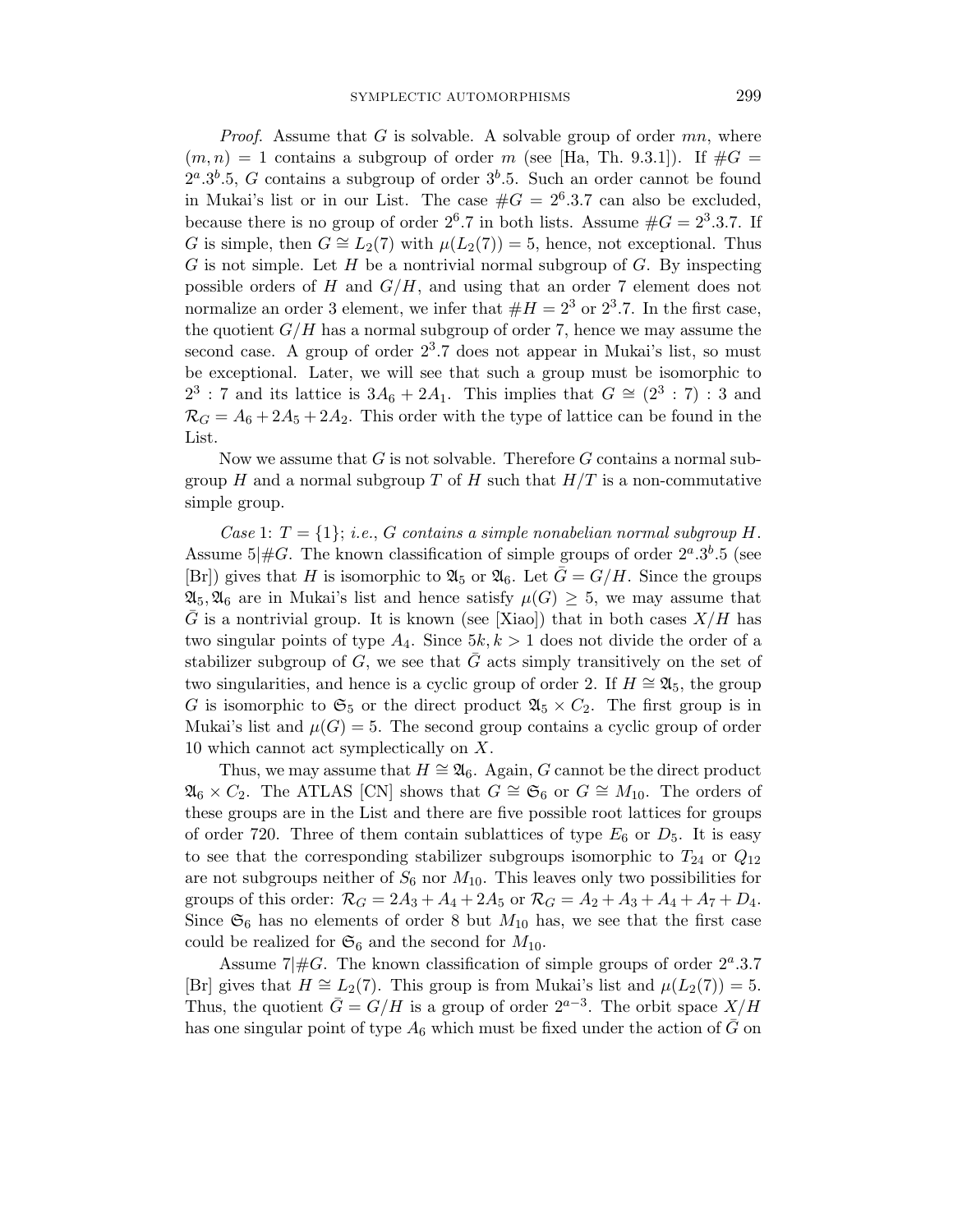*Proof.* Assume that $G$ is solvable. A solvable group of order $mn$, where $(m,n) = 1$ contains a subgroup of order $m$ (see [Ha, Th. 9.3.1]). If $\#G = 2^a.3^b.5$, $G$ contains a subgroup of order $3^b.5$. Such an order cannot be found in Mukai's list or in our List. The case $\#G = 2^6.3.7$ can also be excluded, because there is no group of order $2^6.7$ in both lists. Assume $\#G = 2^3.3.7$. If $G$ is simple, then $G \cong L_2(7)$ with $\mu(L_2(7)) = 5$, hence, not exceptional. Thus $G$ is not simple. Let $H$ be a nontrivial normal subgroup of $G$. By inspecting possible orders of $H$ and $G/H$, and using that an order 7 element does not normalize an order 3 element, we infer that $\#H = 2^3$ or $2^3.7$. In the first case, the quotient $G/H$ has a normal subgroup of order 7, hence we may assume the second case. A group of order $2^3.7$ does not appear in Mukai's list, so must be exceptional. Later, we will see that such a group must be isomorphic to $2^3 : 7$ and its lattice is $3A_6 + 2A_1$. This implies that $G \cong (2^3 : 7) : 3$ and $\mathcal{R}_G = A_6 + 2A_5 + 2A_2$. This order with the type of lattice can be found in the List.

Now we assume that $G$ is not solvable. Therefore $G$ contains a normal subgroup $H$ and a normal subgroup $T$ of $H$ such that $H/T$ is a non-commutative simple group.

*Case* 1: $T = \{1\}$; *i.e., $G$ contains a simple nonabelian normal subgroup $H$.* Assume $5|\#G$. The known classification of simple groups of order $2^a.3^b.5$ (see [Br]) gives that $H$ is isomorphic to $\mathfrak{A}_5$ or $\mathfrak{A}_6$. Let $\bar{G} = G/H$. Since the groups $\mathfrak{A}_5, \mathfrak{A}_6$ are in Mukai's list and hence satisfy $\mu(G) \geq 5$, we may assume that $\bar{G}$ is a nontrivial group. It is known (see [Xiao]) that in both cases $X/H$ has two singular points of type $A_4$. Since $5k, k > 1$ does not divide the order of a stabilizer subgroup of $G$, we see that $\bar{G}$ acts simply transitively on the set of two singularities, and hence is a cyclic group of order 2. If $H \cong \mathfrak{A}_5$, the group $G$ is isomorphic to $\mathfrak{S}_5$ or the direct product $\mathfrak{A}_5 \times C_2$. The first group is in Mukai's list and $\mu(G) = 5$. The second group contains a cyclic group of order 10 which cannot act symplectically on $X$.

Thus, we may assume that $H \cong \mathfrak{A}_6$. Again, $G$ cannot be the direct product $\mathfrak{A}_6 \times C_2$. The ATLAS [CN] shows that $G \cong \mathfrak{S}_6$ or $G \cong M_{10}$. The orders of these groups are in the List and there are five possible root lattices for groups of order 720. Three of them contain sublattices of type $E_6$ or $D_5$. It is easy to see that the corresponding stabilizer subgroups isomorphic to $T_{24}$ or $Q_{12}$ are not subgroups neither of $S_6$ nor $M_{10}$. This leaves only two possibilities for groups of this order: $\mathcal{R}_G = 2A_3 + A_4 + 2A_5$ or $\mathcal{R}_G = A_2 + A_3 + A_4 + A_7 + D_4$. Since $\mathfrak{S}_6$ has no elements of order 8 but $M_{10}$ has, we see that the first case could be realized for $\mathfrak{S}_6$ and the second for $M_{10}$.

Assume $7|\#G$. The known classification of simple groups of order $2^a.3.7$ [Br] gives that $H \cong L_2(7)$. This group is from Mukai's list and $\mu(L_2(7)) = 5$. Thus, the quotient $\bar{G} = G/H$ is a group of order $2^{a-3}$. The orbit space $X/H$ has one singular point of type $A_6$ which must be fixed under the action of $\bar{G}$ on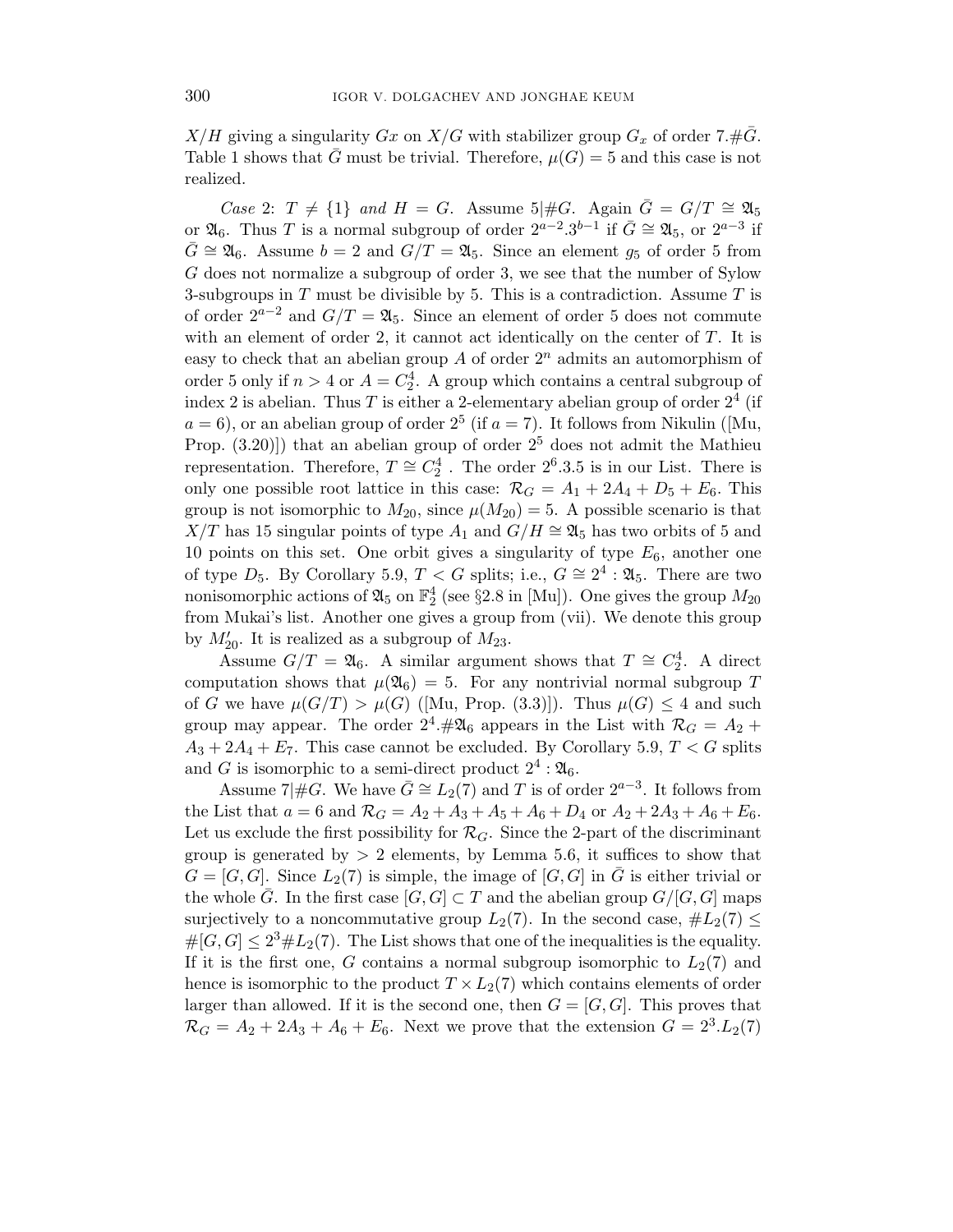$X/H$ giving a singularity $Gx$ on $X/G$ with stabilizer group $G_x$ of order $7.\#\bar{G}$. Table 1 shows that $\bar{G}$ must be trivial. Therefore, $\mu(G) = 5$ and this case is not realized.

*Case* 2: $T \neq \{1\}$ *and* $H = G$. Assume $5|\#G$. Again $\bar{G} = G/T \cong \mathfrak{A}_5$ or $\mathfrak{A}_6$. Thus $T$ is a normal subgroup of order $2^{a-2}.3^{b-1}$ if $\bar{G} \cong \mathfrak{A}_5$, or $2^{a-3}$ if $\bar{G} \cong \mathfrak{A}_6$. Assume $b = 2$ and $G/T = \mathfrak{A}_5$. Since an element $g_5$ of order 5 from $G$ does not normalize a subgroup of order 3, we see that the number of Sylow 3-subgroups in $T$ must be divisible by 5. This is a contradiction. Assume $T$ is of order $2^{a-2}$ and $G/T = \mathfrak{A}_5$. Since an element of order 5 does not commute with an element of order 2, it cannot act identically on the center of $T$. It is easy to check that an abelian group $A$ of order $2^n$ admits an automorphism of order 5 only if $n > 4$ or $A = C_2^4$. A group which contains a central subgroup of index 2 is abelian. Thus $T$ is either a 2-elementary abelian group of order $2^4$ (if $a = 6$), or an abelian group of order $2^5$ (if $a = 7$). It follows from Nikulin ([Mu, Prop. (3.20)]) that an abelian group of order $2^5$ does not admit the Mathieu representation. Therefore, $T \cong C_2^4$ . The order $2^6.3.5$ is in our List. There is only one possible root lattice in this case: $\mathcal{R}_G = A_1 + 2A_4 + D_5 + E_6$. This group is not isomorphic to $M_{20}$, since $\mu(M_{20}) = 5$. A possible scenario is that $X/T$ has 15 singular points of type $A_1$ and $G/H \cong \mathfrak{A}_5$ has two orbits of 5 and 10 points on this set. One orbit gives a singularity of type $E_6$, another one of type $D_5$. By Corollary 5.9, $T < G$ splits; i.e., $G \cong 2^4 : \mathfrak{A}_5$. There are two nonisomorphic actions of $\mathfrak{A}_5$ on $\mathbb{F}_2^4$ (see §2.8 in [Mu]). One gives the group $M_{20}$ from Mukai's list. Another one gives a group from (vii). We denote this group by $M_{20}'$. It is realized as a subgroup of $M_{23}$.

Assume $G/T = \mathfrak{A}_6$. A similar argument shows that $T \cong C_2^4$. A direct computation shows that $\mu(\mathfrak{A}_6) = 5$. For any nontrivial normal subgroup $T$ of $G$ we have $\mu(G/T) > \mu(G)$ ([Mu, Prop. (3.3)]). Thus $\mu(G) \leq 4$ and such group may appear. The order $2^4.\#\mathfrak{A}_6$ appears in the List with $\mathcal{R}_G = A_2 + A_3 + 2A_4 + E_7$. This case cannot be excluded. By Corollary 5.9, $T < G$ splits and $G$ is isomorphic to a semi-direct product $2^4 : \mathfrak{A}_6$.

Assume $7|\#G$. We have $\bar{G} \cong L_2(7)$ and $T$ is of order $2^{a-3}$. It follows from the List that $a = 6$ and $\mathcal{R}_G = A_2 + A_3 + A_5 + A_6 + D_4$ or $A_2 + 2A_3 + A_6 + E_6$. Let us exclude the first possibility for $\mathcal{R}_G$. Since the 2-part of the discriminant group is generated by $> 2$ elements, by Lemma 5.6, it suffices to show that $G = [G, G]$. Since $L_2(7)$ is simple, the image of $[G, G]$ in $\bar{G}$ is either trivial or the whole $\bar{G}$. In the first case $[G, G] \subset T$ and the abelian group $G/[G, G]$ maps surjectively to a noncommutative group $L_2(7)$. In the second case, $\#L_2(7) \leq \#[G, G] \leq 2^3\#L_2(7)$. The List shows that one of the inequalities is the equality. If it is the first one, $G$ contains a normal subgroup isomorphic to $L_2(7)$ and hence is isomorphic to the product $T \times L_2(7)$ which contains elements of order larger than allowed. If it is the second one, then $G = [G, G]$. This proves that $\mathcal{R}_G = A_2 + 2A_3 + A_6 + E_6$. Next we prove that the extension $G = 2^3.L_2(7)$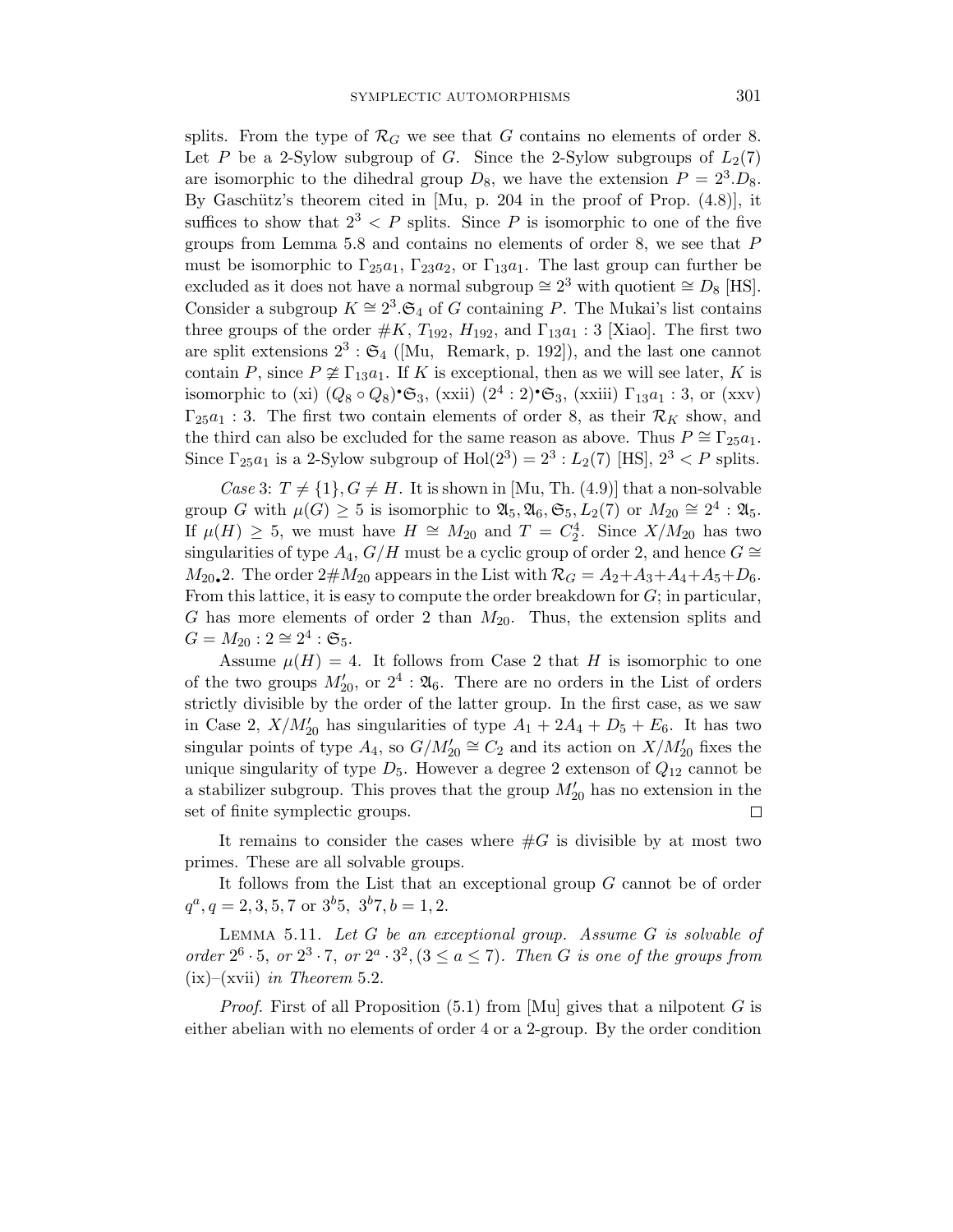splits. From the type of $\mathcal{R}_G$ we see that $G$ contains no elements of order 8. Let $P$ be a 2-Sylow subgroup of $G$. Since the 2-Sylow subgroups of $L_2(7)$ are isomorphic to the dihedral group $D_8$, we have the extension $P = 2^3.D_8$. By Gaschütz's theorem cited in [Mu, p. 204 in the proof of Prop. (4.8)], it suffices to show that $2^3 < P$ splits. Since $P$ is isomorphic to one of the five groups from Lemma 5.8 and contains no elements of order 8, we see that $P$ must be isomorphic to $\Gamma_{25}a_1$, $\Gamma_{23}a_2$, or $\Gamma_{13}a_1$. The last group can further be excluded as it does not have a normal subgroup $\cong 2^3$ with quotient $\cong D_8$ [HS]. Consider a subgroup $K \cong 2^3.\mathfrak{S}_4$ of $G$ containing $P$. The Mukai's list contains three groups of the order $\#K$, $T_{192}$, $H_{192}$, and $\Gamma_{13}a_1 : 3$ [Xiao]. The first two are split extensions $2^3 : \mathfrak{S}_4$ ([Mu, Remark, p. 192]), and the last one cannot contain $P$, since $P \not\cong \Gamma_{13}a_1$. If $K$ is exceptional, then as we will see later, $K$ is isomorphic to (xi) $(Q_8 \circ Q_8)^{\bullet}\mathfrak{S}_3$, (xxii) $(2^4 : 2)^{\bullet}\mathfrak{S}_3$, (xxiii) $\Gamma_{13}a_1 : 3$, or (xxv) $\Gamma_{25}a_1 : 3$. The first two contain elements of order 8, as their $\mathcal{R}_K$ show, and the third can also be excluded for the same reason as above. Thus $P \cong \Gamma_{25}a_1$. Since $\Gamma_{25}a_1$ is a 2-Sylow subgroup of $\mathrm{Hol}(2^3) = 2^3 : L_2(7)$ [HS], $2^3 < P$ splits.

*Case* 3: $T \neq \{1\}, G \neq H$. It is shown in [Mu, Th. (4.9)] that a non-solvable group $G$ with $\mu(G) \geq 5$ is isomorphic to $\mathfrak{A}_5, \mathfrak{A}_6, \mathfrak{S}_5, L_2(7)$ or $M_{20} \cong 2^4 : \mathfrak{A}_5$. If $\mu(H) \geq 5$, we must have $H \cong M_{20}$ and $T = C_2^4$. Since $X/M_{20}$ has two singularities of type $A_4$, $G/H$ must be a cyclic group of order 2, and hence $G \cong M_{20\bullet}2$. The order $2\#M_{20}$ appears in the List with $\mathcal{R}_G = A_2+A_3+A_4+A_5+D_6$. From this lattice, it is easy to compute the order breakdown for $G$; in particular, $G$ has more elements of order 2 than $M_{20}$. Thus, the extension splits and $G = M_{20} : 2 \cong 2^4 : \mathfrak{S}_5$.

Assume $\mu(H) = 4$. It follows from Case 2 that $H$ is isomorphic to one of the two groups $M_{20}'$, or $2^4 : \mathfrak{A}_6$. There are no orders in the List of orders strictly divisible by the order of the latter group. In the first case, as we saw in Case 2, $X/M_{20}'$ has singularities of type $A_1 + 2A_4 + D_5 + E_6$. It has two singular points of type $A_4$, so $G/M_{20}' \cong C_2$ and its action on $X/M_{20}'$ fixes the unique singularity of type $D_5$. However a degree 2 extenson of $Q_{12}$ cannot be a stabilizer subgroup. This proves that the group $M_{20}'$ has no extension in the set of finite symplectic groups. □

It remains to consider the cases where $\#G$ is divisible by at most two primes. These are all solvable groups.

It follows from the List that an exceptional group $G$ cannot be of order $q^a, q = 2, 3, 5, 7$ or $3^b5,\ 3^b7, b = 1, 2$.

Lemma 5.11. *Let $G$ be an exceptional group. Assume $G$ is solvable of order $2^6 \cdot 5$, or $2^3 \cdot 7$, or $2^a \cdot 3^2, (3 \leq a \leq 7)$. Then $G$ is one of the groups from* (ix)–(xvii) *in Theorem* 5.2.

*Proof.* First of all Proposition (5.1) from [Mu] gives that a nilpotent $G$ is either abelian with no elements of order 4 or a 2-group. By the order condition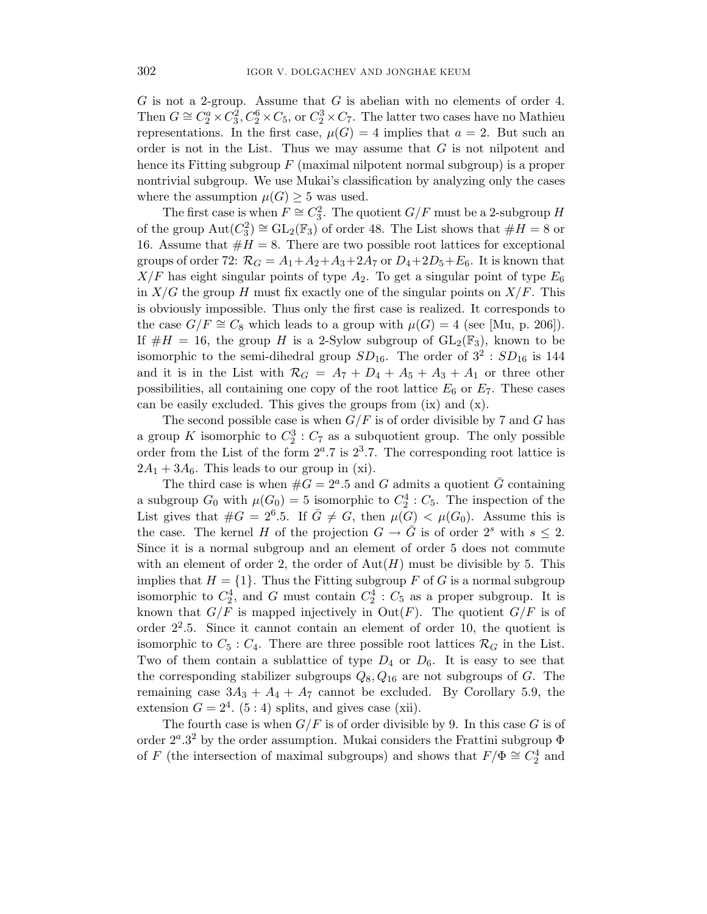$G$ is not a 2-group. Assume that $G$ is abelian with no elements of order 4. Then $G \cong C_2^a \times C_3^2, C_2^6 \times C_5$, or $C_2^3 \times C_7$. The latter two cases have no Mathieu representations. In the first case, $\mu(G) = 4$ implies that $a = 2$. But such an order is not in the List. Thus we may assume that $G$ is not nilpotent and hence its Fitting subgroup $F$ (maximal nilpotent normal subgroup) is a proper nontrivial subgroup. We use Mukai's classification by analyzing only the cases where the assumption $\mu(G) \geq 5$ was used.

The first case is when $F \cong C_3^2$. The quotient $G/F$ must be a 2-subgroup $H$ of the group $\mathrm{Aut}(C_3^2) \cong \mathrm{GL}_2(\mathbb{F}_3)$ of order 48. The List shows that $\#H = 8$ or 16. Assume that $\#H = 8$. There are two possible root lattices for exceptional groups of order 72: $\mathcal{R}_G = A_1 + A_2 + A_3 + 2A_7$ or $D_4 + 2D_5 + E_6$. It is known that $X/F$ has eight singular points of type $A_2$. To get a singular point of type $E_6$ in $X/G$ the group $H$ must fix exactly one of the singular points on $X/F$. This is obviously impossible. Thus only the first case is realized. It corresponds to the case $G/F \cong C_8$ which leads to a group with $\mu(G) = 4$ (see [Mu, p. 206]). If $\#H = 16$, the group $H$ is a 2-Sylow subgroup of $\mathrm{GL}_2(\mathbb{F}_3)$, known to be isomorphic to the semi-dihedral group $SD_{16}$. The order of $3^2 : SD_{16}$ is 144 and it is in the List with $\mathcal{R}_G = A_7 + D_4 + A_5 + A_3 + A_1$ or three other possibilities, all containing one copy of the root lattice $E_6$ or $E_7$. These cases can be easily excluded. This gives the groups from (ix) and (x).

The second possible case is when $G/F$ is of order divisible by 7 and $G$ has a group $K$ isomorphic to $C_2^3 : C_7$ as a subquotient group. The only possible order from the List of the form $2^a.7$ is $2^3.7$. The corresponding root lattice is $2A_1 + 3A_6$. This leads to our group in (xi).

The third case is when $\#G = 2^a.5$ and $G$ admits a quotient $\bar{G}$ containing a subgroup $G_0$ with $\mu(G_0) = 5$ isomorphic to $C_2^4 : C_5$. The inspection of the List gives that $\#G = 2^6.5$. If $\bar{G} \neq G$, then $\mu(G) < \mu(G_0)$. Assume this is the case. The kernel $H$ of the projection $G \to \bar{G}$ is of order $2^s$ with $s \leq 2$. Since it is a normal subgroup and an element of order 5 does not commute with an element of order 2, the order of $\mathrm{Aut}(H)$ must be divisible by 5. This implies that $H = \{1\}$. Thus the Fitting subgroup $F$ of $G$ is a normal subgroup isomorphic to $C_2^4$, and $G$ must contain $C_2^4 : C_5$ as a proper subgroup. It is known that $G/F$ is mapped injectively in $\mathrm{Out}(F)$. The quotient $G/F$ is of order $2^2.5$. Since it cannot contain an element of order 10, the quotient is isomorphic to $C_5 : C_4$. There are three possible root lattices $\mathcal{R}_G$ in the List. Two of them contain a sublattice of type $D_4$ or $D_6$. It is easy to see that the corresponding stabilizer subgroups $Q_8, Q_{16}$ are not subgroups of $G$. The remaining case $3A_3 + A_4 + A_7$ cannot be excluded. By Corollary 5.9, the extension $G = 2^4.\,(5:4)$ splits, and gives case (xii).

The fourth case is when $G/F$ is of order divisible by 9. In this case $G$ is of order $2^a.3^2$ by the order assumption. Mukai considers the Frattini subgroup $\Phi$ of $F$ (the intersection of maximal subgroups) and shows that $F/\Phi \cong C_2^4$ and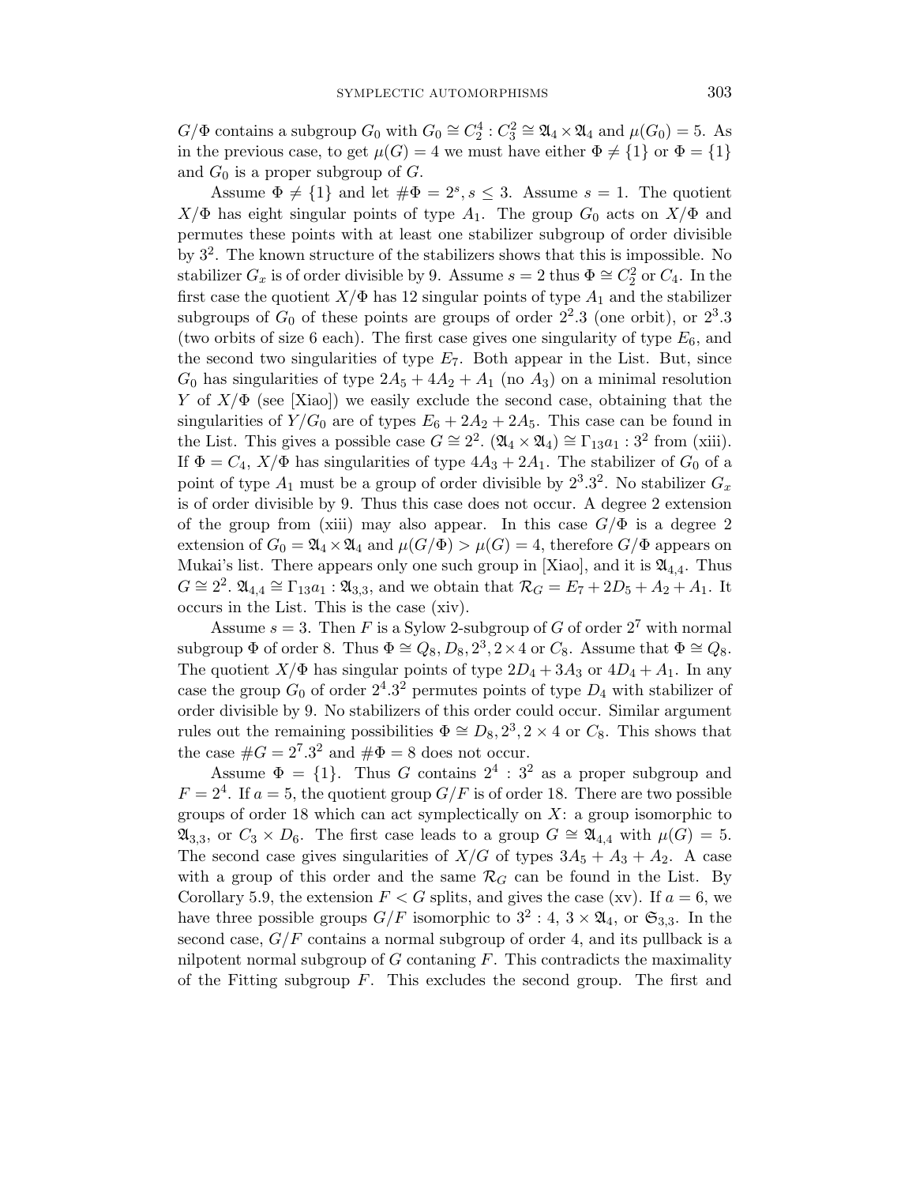$G/\Phi$ contains a subgroup $G_0$ with $G_0 \cong C_2^4 : C_3^2 \cong \mathfrak{A}_4 \times \mathfrak{A}_4$ and $\mu(G_0) = 5$. As in the previous case, to get $\mu(G) = 4$ we must have either $\Phi \neq \{1\}$ or $\Phi = \{1\}$ and $G_0$ is a proper subgroup of $G$.

Assume $\Phi \neq \{1\}$ and let $\#\Phi = 2^s, s \leq 3$. Assume $s = 1$. The quotient $X/\Phi$ has eight singular points of type $A_1$. The group $G_0$ acts on $X/\Phi$ and permutes these points with at least one stabilizer subgroup of order divisible by $3^2$. The known structure of the stabilizers shows that this is impossible. No stabilizer $G_x$ is of order divisible by 9. Assume $s = 2$ thus $\Phi \cong C_2^2$ or $C_4$. In the first case the quotient $X/\Phi$ has 12 singular points of type $A_1$ and the stabilizer subgroups of $G_0$ of these points are groups of order $2^2.3$ (one orbit), or $2^3.3$ (two orbits of size 6 each). The first case gives one singularity of type $E_6$, and the second two singularities of type $E_7$. Both appear in the List. But, since $G_0$ has singularities of type $2A_5 + 4A_2 + A_1$ (no $A_3$) on a minimal resolution $Y$ of $X/\Phi$ (see [Xiao]) we easily exclude the second case, obtaining that the singularities of $Y/G_0$ are of types $E_6 + 2A_2 + 2A_5$. This case can be found in the List. This gives a possible case $G \cong 2^2.\ (\mathfrak{A}_4 \times \mathfrak{A}_4) \cong \Gamma_{13}a_1 : 3^2$ from (xiii). If $\Phi = C_4$, $X/\Phi$ has singularities of type $4A_3 + 2A_1$. The stabilizer of $G_0$ of a point of type $A_1$ must be a group of order divisible by $2^3.3^2$. No stabilizer $G_x$ is of order divisible by 9. Thus this case does not occur. A degree 2 extension of the group from (xiii) may also appear. In this case $G/\Phi$ is a degree 2 extension of $G_0 = \mathfrak{A}_4 \times \mathfrak{A}_4$ and $\mu(G/\Phi) > \mu(G) = 4$, therefore $G/\Phi$ appears on Mukai's list. There appears only one such group in [Xiao], and it is $\mathfrak{A}_{4,4}$. Thus $G \cong 2^2.\ \mathfrak{A}_{4,4} \cong \Gamma_{13}a_1 : \mathfrak{A}_{3,3}$, and we obtain that $\mathcal{R}_G = E_7 + 2D_5 + A_2 + A_1$. It occurs in the List. This is the case (xiv).

Assume $s = 3$. Then $F$ is a Sylow 2-subgroup of $G$ of order $2^7$ with normal subgroup $\Phi$ of order 8. Thus $\Phi \cong Q_8, D_8, 2^3, 2 \times 4$ or $C_8$. Assume that $\Phi \cong Q_8$. The quotient $X/\Phi$ has singular points of type $2D_4 + 3A_3$ or $4D_4 + A_1$. In any case the group $G_0$ of order $2^4.3^2$ permutes points of type $D_4$ with stabilizer of order divisible by 9. No stabilizers of this order could occur. Similar argument rules out the remaining possibilities $\Phi \cong D_8, 2^3, 2 \times 4$ or $C_8$. This shows that the case $\#G = 2^7.3^2$ and $\#\Phi = 8$ does not occur.

Assume $\Phi = \{1\}$. Thus $G$ contains $2^4 : 3^2$ as a proper subgroup and $F = 2^4$. If $a = 5$, the quotient group $G/F$ is of order 18. There are two possible groups of order 18 which can act symplectically on $X$: a group isomorphic to $\mathfrak{A}_{3,3}$, or $C_3 \times D_6$. The first case leads to a group $G \cong \mathfrak{A}_{4,4}$ with $\mu(G) = 5$. The second case gives singularities of $X/G$ of types $3A_5 + A_3 + A_2$. A case with a group of this order and the same $\mathcal{R}_G$ can be found in the List. By Corollary 5.9, the extension $F < G$ splits, and gives the case (xv). If $a = 6$, we have three possible groups $G/F$ isomorphic to $3^2 : 4$, $3 \times \mathfrak{A}_4$, or $\mathfrak{S}_{3,3}$. In the second case, $G/F$ contains a normal subgroup of order 4, and its pullback is a nilpotent normal subgroup of $G$ contaning $F$. This contradicts the maximality of the Fitting subgroup $F$. This excludes the second group. The first and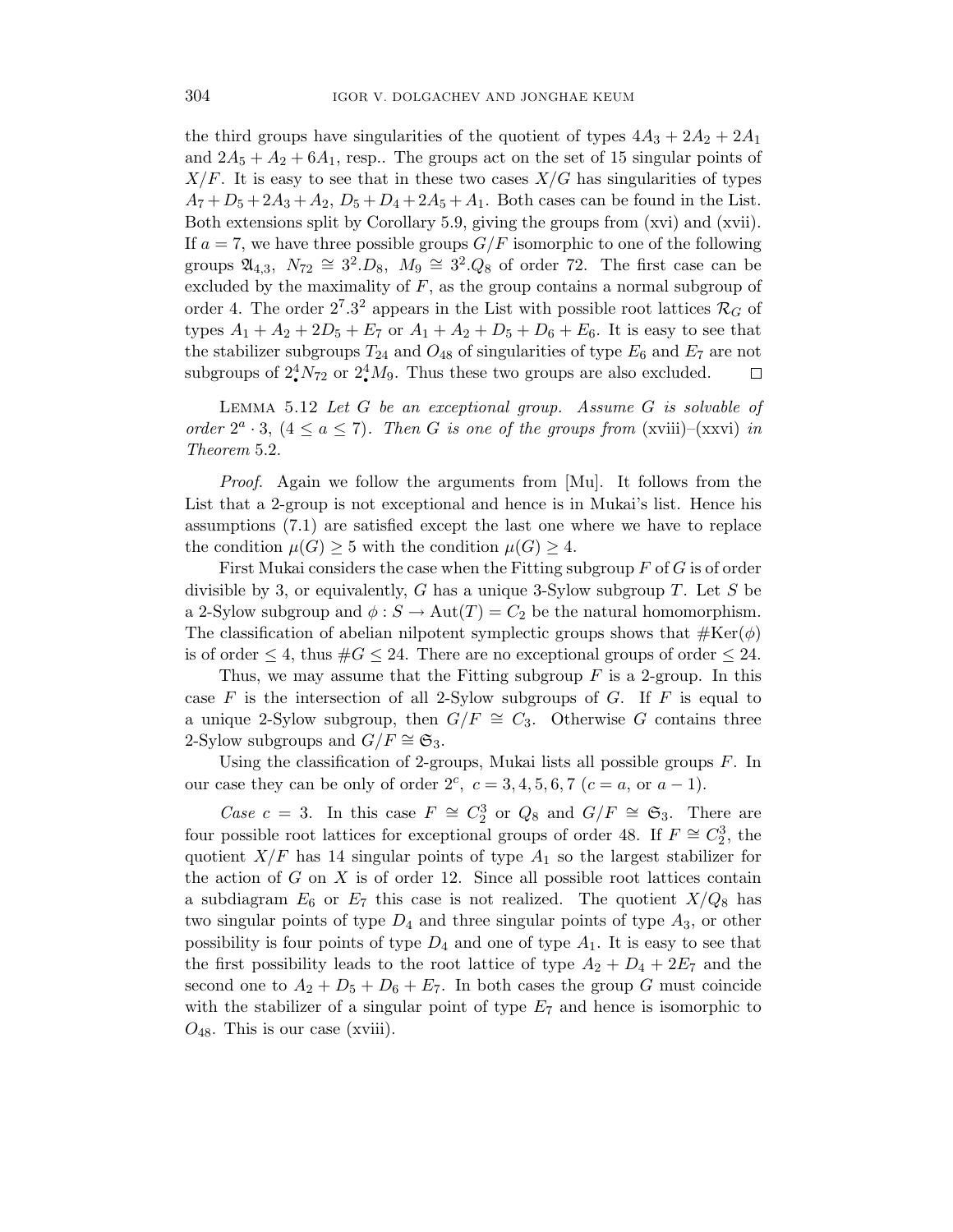the third groups have singularities of the quotient of types $4A_3 + 2A_2 + 2A_1$ and $2A_5 + A_2 + 6A_1$, resp.. The groups act on the set of 15 singular points of $X/F$. It is easy to see that in these two cases $X/G$ has singularities of types $A_7 + D_5 + 2A_3 + A_2$, $D_5 + D_4 + 2A_5 + A_1$. Both cases can be found in the List. Both extensions split by Corollary 5.9, giving the groups from (xvi) and (xvii). If $a = 7$, we have three possible groups $G/F$ isomorphic to one of the following groups $\mathfrak{A}_{4,3}$, $N_{72} \cong 3^2.D_8$, $M_9 \cong 3^2.Q_8$ of order 72. The first case can be excluded by the maximality of $F$, as the group contains a normal subgroup of order 4. The order $2^7.3^2$ appears in the List with possible root lattices $\mathcal{R}_G$ of types $A_1 + A_2 + 2D_5 + E_7$ or $A_1 + A_2 + D_5 + D_6 + E_6$. It is easy to see that the stabilizer subgroups $T_{24}$ and $O_{48}$ of singularities of type $E_6$ and $E_7$ are not subgroups of $2^4_\bullet N_{72}$ or $2^4_\bullet M_9$. Thus these two groups are also excluded. $\square$

LEMMA 5.12 *Let $G$ be an exceptional group. Assume $G$ is solvable of order $2^a \cdot 3$, $(4 \leq a \leq 7)$. Then $G$ is one of the groups from* (xviii)–(xxvi) *in Theorem* 5.2.

*Proof.* Again we follow the arguments from [Mu]. It follows from the List that a 2-group is not exceptional and hence is in Mukai's list. Hence his assumptions (7.1) are satisfied except the last one where we have to replace the condition $\mu(G) \geq 5$ with the condition $\mu(G) \geq 4$.

First Mukai considers the case when the Fitting subgroup $F$ of $G$ is of order divisible by 3, or equivalently, $G$ has a unique 3-Sylow subgroup $T$. Let $S$ be a 2-Sylow subgroup and $\phi : S \to \mathrm{Aut}(T) = C_2$ be the natural homomorphism. The classification of abelian nilpotent symplectic groups shows that $\#\mathrm{Ker}(\phi)$ is of order $\leq 4$, thus $\#G \leq 24$. There are no exceptional groups of order $\leq 24$.

Thus, we may assume that the Fitting subgroup $F$ is a 2-group. In this case $F$ is the intersection of all 2-Sylow subgroups of $G$. If $F$ is equal to a unique 2-Sylow subgroup, then $G/F \cong C_3$. Otherwise $G$ contains three 2-Sylow subgroups and $G/F \cong \mathfrak{S}_3$.

Using the classification of 2-groups, Mukai lists all possible groups $F$. In our case they can be only of order $2^c$, $c = 3, 4, 5, 6, 7$ ($c = a$, or $a - 1$).

*Case* $c = 3$. In this case $F \cong C_2^3$ or $Q_8$ and $G/F \cong \mathfrak{S}_3$. There are four possible root lattices for exceptional groups of order 48. If $F \cong C_2^3$, the quotient $X/F$ has 14 singular points of type $A_1$ so the largest stabilizer for the action of $G$ on $X$ is of order 12. Since all possible root lattices contain a subdiagram $E_6$ or $E_7$ this case is not realized. The quotient $X/Q_8$ has two singular points of type $D_4$ and three singular points of type $A_3$, or other possibility is four points of type $D_4$ and one of type $A_1$. It is easy to see that the first possibility leads to the root lattice of type $A_2 + D_4 + 2E_7$ and the second one to $A_2 + D_5 + D_6 + E_7$. In both cases the group $G$ must coincide with the stabilizer of a singular point of type $E_7$ and hence is isomorphic to $O_{48}$. This is our case (xviii).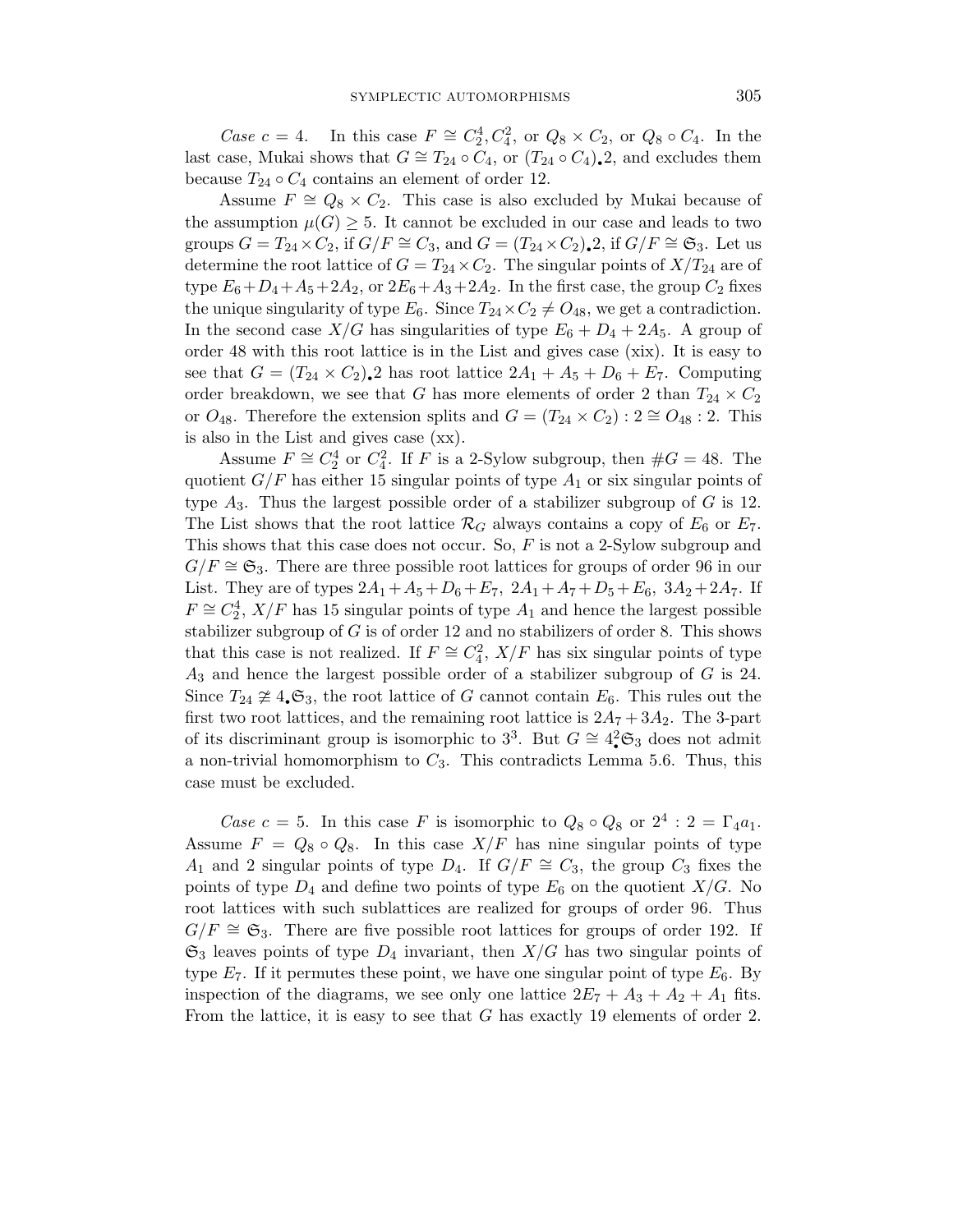*Case* $c = 4$. In this case $F \cong C_2^4, C_4^2$, or $Q_8 \times C_2$, or $Q_8 \circ C_4$. In the last case, Mukai shows that $G \cong T_{24} \circ C_4$, or $(T_{24} \circ C_4)_\bullet 2$, and excludes them because $T_{24} \circ C_4$ contains an element of order 12.

Assume $F \cong Q_8 \times C_2$. This case is also excluded by Mukai because of the assumption $\mu(G) \geq 5$. It cannot be excluded in our case and leads to two groups $G = T_{24} \times C_2$, if $G/F \cong C_3$, and $G = (T_{24} \times C_2)_\bullet 2$, if $G/F \cong \mathfrak{S}_3$. Let us determine the root lattice of $G = T_{24} \times C_2$. The singular points of $X/T_{24}$ are of type $E_6 + D_4 + A_5 + 2A_2$, or $2E_6 + A_3 + 2A_2$. In the first case, the group $C_2$ fixes the unique singularity of type $E_6$. Since $T_{24} \times C_2 \neq O_{48}$, we get a contradiction. In the second case $X/G$ has singularities of type $E_6 + D_4 + 2A_5$. A group of order 48 with this root lattice is in the List and gives case (xix). It is easy to see that $G = (T_{24} \times C_2)_\bullet 2$ has root lattice $2A_1 + A_5 + D_6 + E_7$. Computing order breakdown, we see that $G$ has more elements of order 2 than $T_{24} \times C_2$ or $O_{48}$. Therefore the extension splits and $G = (T_{24} \times C_2) : 2 \cong O_{48} : 2$. This is also in the List and gives case (xx).

Assume $F \cong C_2^4$ or $C_4^2$. If $F$ is a 2-Sylow subgroup, then $\#G = 48$. The quotient $G/F$ has either 15 singular points of type $A_1$ or six singular points of type $A_3$. Thus the largest possible order of a stabilizer subgroup of $G$ is 12. The List shows that the root lattice $\mathcal{R}_G$ always contains a copy of $E_6$ or $E_7$. This shows that this case does not occur. So, $F$ is not a 2-Sylow subgroup and $G/F \cong \mathfrak{S}_3$. There are three possible root lattices for groups of order 96 in our List. They are of types $2A_1 + A_5 + D_6 + E_7$, $2A_1 + A_7 + D_5 + E_6$, $3A_2 + 2A_7$. If $F \cong C_2^4$, $X/F$ has 15 singular points of type $A_1$ and hence the largest possible stabilizer subgroup of $G$ is of order 12 and no stabilizers of order 8. This shows that this case is not realized. If $F \cong C_4^2$, $X/F$ has six singular points of type $A_3$ and hence the largest possible order of a stabilizer subgroup of $G$ is 24. Since $T_{24} \not\cong 4_\bullet \mathfrak{S}_3$, the root lattice of $G$ cannot contain $E_6$. This rules out the first two root lattices, and the remaining root lattice is $2A_7 + 3A_2$. The 3-part of its discriminant group is isomorphic to $3^3$. But $G \cong 4^2_\bullet \mathfrak{S}_3$ does not admit a non-trivial homomorphism to $C_3$. This contradicts Lemma 5.6. Thus, this case must be excluded.

*Case* $c = 5$. In this case $F$ is isomorphic to $Q_8 \circ Q_8$ or $2^4 : 2 = \Gamma_4 a_1$. Assume $F = Q_8 \circ Q_8$. In this case $X/F$ has nine singular points of type $A_1$ and 2 singular points of type $D_4$. If $G/F \cong C_3$, the group $C_3$ fixes the points of type $D_4$ and define two points of type $E_6$ on the quotient $X/G$. No root lattices with such sublattices are realized for groups of order 96. Thus $G/F \cong \mathfrak{S}_3$. There are five possible root lattices for groups of order 192. If $\mathfrak{S}_3$ leaves points of type $D_4$ invariant, then $X/G$ has two singular points of type $E_7$. If it permutes these point, we have one singular point of type $E_6$. By inspection of the diagrams, we see only one lattice $2E_7 + A_3 + A_2 + A_1$ fits. From the lattice, it is easy to see that $G$ has exactly 19 elements of order 2.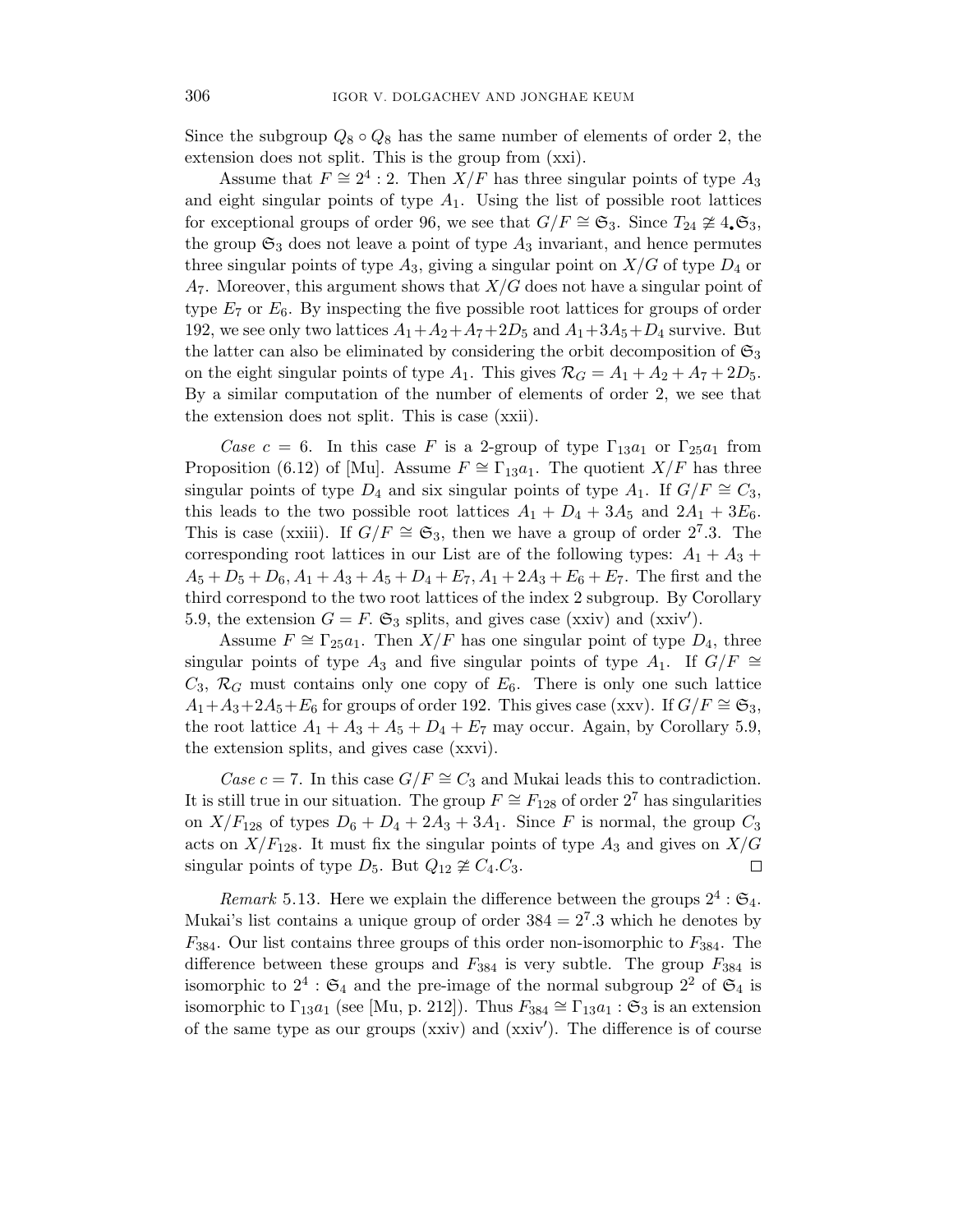Since the subgroup $Q_8 \circ Q_8$ has the same number of elements of order 2, the extension does not split. This is the group from (xxi).

Assume that $F \cong 2^4 : 2$. Then $X/F$ has three singular points of type $A_3$ and eight singular points of type $A_1$. Using the list of possible root lattices for exceptional groups of order 96, we see that $G/F \cong \mathfrak{S}_3$. Since $T_{24} \not\cong 4_\bullet\mathfrak{S}_3$, the group $\mathfrak{S}_3$ does not leave a point of type $A_3$ invariant, and hence permutes three singular points of type $A_3$, giving a singular point on $X/G$ of type $D_4$ or $A_7$. Moreover, this argument shows that $X/G$ does not have a singular point of type $E_7$ or $E_6$. By inspecting the five possible root lattices for groups of order 192, we see only two lattices $A_1+A_2+A_7+2D_5$ and $A_1+3A_5+D_4$ survive. But the latter can also be eliminated by considering the orbit decomposition of $\mathfrak{S}_3$ on the eight singular points of type $A_1$. This gives $\mathcal{R}_G = A_1 + A_2 + A_7 + 2D_5$. By a similar computation of the number of elements of order 2, we see that the extension does not split. This is case (xxii).

*Case* $c = 6$. In this case $F$ is a 2-group of type $\Gamma_{13}a_1$ or $\Gamma_{25}a_1$ from Proposition (6.12) of [Mu]. Assume $F \cong \Gamma_{13}a_1$. The quotient $X/F$ has three singular points of type $D_4$ and six singular points of type $A_1$. If $G/F \cong C_3$, this leads to the two possible root lattices $A_1 + D_4 + 3A_5$ and $2A_1 + 3E_6$. This is case (xxiii). If $G/F \cong \mathfrak{S}_3$, then we have a group of order $2^7.3$. The corresponding root lattices in our List are of the following types: $A_1 + A_3 + A_5 + D_5 + D_6, A_1 + A_3 + A_5 + D_4 + E_7, A_1 + 2A_3 + E_6 + E_7$. The first and the third correspond to the two root lattices of the index 2 subgroup. By Corollary 5.9, the extension $G = F.\,\mathfrak{S}_3$ splits, and gives case (xxiv) and (xxiv$'$).

Assume $F \cong \Gamma_{25}a_1$. Then $X/F$ has one singular point of type $D_4$, three singular points of type $A_3$ and five singular points of type $A_1$. If $G/F \cong C_3$, $\mathcal{R}_G$ must contains only one copy of $E_6$. There is only one such lattice $A_1+A_3+2A_5+E_6$ for groups of order 192. This gives case (xxv). If $G/F \cong \mathfrak{S}_3$, the root lattice $A_1 + A_3 + A_5 + D_4 + E_7$ may occur. Again, by Corollary 5.9, the extension splits, and gives case (xxvi).

*Case* $c = 7$. In this case $G/F \cong C_3$ and Mukai leads this to contradiction. It is still true in our situation. The group $F \cong F_{128}$ of order $2^7$ has singularities on $X/F_{128}$ of types $D_6 + D_4 + 2A_3 + 3A_1$. Since $F$ is normal, the group $C_3$ acts on $X/F_{128}$. It must fix the singular points of type $A_3$ and gives on $X/G$ singular points of type $D_5$. But $Q_{12} \not\cong C_4.C_3$. □

*Remark* 5.13. Here we explain the difference between the groups $2^4 : \mathfrak{S}_4$. Mukai's list contains a unique group of order $384 = 2^7.3$ which he denotes by $F_{384}$. Our list contains three groups of this order non-isomorphic to $F_{384}$. The difference between these groups and $F_{384}$ is very subtle. The group $F_{384}$ is isomorphic to $2^4 : \mathfrak{S}_4$ and the pre-image of the normal subgroup $2^2$ of $\mathfrak{S}_4$ is isomorphic to $\Gamma_{13}a_1$ (see [Mu, p. 212]). Thus $F_{384} \cong \Gamma_{13}a_1 : \mathfrak{S}_3$ is an extension of the same type as our groups (xxiv) and (xxiv$'$). The difference is of course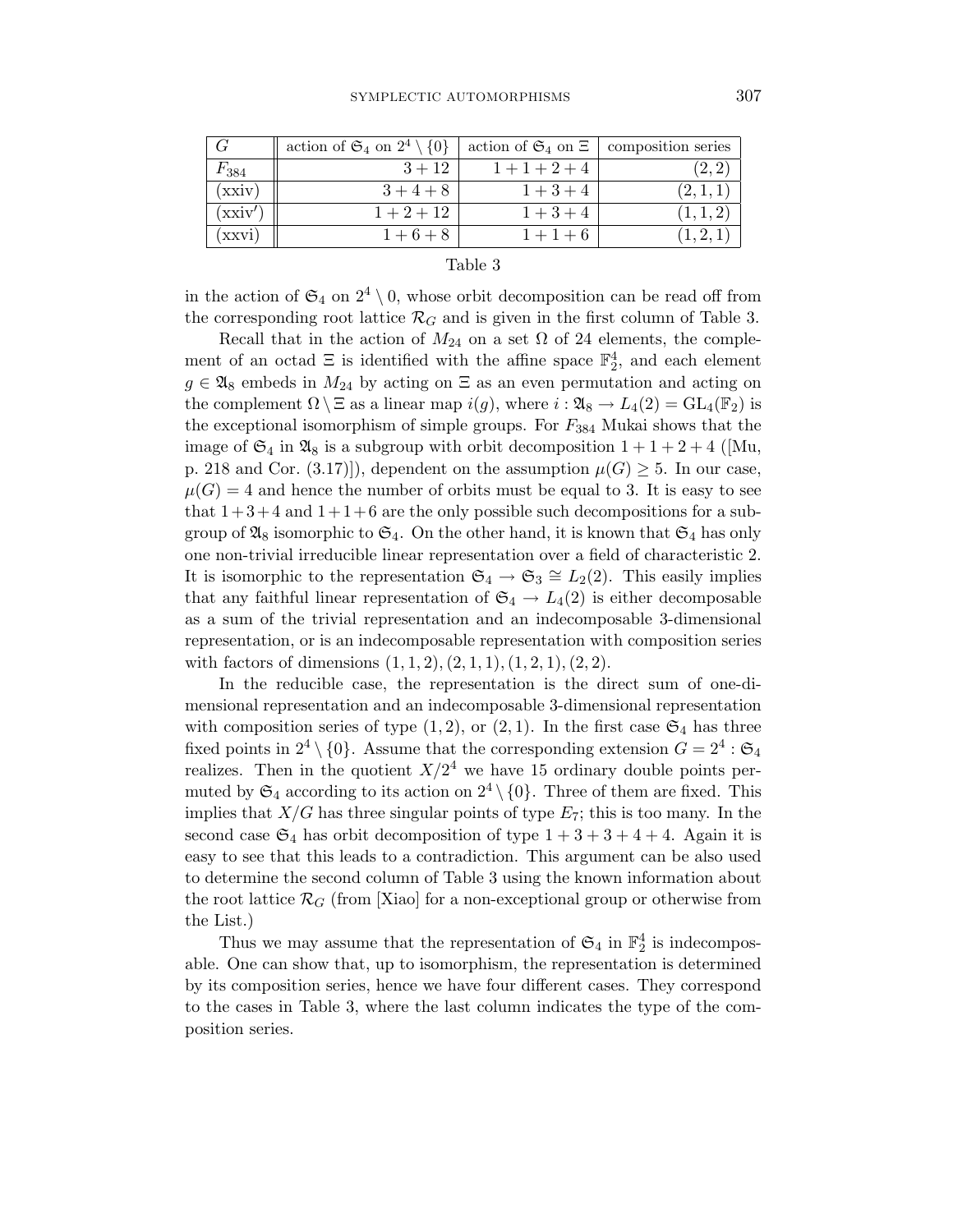| $G$ | action of $\mathfrak{S}_4$ on $2^4 \setminus \{0\}$ | action of $\mathfrak{S}_4$ on $\Xi$ | composition series |
|---|---|---|---|
| $F_{384}$ | $3+12$ | $1+1+2+4$ | $(2,2)$ |
| (xxiv) | $3+4+8$ | $1+3+4$ | $(2,1,1)$ |
| (xxiv′) | $1+2+12$ | $1+3+4$ | $(1,1,2)$ |
| (xxvi) | $1+6+8$ | $1+1+6$ | $(1,2,1)$ |

Table 3

in the action of $\mathfrak{S}_4$ on $2^4 \setminus 0$, whose orbit decomposition can be read off from the corresponding root lattice $\mathcal{R}_G$ and is given in the first column of Table 3.

Recall that in the action of $M_{24}$ on a set $\Omega$ of 24 elements, the complement of an octad $\Xi$ is identified with the affine space $\mathbb{F}_2^4$, and each element $g \in \mathfrak{A}_8$ embeds in $M_{24}$ by acting on $\Xi$ as an even permutation and acting on the complement $\Omega \setminus \Xi$ as a linear map $i(g)$, where $i : \mathfrak{A}_8 \to L_4(2) = \mathrm{GL}_4(\mathbb{F}_2)$ is the exceptional isomorphism of simple groups. For $F_{384}$ Mukai shows that the image of $\mathfrak{S}_4$ in $\mathfrak{A}_8$ is a subgroup with orbit decomposition $1+1+2+4$ ([Mu, p. 218 and Cor. (3.17)]), dependent on the assumption $\mu(G) \geq 5$. In our case, $\mu(G) = 4$ and hence the number of orbits must be equal to 3. It is easy to see that $1+3+4$ and $1+1+6$ are the only possible such decompositions for a subgroup of $\mathfrak{A}_8$ isomorphic to $\mathfrak{S}_4$. On the other hand, it is known that $\mathfrak{S}_4$ has only one non-trivial irreducible linear representation over a field of characteristic 2. It is isomorphic to the representation $\mathfrak{S}_4 \to \mathfrak{S}_3 \cong L_2(2)$. This easily implies that any faithful linear representation of $\mathfrak{S}_4 \to L_4(2)$ is either decomposable as a sum of the trivial representation and an indecomposable 3-dimensional representation, or is an indecomposable representation with composition series with factors of dimensions $(1,1,2), (2,1,1), (1,2,1), (2,2)$.

In the reducible case, the representation is the direct sum of one-dimensional representation and an indecomposable 3-dimensional representation with composition series of type $(1,2)$, or $(2,1)$. In the first case $\mathfrak{S}_4$ has three fixed points in $2^4 \setminus \{0\}$. Assume that the corresponding extension $G = 2^4 : \mathfrak{S}_4$ realizes. Then in the quotient $X/2^4$ we have 15 ordinary double points permuted by $\mathfrak{S}_4$ according to its action on $2^4 \setminus \{0\}$. Three of them are fixed. This implies that $X/G$ has three singular points of type $E_7$; this is too many. In the second case $\mathfrak{S}_4$ has orbit decomposition of type $1+3+3+4+4$. Again it is easy to see that this leads to a contradiction. This argument can be also used to determine the second column of Table 3 using the known information about the root lattice $\mathcal{R}_G$ (from [Xiao] for a non-exceptional group or otherwise from the List.)

Thus we may assume that the representation of $\mathfrak{S}_4$ in $\mathbb{F}_2^4$ is indecomposable. One can show that, up to isomorphism, the representation is determined by its composition series, hence we have four different cases. They correspond to the cases in Table 3, where the last column indicates the type of the composition series.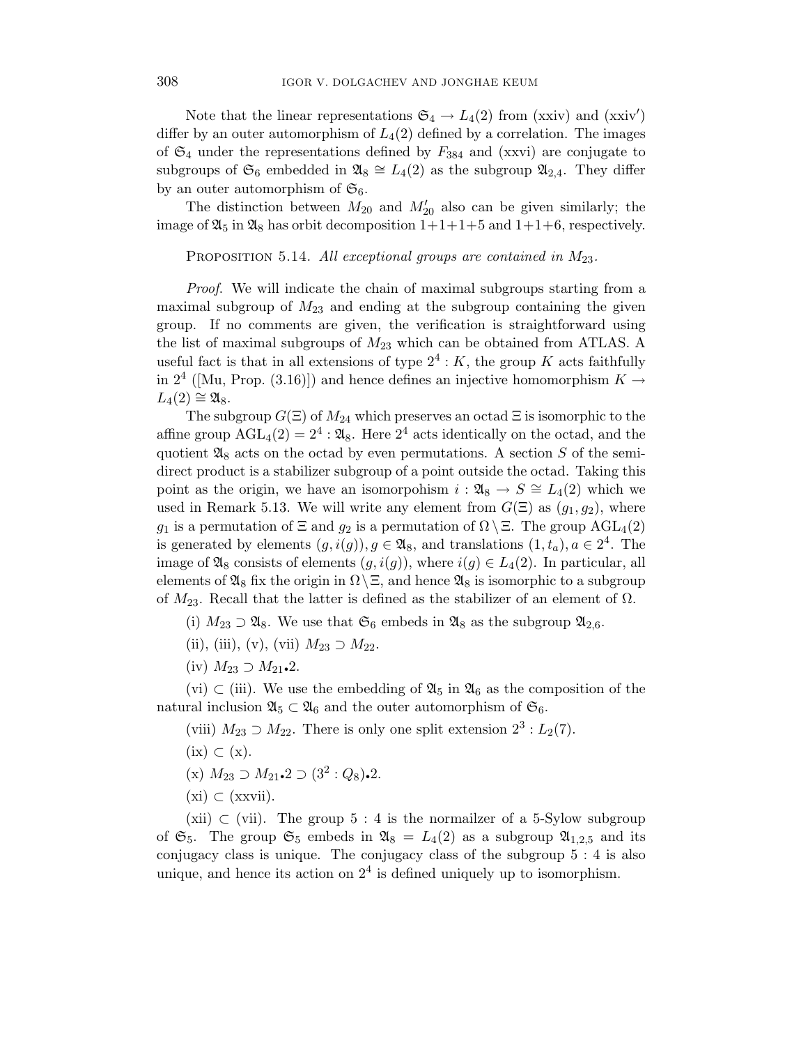Note that the linear representations $\mathfrak{S}_4 \to L_4(2)$ from (xxiv) and (xxiv′) differ by an outer automorphism of $L_4(2)$ defined by a correlation. The images of $\mathfrak{S}_4$ under the representations defined by $F_{384}$ and (xxvi) are conjugate to subgroups of $\mathfrak{S}_6$ embedded in $\mathfrak{A}_8 \cong L_4(2)$ as the subgroup $\mathfrak{A}_{2,4}$. They differ by an outer automorphism of $\mathfrak{S}_6$.

The distinction between $M_{20}$ and $M'_{20}$ also can be given similarly; the image of $\mathfrak{A}_5$ in $\mathfrak{A}_8$ has orbit decomposition $1{+}1{+}1{+}5$ and $1{+}1{+}6$, respectively.

Proposition 5.14. *All exceptional groups are contained in $M_{23}$.*

*Proof.* We will indicate the chain of maximal subgroups starting from a maximal subgroup of $M_{23}$ and ending at the subgroup containing the given group. If no comments are given, the verification is straightforward using the list of maximal subgroups of $M_{23}$ which can be obtained from ATLAS. A useful fact is that in all extensions of type $2^4 : K$, the group $K$ acts faithfully in $2^4$ ([Mu, Prop. (3.16)]) and hence defines an injective homomorphism $K \to L_4(2) \cong \mathfrak{A}_8$.

The subgroup $G(\Xi)$ of $M_{24}$ which preserves an octad $\Xi$ is isomorphic to the affine group $\mathrm{AGL}_4(2) = 2^4 : \mathfrak{A}_8$. Here $2^4$ acts identically on the octad, and the quotient $\mathfrak{A}_8$ acts on the octad by even permutations. A section $S$ of the semidirect product is a stabilizer subgroup of a point outside the octad. Taking this point as the origin, we have an isomorpohism $i : \mathfrak{A}_8 \to S \cong L_4(2)$ which we used in Remark 5.13. We will write any element from $G(\Xi)$ as $(g_1, g_2)$, where $g_1$ is a permutation of $\Xi$ and $g_2$ is a permutation of $\Omega \setminus \Xi$. The group $\mathrm{AGL}_4(2)$ is generated by elements $(g, i(g)), g \in \mathfrak{A}_8$, and translations $(1, t_a), a \in 2^4$. The image of $\mathfrak{A}_8$ consists of elements $(g, i(g))$, where $i(g) \in L_4(2)$. In particular, all elements of $\mathfrak{A}_8$ fix the origin in $\Omega \setminus \Xi$, and hence $\mathfrak{A}_8$ is isomorphic to a subgroup of $M_{23}$. Recall that the latter is defined as the stabilizer of an element of $\Omega$.

(i) $M_{23} \supset \mathfrak{A}_8$. We use that $\mathfrak{S}_6$ embeds in $\mathfrak{A}_8$ as the subgroup $\mathfrak{A}_{2,6}$.

(ii), (iii), (v), (vii) $M_{23} \supset M_{22}$.

(iv) $M_{23} \supset M_{21}{\bullet}2$.

(vi) $\subset$ (iii). We use the embedding of $\mathfrak{A}_5$ in $\mathfrak{A}_6$ as the composition of the natural inclusion $\mathfrak{A}_5 \subset \mathfrak{A}_6$ and the outer automorphism of $\mathfrak{S}_6$.

(viii) $M_{23} \supset M_{22}$. There is only one split extension $2^3 : L_2(7)$.

(ix) $\subset$ (x).

(x) $M_{23} \supset M_{21}{\bullet}2 \supset (3^2 : Q_8){\bullet}2$.

(xi) $\subset$ (xxvii).

(xii) $\subset$ (vii). The group $5 : 4$ is the normailzer of a 5-Sylow subgroup of $\mathfrak{S}_5$. The group $\mathfrak{S}_5$ embeds in $\mathfrak{A}_8 = L_4(2)$ as a subgroup $\mathfrak{A}_{1,2,5}$ and its conjugacy class is unique. The conjugacy class of the subgroup $5 : 4$ is also unique, and hence its action on $2^4$ is defined uniquely up to isomorphism.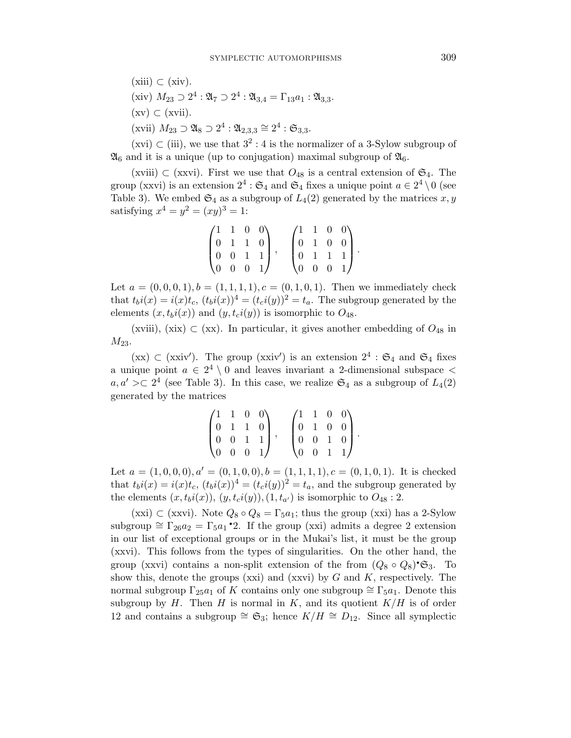(xiii) $\subset$ (xiv).

(xiv) $M_{23} \supset 2^4 : \mathfrak{A}_7 \supset 2^4 : \mathfrak{A}_{3,4} = \Gamma_{13}a_1 : \mathfrak{A}_{3,3}$.

(xv) $\subset$ (xvii).

(xvii) $M_{23} \supset \mathfrak{A}_8 \supset 2^4 : \mathfrak{A}_{2,3,3} \cong 2^4 : \mathfrak{S}_{3,3}$.

(xvi) $\subset$ (iii), we use that $3^2 : 4$ is the normalizer of a 3-Sylow subgroup of $\mathfrak{A}_6$ and it is a unique (up to conjugation) maximal subgroup of $\mathfrak{A}_6$.

(xviii) $\subset$ (xxvi). First we use that $O_{48}$ is a central extension of $\mathfrak{S}_4$. The group (xxvi) is an extension $2^4 : \mathfrak{S}_4$ and $\mathfrak{S}_4$ fixes a unique point $a \in 2^4 \setminus 0$ (see Table 3). We embed $\mathfrak{S}_4$ as a subgroup of $L_4(2)$ generated by the matrices $x, y$ satisfying $x^4 = y^2 = (xy)^3 = 1$:

$$\begin{pmatrix} 1 & 1 & 0 & 0 \\ 0 & 1 & 1 & 0 \\ 0 & 0 & 1 & 1 \\ 0 & 0 & 0 & 1 \end{pmatrix}, \quad \begin{pmatrix} 1 & 1 & 0 & 0 \\ 0 & 1 & 0 & 0 \\ 0 & 1 & 1 & 1 \\ 0 & 0 & 0 & 1 \end{pmatrix}.$$

Let $a = (0,0,0,1), b = (1,1,1,1), c = (0,1,0,1)$. Then we immediately check that $t_b i(x) = i(x) t_c$, $(t_b i(x))^4 = (t_c i(y))^2 = t_a$. The subgroup generated by the elements $(x, t_b i(x))$ and $(y, t_c i(y))$ is isomorphic to $O_{48}$.

(xviii), (xix) $\subset$ (xx). In particular, it gives another embedding of $O_{48}$ in $M_{23}$.

(xx) $\subset$ (xxiv′). The group (xxiv′) is an extension $2^4 : \mathfrak{S}_4$ and $\mathfrak{S}_4$ fixes a unique point $a \in 2^4 \setminus 0$ and leaves invariant a 2-dimensional subspace $< a, a' > \subset 2^4$ (see Table 3). In this case, we realize $\mathfrak{S}_4$ as a subgroup of $L_4(2)$ generated by the matrices

$$\begin{pmatrix} 1 & 1 & 0 & 0 \\ 0 & 1 & 1 & 0 \\ 0 & 0 & 1 & 1 \\ 0 & 0 & 0 & 1 \end{pmatrix}, \quad \begin{pmatrix} 1 & 1 & 0 & 0 \\ 0 & 1 & 0 & 0 \\ 0 & 0 & 1 & 0 \\ 0 & 0 & 1 & 1 \end{pmatrix}.$$

Let $a = (1,0,0,0), a' = (0,1,0,0), b = (1,1,1,1), c = (0,1,0,1)$. It is checked that $t_b i(x) = i(x) t_c$, $(t_b i(x))^4 = (t_c i(y))^2 = t_a$, and the subgroup generated by the elements $(x, t_b i(x))$, $(y, t_c i(y))$, $(1, t_{a'})$ is isomorphic to $O_{48} : 2$.

(xxi) $\subset$ (xxvi). Note $Q_8 \circ Q_8 = \Gamma_5 a_1$; thus the group (xxi) has a 2-Sylow subgroup $\cong \Gamma_{26} a_2 = \Gamma_5 a_1{}^{\bullet}2$. If the group (xxi) admits a degree 2 extension in our list of exceptional groups or in the Mukai's list, it must be the group (xxvi). This follows from the types of singularities. On the other hand, the group (xxvi) contains a non-split extension of the from $(Q_8 \circ Q_8)^{\bullet}\mathfrak{S}_3$. To show this, denote the groups (xxi) and (xxvi) by $G$ and $K$, respectively. The normal subgroup $\Gamma_{25} a_1$ of $K$ contains only one subgroup $\cong \Gamma_5 a_1$. Denote this subgroup by $H$. Then $H$ is normal in $K$, and its quotient $K/H$ is of order 12 and contains a subgroup $\cong \mathfrak{S}_3$; hence $K/H \cong D_{12}$. Since all symplectic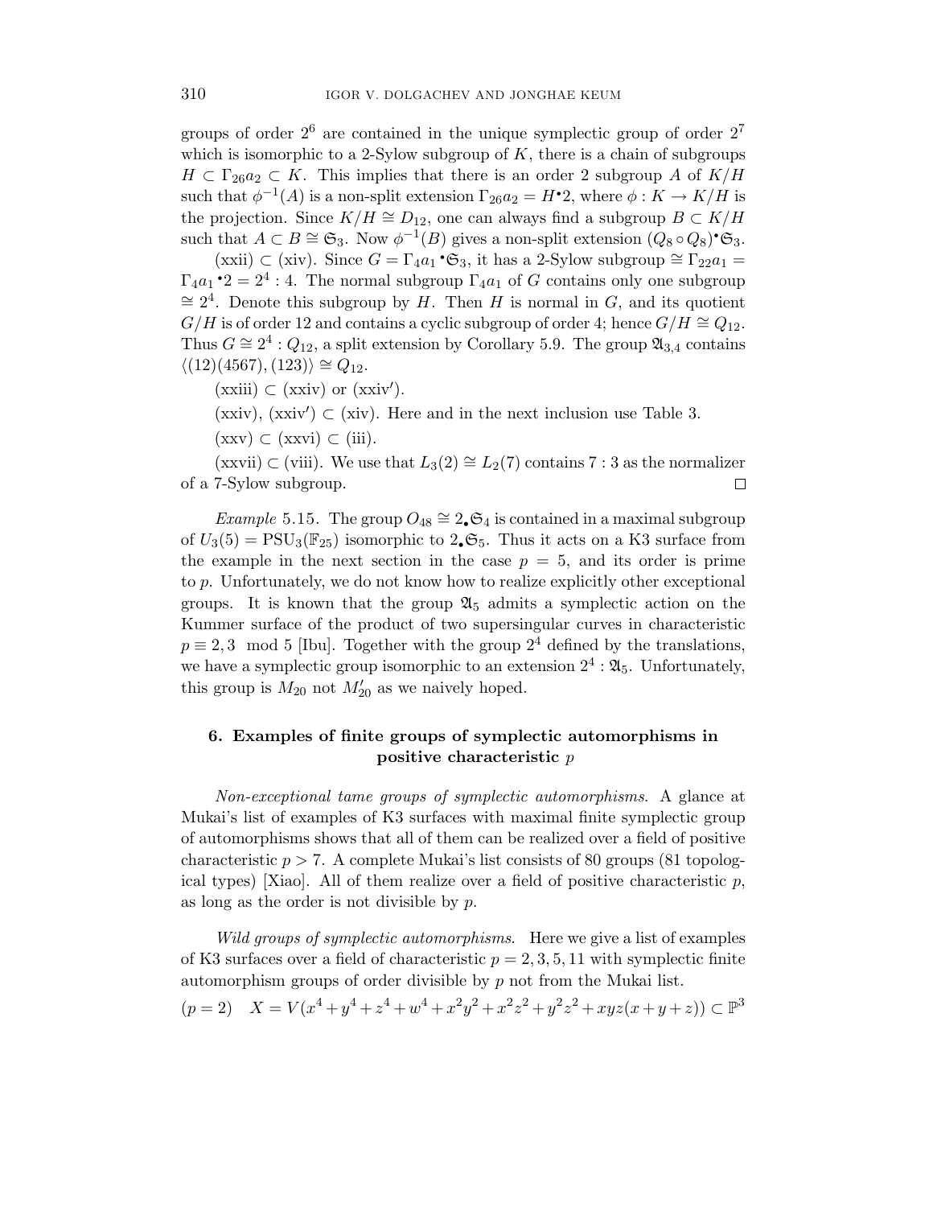groups of order $2^6$ are contained in the unique symplectic group of order $2^7$ which is isomorphic to a 2-Sylow subgroup of $K$, there is a chain of subgroups $H \subset \Gamma_{26}a_2 \subset K$. This implies that there is an order 2 subgroup $A$ of $K/H$ such that $\phi^{-1}(A)$ is a non-split extension $\Gamma_{26}a_2 = H^{\bullet}2$, where $\phi : K \to K/H$ is the projection. Since $K/H \cong D_{12}$, one can always find a subgroup $B \subset K/H$ such that $A \subset B \cong \mathfrak{S}_3$. Now $\phi^{-1}(B)$ gives a non-split extension $(Q_8 \circ Q_8)^{\bullet}\mathfrak{S}_3$.

(xxii) $\subset$ (xiv). Since $G = \Gamma_4 a_1{}^{\bullet}\mathfrak{S}_3$, it has a 2-Sylow subgroup $\cong \Gamma_{22}a_1 = \Gamma_4 a_1{}^{\bullet}2 = 2^4 : 4$. The normal subgroup $\Gamma_4 a_1$ of $G$ contains only one subgroup $\cong 2^4$. Denote this subgroup by $H$. Then $H$ is normal in $G$, and its quotient $G/H$ is of order 12 and contains a cyclic subgroup of order 4; hence $G/H \cong Q_{12}$. Thus $G \cong 2^4 : Q_{12}$, a split extension by Corollary 5.9. The group $\mathfrak{A}_{3,4}$ contains $\langle (12)(4567), (123) \rangle \cong Q_{12}$.

(xxiii) $\subset$ (xxiv) or (xxiv$'$).

(xxiv), (xxiv$'$) $\subset$ (xiv). Here and in the next inclusion use Table 3.

(xxv) $\subset$ (xxvi) $\subset$ (iii).

(xxvii) $\subset$ (viii). We use that $L_3(2) \cong L_2(7)$ contains $7 : 3$ as the normalizer of a 7-Sylow subgroup. $\square$

*Example* 5.15. The group $O_{48} \cong 2_{\bullet}\mathfrak{S}_4$ is contained in a maximal subgroup of $U_3(5) = \mathrm{PSU}_3(\mathbb{F}_{25})$ isomorphic to $2_{\bullet}\mathfrak{S}_5$. Thus it acts on a K3 surface from the example in the next section in the case $p = 5$, and its order is prime to $p$. Unfortunately, we do not know how to realize explicitly other exceptional groups. It is known that the group $\mathfrak{A}_5$ admits a symplectic action on the Kummer surface of the product of two supersingular curves in characteristic $p \equiv 2, 3 \mod 5$ [Ibu]. Together with the group $2^4$ defined by the translations, we have a symplectic group isomorphic to an extension $2^4 : \mathfrak{A}_5$. Unfortunately, this group is $M_{20}$ not $M_{20}'$ as we naively hoped.

## 6. Examples of finite groups of symplectic automorphisms in positive characteristic $p$

*Non-exceptional tame groups of symplectic automorphisms*. A glance at Mukai's list of examples of K3 surfaces with maximal finite symplectic group of automorphisms shows that all of them can be realized over a field of positive characteristic $p > 7$. A complete Mukai's list consists of 80 groups (81 topological types) [Xiao]. All of them realize over a field of positive characteristic $p$, as long as the order is not divisible by $p$.

*Wild groups of symplectic automorphisms*. Here we give a list of examples of K3 surfaces over a field of characteristic $p = 2, 3, 5, 11$ with symplectic finite automorphism groups of order divisible by $p$ not from the Mukai list.

$(p = 2)$ $\quad X = V(x^4 + y^4 + z^4 + w^4 + x^2y^2 + x^2z^2 + y^2z^2 + xyz(x + y + z)) \subset \mathbb{P}^3$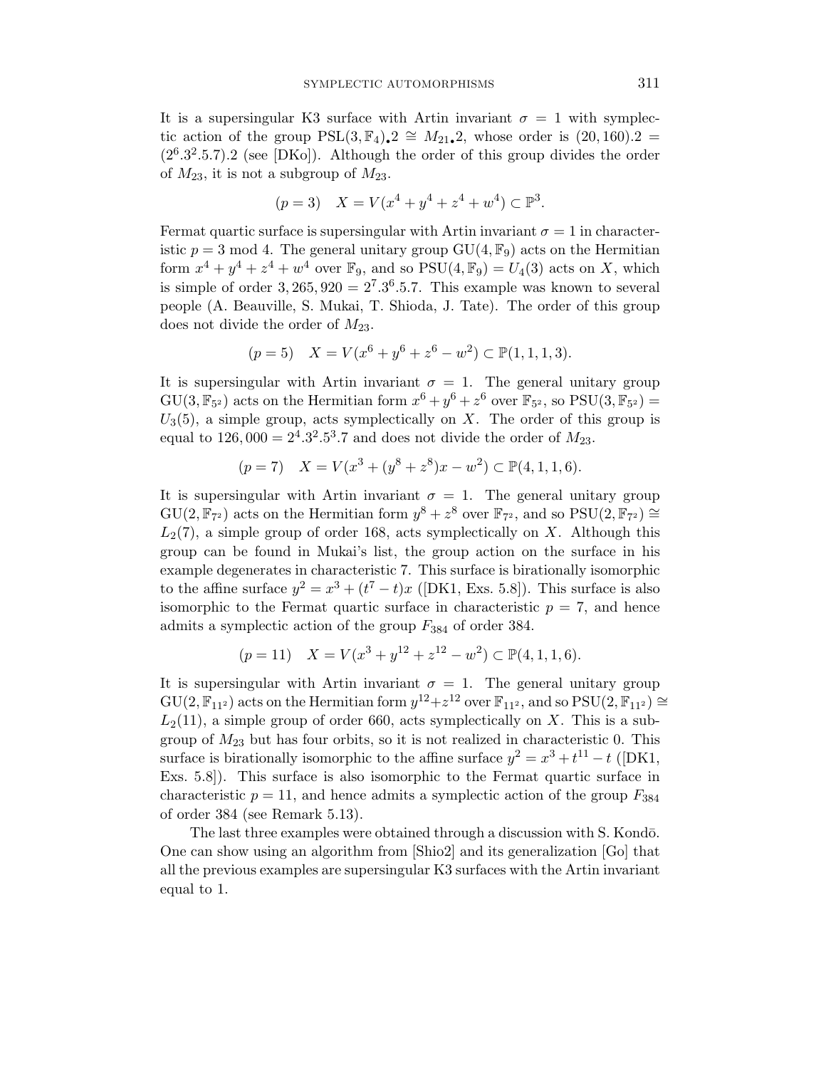It is a supersingular K3 surface with Artin invariant $\sigma = 1$ with symplectic action of the group $\mathrm{PSL}(3, \mathbb{F}_4)_\bullet 2 \cong M_{21\bullet}2$, whose order is $(20,160).2 = (2^6.3^2.5.7).2$ (see [DKo]). Although the order of this group divides the order of $M_{23}$, it is not a subgroup of $M_{23}$.

$$(p = 3) \quad X = V(x^4 + y^4 + z^4 + w^4) \subset \mathbb{P}^3.$$

Fermat quartic surface is supersingular with Artin invariant $\sigma = 1$ in characteristic $p = 3 \bmod 4$. The general unitary group $\mathrm{GU}(4, \mathbb{F}_9)$ acts on the Hermitian form $x^4 + y^4 + z^4 + w^4$ over $\mathbb{F}_9$, and so $\mathrm{PSU}(4, \mathbb{F}_9) = U_4(3)$ acts on $X$, which is simple of order $3,265,920 = 2^7.3^6.5.7$. This example was known to several people (A. Beauville, S. Mukai, T. Shioda, J. Tate). The order of this group does not divide the order of $M_{23}$.

$$(p = 5) \quad X = V(x^6 + y^6 + z^6 - w^2) \subset \mathbb{P}(1, 1, 1, 3).$$

It is supersingular with Artin invariant $\sigma = 1$. The general unitary group $\mathrm{GU}(3, \mathbb{F}_{5^2})$ acts on the Hermitian form $x^6 + y^6 + z^6$ over $\mathbb{F}_{5^2}$, so $\mathrm{PSU}(3, \mathbb{F}_{5^2}) = U_3(5)$, a simple group, acts symplectically on $X$. The order of this group is equal to $126,000 = 2^4.3^2.5^3.7$ and does not divide the order of $M_{23}$.

$$(p = 7) \quad X = V(x^3 + (y^8 + z^8)x - w^2) \subset \mathbb{P}(4, 1, 1, 6).$$

It is supersingular with Artin invariant $\sigma = 1$. The general unitary group $\mathrm{GU}(2, \mathbb{F}_{7^2})$ acts on the Hermitian form $y^8 + z^8$ over $\mathbb{F}_{7^2}$, and so $\mathrm{PSU}(2, \mathbb{F}_{7^2}) \cong L_2(7)$, a simple group of order 168, acts symplectically on $X$. Although this group can be found in Mukai's list, the group action on the surface in his example degenerates in characteristic 7. This surface is birationally isomorphic to the affine surface $y^2 = x^3 + (t^7 - t)x$ ([DK1, Exs. 5.8]). This surface is also isomorphic to the Fermat quartic surface in characteristic $p = 7$, and hence admits a symplectic action of the group $F_{384}$ of order 384.

$$(p = 11) \quad X = V(x^3 + y^{12} + z^{12} - w^2) \subset \mathbb{P}(4, 1, 1, 6).$$

It is supersingular with Artin invariant $\sigma = 1$. The general unitary group $\mathrm{GU}(2, \mathbb{F}_{11^2})$ acts on the Hermitian form $y^{12}+z^{12}$ over $\mathbb{F}_{11^2}$, and so $\mathrm{PSU}(2, \mathbb{F}_{11^2}) \cong L_2(11)$, a simple group of order 660, acts symplectically on $X$. This is a subgroup of $M_{23}$ but has four orbits, so it is not realized in characteristic 0. This surface is birationally isomorphic to the affine surface $y^2 = x^3 + t^{11} - t$ ([DK1, Exs. 5.8]). This surface is also isomorphic to the Fermat quartic surface in characteristic $p = 11$, and hence admits a symplectic action of the group $F_{384}$ of order 384 (see Remark 5.13).

The last three examples were obtained through a discussion with S. Kondō. One can show using an algorithm from [Shio2] and its generalization [Go] that all the previous examples are supersingular K3 surfaces with the Artin invariant equal to 1.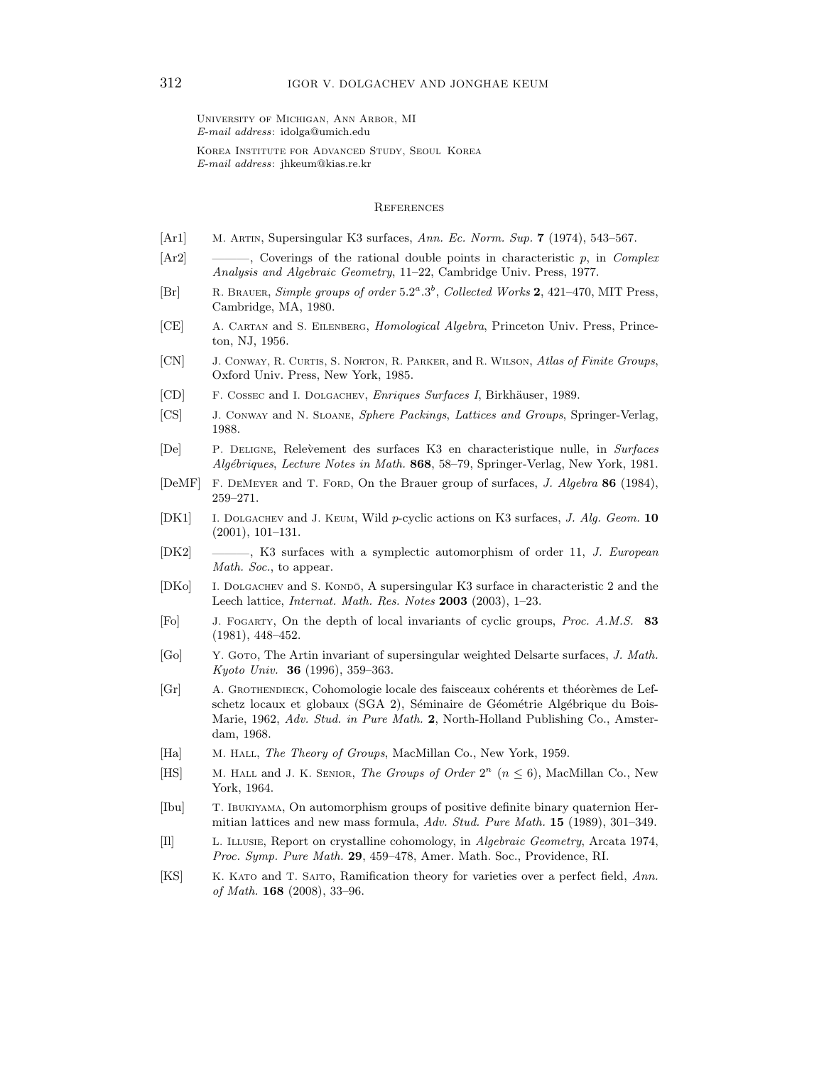University of Michigan, Ann Arbor, MI
*E-mail address*: idolga@umich.edu

Korea Institute for Advanced Study, Seoul Korea
*E-mail address*: jhkeum@kias.re.kr

## References

[Ar1] M. Artin, Supersingular K3 surfaces, *Ann. Ec. Norm. Sup.* **7** (1974), 543–567.

[Ar2] ———, Coverings of the rational double points in characteristic $p$, in *Complex Analysis and Algebraic Geometry*, 11–22, Cambridge Univ. Press, 1977.

[Br] R. Brauer, *Simple groups of order* $5.2^a.3^b$, *Collected Works* **2**, 421–470, MIT Press, Cambridge, MA, 1980.

[CE] A. Cartan and S. Eilenberg, *Homological Algebra*, Princeton Univ. Press, Princeton, NJ, 1956.

[CN] J. Conway, R. Curtis, S. Norton, R. Parker, and R. Wilson, *Atlas of Finite Groups*, Oxford Univ. Press, New York, 1985.

[CD] F. Cossec and I. Dolgachev, *Enriques Surfaces I*, Birkhäuser, 1989.

[CS] J. Conway and N. Sloane, *Sphere Packings, Lattices and Groups*, Springer-Verlag, 1988.

[De] P. Deligne, Relèvement des surfaces K3 en characteristique nulle, in *Surfaces Algébriques*, *Lecture Notes in Math.* **868**, 58–79, Springer-Verlag, New York, 1981.

[DeMF] F. DeMeyer and T. Ford, On the Brauer group of surfaces, *J. Algebra* **86** (1984), 259–271.

[DK1] I. Dolgachev and J. Keum, Wild $p$-cyclic actions on K3 surfaces, *J. Alg. Geom.* **10** (2001), 101–131.

[DK2] ———, K3 surfaces with a symplectic automorphism of order 11, *J. European Math. Soc.*, to appear.

[DKo] I. Dolgachev and S. Kondō, A supersingular K3 surface in characteristic 2 and the Leech lattice, *Internat. Math. Res. Notes* **2003** (2003), 1–23.

[Fo] J. Fogarty, On the depth of local invariants of cyclic groups, *Proc. A.M.S.* **83** (1981), 448–452.

[Go] Y. Goto, The Artin invariant of supersingular weighted Delsarte surfaces, *J. Math. Kyoto Univ.* **36** (1996), 359–363.

[Gr] A. Grothendieck, Cohomologie locale des faisceaux cohérents et théorèmes de Lefschetz locaux et globaux (SGA 2), Séminaire de Géométrie Algébrique du Bois-Marie, 1962, *Adv. Stud. in Pure Math.* **2**, North-Holland Publishing Co., Amsterdam, 1968.

[Ha] M. Hall, *The Theory of Groups*, MacMillan Co., New York, 1959.

[HS] M. Hall and J. K. Senior, *The Groups of Order* $2^n$ $(n \leq 6)$, MacMillan Co., New York, 1964.

[Ibu] T. Ibukiyama, On automorphism groups of positive definite binary quaternion Hermitian lattices and new mass formula, *Adv. Stud. Pure Math.* **15** (1989), 301–349.

[Il] L. Illusie, Report on crystalline cohomology, in *Algebraic Geometry*, Arcata 1974, *Proc. Symp. Pure Math.* **29**, 459–478, Amer. Math. Soc., Providence, RI.

[KS] K. Kato and T. Saito, Ramification theory for varieties over a perfect field, *Ann. of Math.* **168** (2008), 33–96.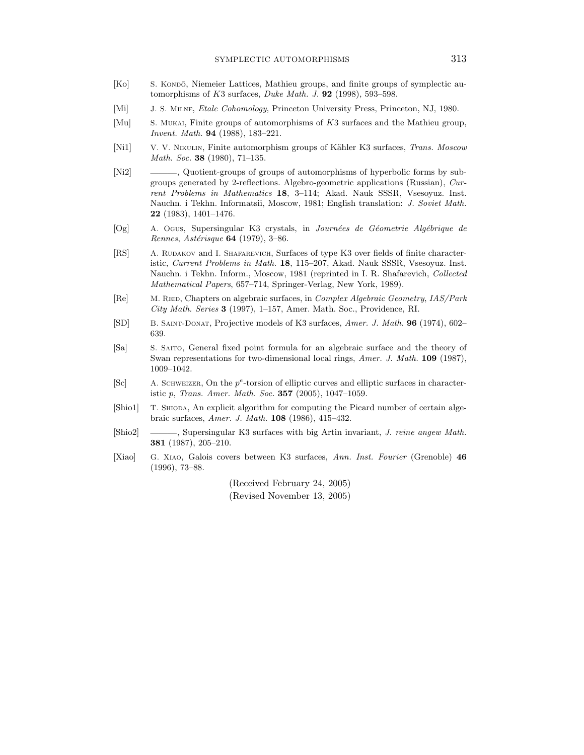[Ko] S. Kondō, Niemeier Lattices, Mathieu groups, and finite groups of symplectic automorphisms of $K3$ surfaces, *Duke Math. J.* **92** (1998), 593–598.

[Mi] J. S. Milne, *Etale Cohomology*, Princeton University Press, Princeton, NJ, 1980.

[Mu] S. Mukai, Finite groups of automorphisms of $K3$ surfaces and the Mathieu group, *Invent. Math.* **94** (1988), 183–221.

[Ni1] V. V. Nikulin, Finite automorphism groups of Kähler K3 surfaces, *Trans. Moscow Math. Soc.* **38** (1980), 71–135.

[Ni2] ———, Quotient-groups of groups of automorphisms of hyperbolic forms by subgroups generated by 2-reflections. Algebro-geometric applications (Russian), *Current Problems in Mathematics* **18**, 3–114; Akad. Nauk SSSR, Vsesoyuz. Inst. Nauchn. i Tekhn. Informatsii, Moscow, 1981; English translation: *J. Soviet Math.* **22** (1983), 1401–1476.

[Og] A. Ogus, Supersingular K3 crystals, in *Journées de Géometrie Algébrique de Rennes*, *Astérisque* **64** (1979), 3–86.

[RS] A. Rudakov and I. Shafarevich, Surfaces of type K3 over fields of finite characteristic, *Current Problems in Math.* **18**, 115–207, Akad. Nauk SSSR, Vsesoyuz. Inst. Nauchn. i Tekhn. Inform., Moscow, 1981 (reprinted in I. R. Shafarevich, *Collected Mathematical Papers*, 657–714, Springer-Verlag, New York, 1989).

[Re] M. Reid, Chapters on algebraic surfaces, in *Complex Algebraic Geometry*, *IAS/Park City Math. Series* **3** (1997), 1–157, Amer. Math. Soc., Providence, RI.

[SD] B. Saint-Donat, Projective models of K3 surfaces, *Amer. J. Math.* **96** (1974), 602–639.

[Sa] S. Saito, General fixed point formula for an algebraic surface and the theory of Swan representations for two-dimensional local rings, *Amer. J. Math.* **109** (1987), 1009–1042.

[Sc] A. Schweizer, On the $p^e$-torsion of elliptic curves and elliptic surfaces in characteristic $p$, *Trans. Amer. Math. Soc.* **357** (2005), 1047–1059.

[Shio1] T. Shioda, An explicit algorithm for computing the Picard number of certain algebraic surfaces, *Amer. J. Math.* **108** (1986), 415–432.

[Shio2] ———, Supersingular K3 surfaces with big Artin invariant, *J. reine angew Math.* **381** (1987), 205–210.

[Xiao] G. Xiao, Galois covers between K3 surfaces, *Ann. Inst. Fourier* (Grenoble) **46** (1996), 73–88.

(Received February 24, 2005)
(Revised November 13, 2005)